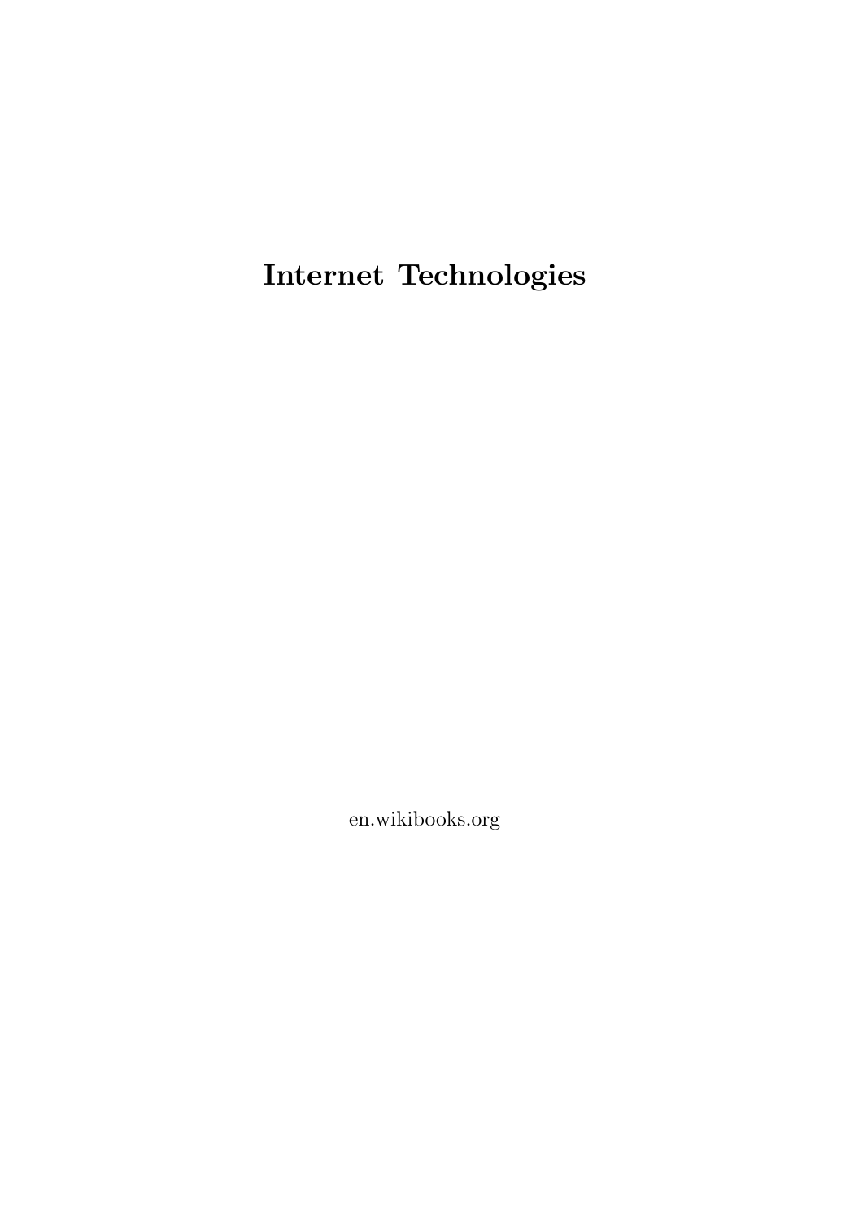# Internet Technologies

en.wikibooks.org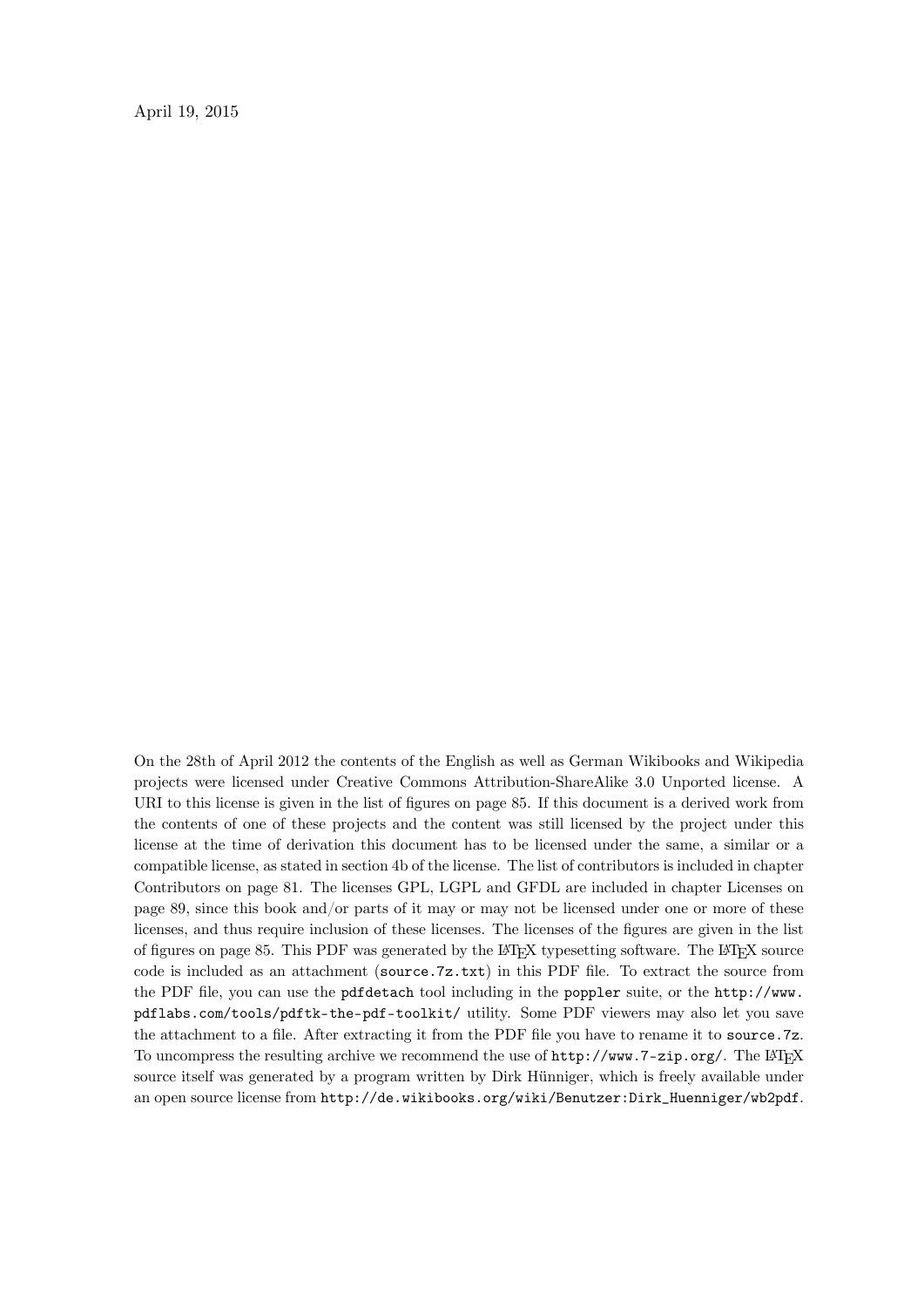April 19, 2015

On the 28th of April 2012 the contents of the English as well as German Wikibooks and Wikipedia projects were licensed under Creative Commons Attribution-ShareAlike 3.0 Unported license. A URI to this license is given in the list of figures on page 85. If this document is a derived work from the contents of one of these projects and the content was still licensed by the project under this license at the time of derivation this document has to be licensed under the same, a similar or a compatible license, as stated in section 4b of the license. The list of contributors is included in chapter Contributors on page 81. The licenses GPL, LGPL and GFDL are included in chapter Licenses on page 89, since this book and/or parts of it may or may not be licensed under one or more of these licenses, and thus require inclusion of these licenses. The licenses of the figures are given in the list of figures on page 85. This PDF was generated by the LaTeX typesetting software. The LaTeX source code is included as an attachment (`source.7z.txt`) in this PDF file. To extract the source from the PDF file, you can use the `pdfdetach` tool including in the `poppler` suite, or the `http://www.pdflabs.com/tools/pdftk-the-pdf-toolkit/` utility. Some PDF viewers may also let you save the attachment to a file. After extracting it from the PDF file you have to rename it to `source.7z`. To uncompress the resulting archive we recommend the use of `http://www.7-zip.org/`. The LaTeX source itself was generated by a program written by Dirk Hünniger, which is freely available under an open source license from `http://de.wikibooks.org/wiki/Benutzer:Dirk_Huenniger/wb2pdf`.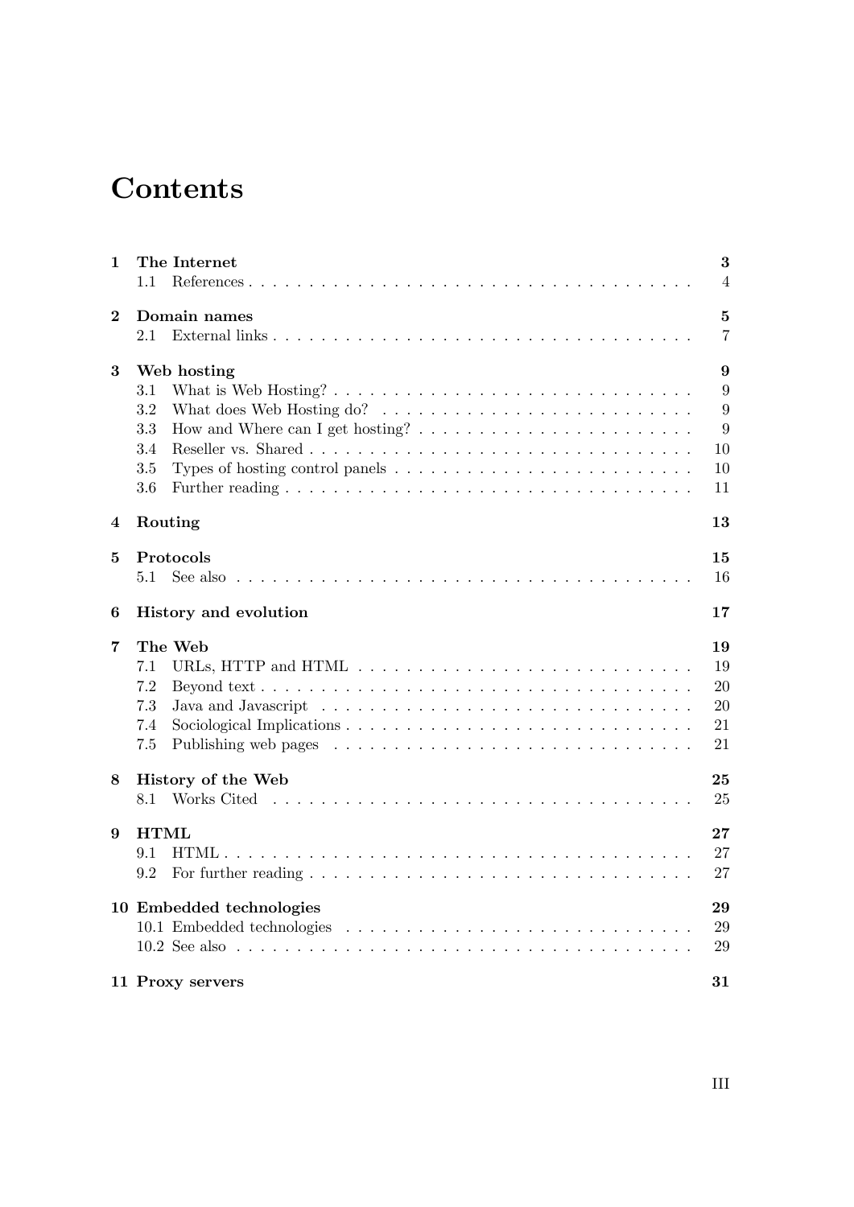# Contents

- **1 The Internet** — **3**
  - 1.1 References — 4
- **2 Domain names** — **5**
  - 2.1 External links — 7
- **3 Web hosting** — **9**
  - 3.1 What is Web Hosting? — 9
  - 3.2 What does Web Hosting do? — 9
  - 3.3 How and Where can I get hosting? — 9
  - 3.4 Reseller vs. Shared — 10
  - 3.5 Types of hosting control panels — 10
  - 3.6 Further reading — 11
- **4 Routing** — **13**
- **5 Protocols** — **15**
  - 5.1 See also — 16
- **6 History and evolution** — **17**
- **7 The Web** — **19**
  - 7.1 URLs, HTTP and HTML — 19
  - 7.2 Beyond text — 20
  - 7.3 Java and Javascript — 20
  - 7.4 Sociological Implications — 21
  - 7.5 Publishing web pages — 21
- **8 History of the Web** — **25**
  - 8.1 Works Cited — 25
- **9 HTML** — **27**
  - 9.1 HTML — 27
  - 9.2 For further reading — 27
- **10 Embedded technologies** — **29**
  - 10.1 Embedded technologies — 29
  - 10.2 See also — 29
- **11 Proxy servers** — **31**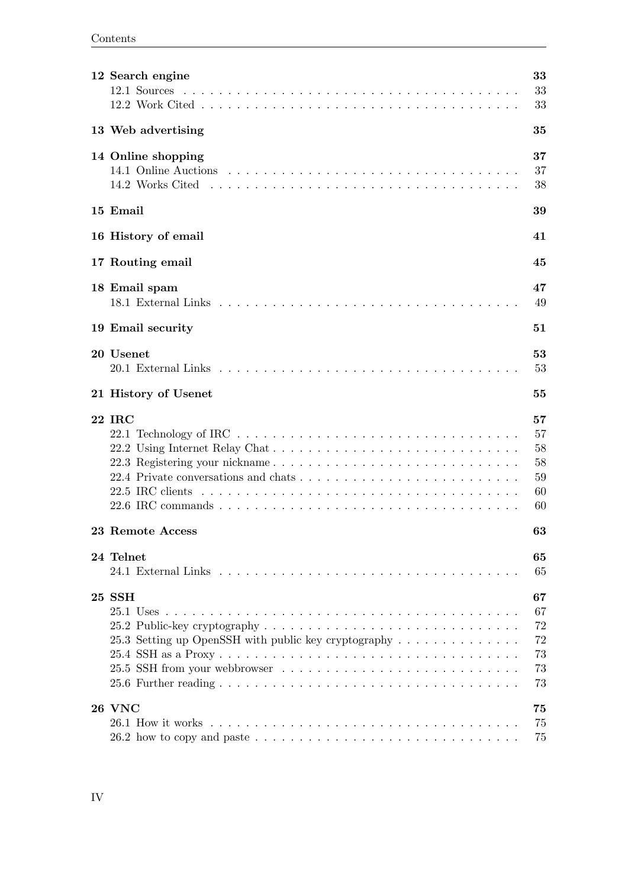| | |
|---|---|
| **12 Search engine** | **33** |
| 12.1 Sources | 33 |
| 12.2 Work Cited | 33 |
| **13 Web advertising** | **35** |
| **14 Online shopping** | **37** |
| 14.1 Online Auctions | 37 |
| 14.2 Works Cited | 38 |
| **15 Email** | **39** |
| **16 History of email** | **41** |
| **17 Routing email** | **45** |
| **18 Email spam** | **47** |
| 18.1 External Links | 49 |
| **19 Email security** | **51** |
| **20 Usenet** | **53** |
| 20.1 External Links | 53 |
| **21 History of Usenet** | **55** |
| **22 IRC** | **57** |
| 22.1 Technology of IRC | 57 |
| 22.2 Using Internet Relay Chat | 58 |
| 22.3 Registering your nickname | 58 |
| 22.4 Private conversations and chats | 59 |
| 22.5 IRC clients | 60 |
| 22.6 IRC commands | 60 |
| **23 Remote Access** | **63** |
| **24 Telnet** | **65** |
| 24.1 External Links | 65 |
| **25 SSH** | **67** |
| 25.1 Uses | 67 |
| 25.2 Public-key cryptography | 72 |
| 25.3 Setting up OpenSSH with public key cryptography | 72 |
| 25.4 SSH as a Proxy | 73 |
| 25.5 SSH from your webbrowser | 73 |
| 25.6 Further reading | 73 |
| **26 VNC** | **75** |
| 26.1 How it works | 75 |
| 26.2 how to copy and paste | 75 |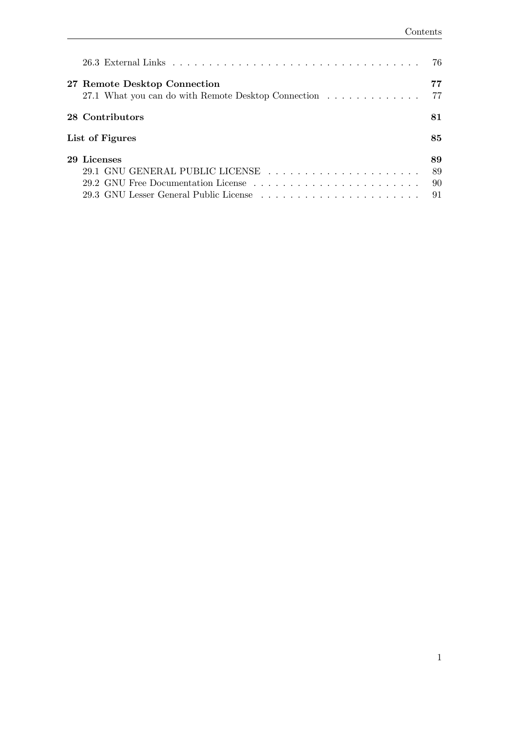26.3 External Links . . . . . . . . . . 76

**27 Remote Desktop Connection** **77**

27.1 What you can do with Remote Desktop Connection . . . . . . . . . . 77

**28 Contributors** **81**

**List of Figures** **85**

**29 Licenses** **89**

29.1 GNU GENERAL PUBLIC LICENSE . . . . . . . . . . 89

29.2 GNU Free Documentation License . . . . . . . . . . 90

29.3 GNU Lesser General Public License . . . . . . . . . . 91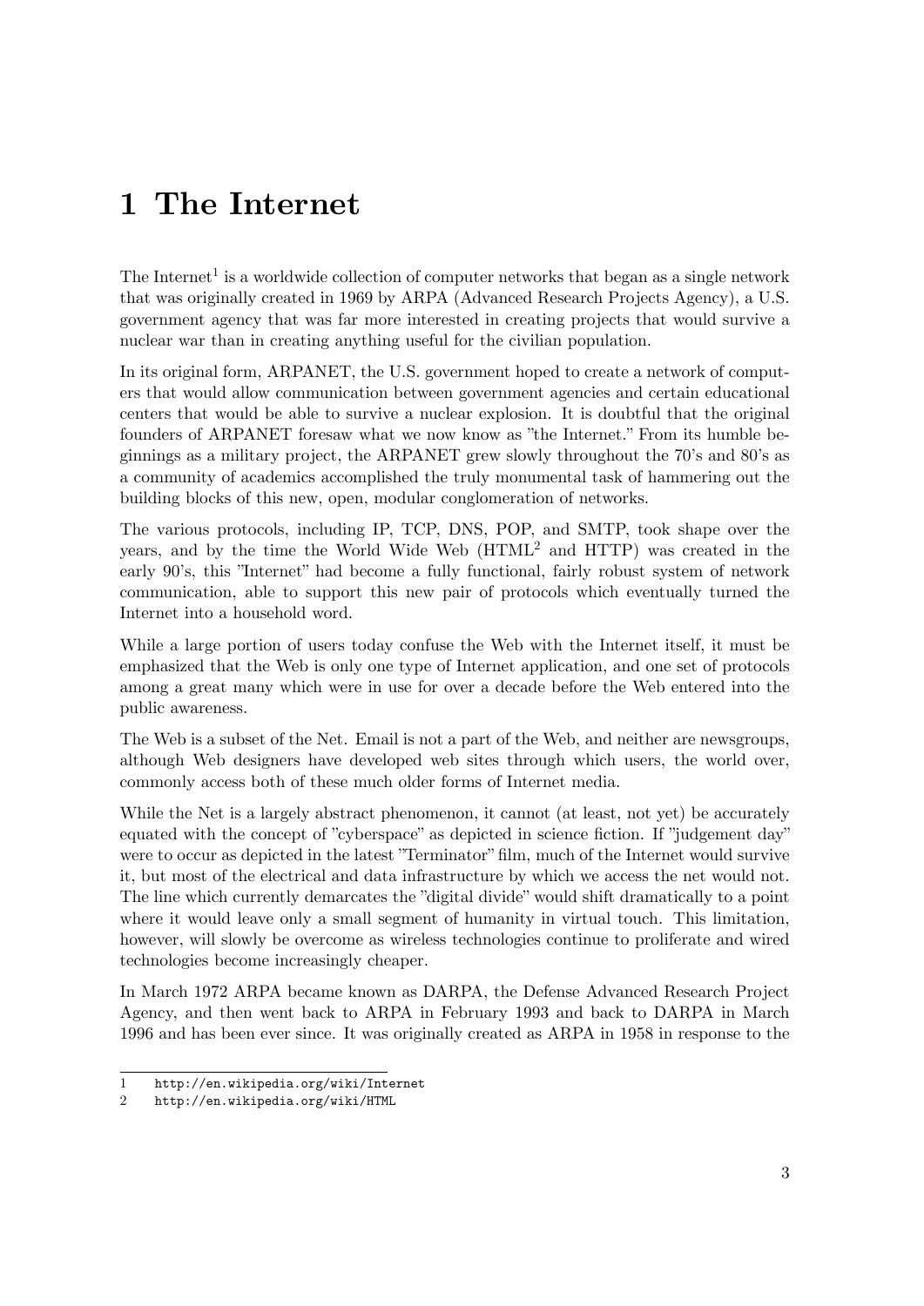# 1 The Internet

The Internet[1] is a worldwide collection of computer networks that began as a single network that was originally created in 1969 by ARPA (Advanced Research Projects Agency), a U.S. government agency that was far more interested in creating projects that would survive a nuclear war than in creating anything useful for the civilian population.

In its original form, ARPANET, the U.S. government hoped to create a network of computers that would allow communication between government agencies and certain educational centers that would be able to survive a nuclear explosion. It is doubtful that the original founders of ARPANET foresaw what we now know as "the Internet." From its humble beginnings as a military project, the ARPANET grew slowly throughout the 70's and 80's as a community of academics accomplished the truly monumental task of hammering out the building blocks of this new, open, modular conglomeration of networks.

The various protocols, including IP, TCP, DNS, POP, and SMTP, took shape over the years, and by the time the World Wide Web (HTML[2] and HTTP) was created in the early 90's, this "Internet" had become a fully functional, fairly robust system of network communication, able to support this new pair of protocols which eventually turned the Internet into a household word.

While a large portion of users today confuse the Web with the Internet itself, it must be emphasized that the Web is only one type of Internet application, and one set of protocols among a great many which were in use for over a decade before the Web entered into the public awareness.

The Web is a subset of the Net. Email is not a part of the Web, and neither are newsgroups, although Web designers have developed web sites through which users, the world over, commonly access both of these much older forms of Internet media.

While the Net is a largely abstract phenomenon, it cannot (at least, not yet) be accurately equated with the concept of "cyberspace" as depicted in science fiction. If "judgement day" were to occur as depicted in the latest "Terminator" film, much of the Internet would survive it, but most of the electrical and data infrastructure by which we access the net would not. The line which currently demarcates the "digital divide" would shift dramatically to a point where it would leave only a small segment of humanity in virtual touch. This limitation, however, will slowly be overcome as wireless technologies continue to proliferate and wired technologies become increasingly cheaper.

In March 1972 ARPA became known as DARPA, the Defense Advanced Research Project Agency, and then went back to ARPA in February 1993 and back to DARPA in March 1996 and has been ever since. It was originally created as ARPA in 1958 in response to the

---

1 http://en.wikipedia.org/wiki/Internet

2 http://en.wikipedia.org/wiki/HTML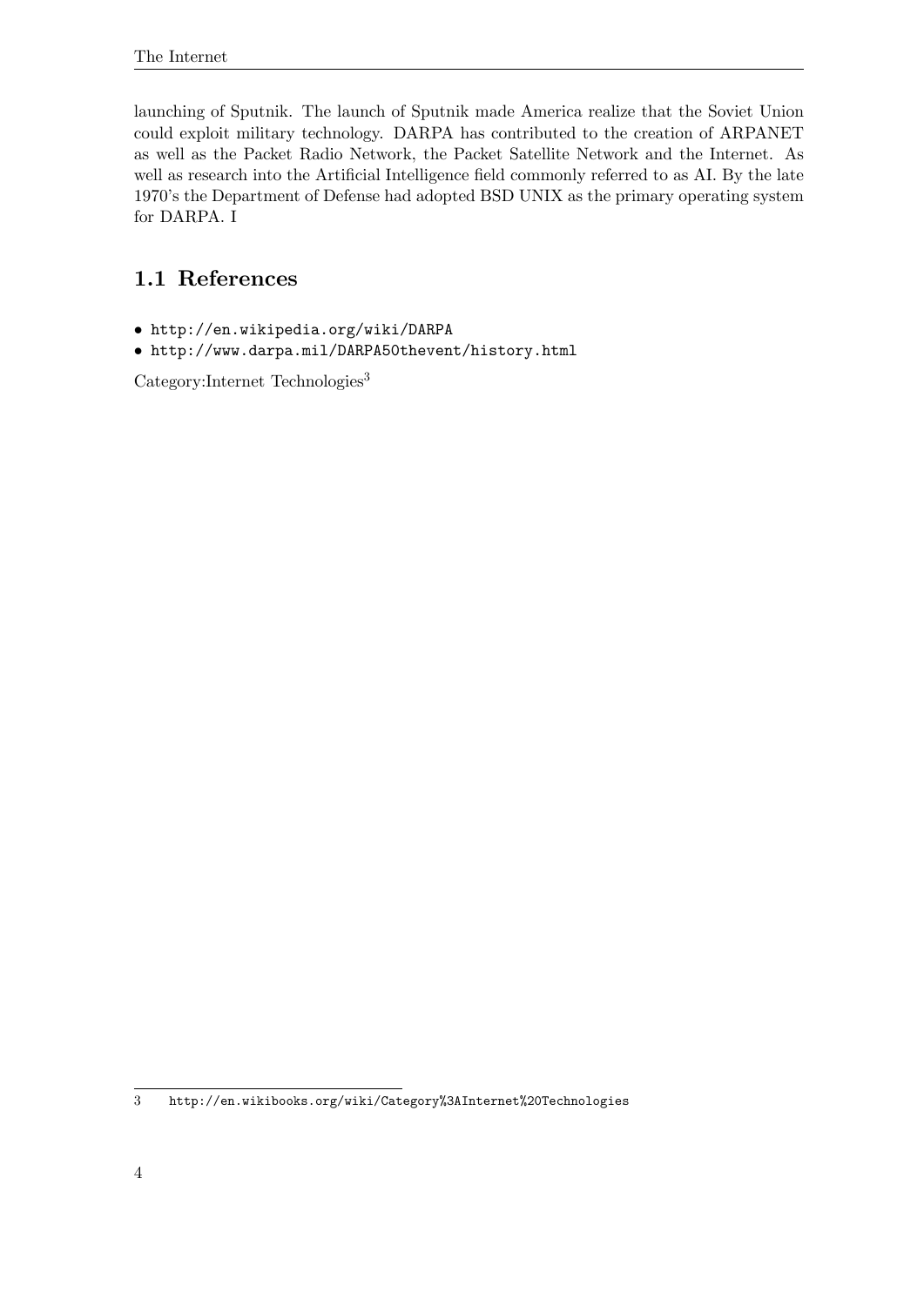launching of Sputnik. The launch of Sputnik made America realize that the Soviet Union could exploit military technology. DARPA has contributed to the creation of ARPANET as well as the Packet Radio Network, the Packet Satellite Network and the Internet. As well as research into the Artificial Intelligence field commonly referred to as AI. By the late 1970's the Department of Defense had adopted BSD UNIX as the primary operating system for DARPA. I

## 1.1 References

- http://en.wikipedia.org/wiki/DARPA
- http://www.darpa.mil/DARPA50thevent/history.html

Category:Internet Technologies[3]

---

3 http://en.wikibooks.org/wiki/Category%3AInternet%20Technologies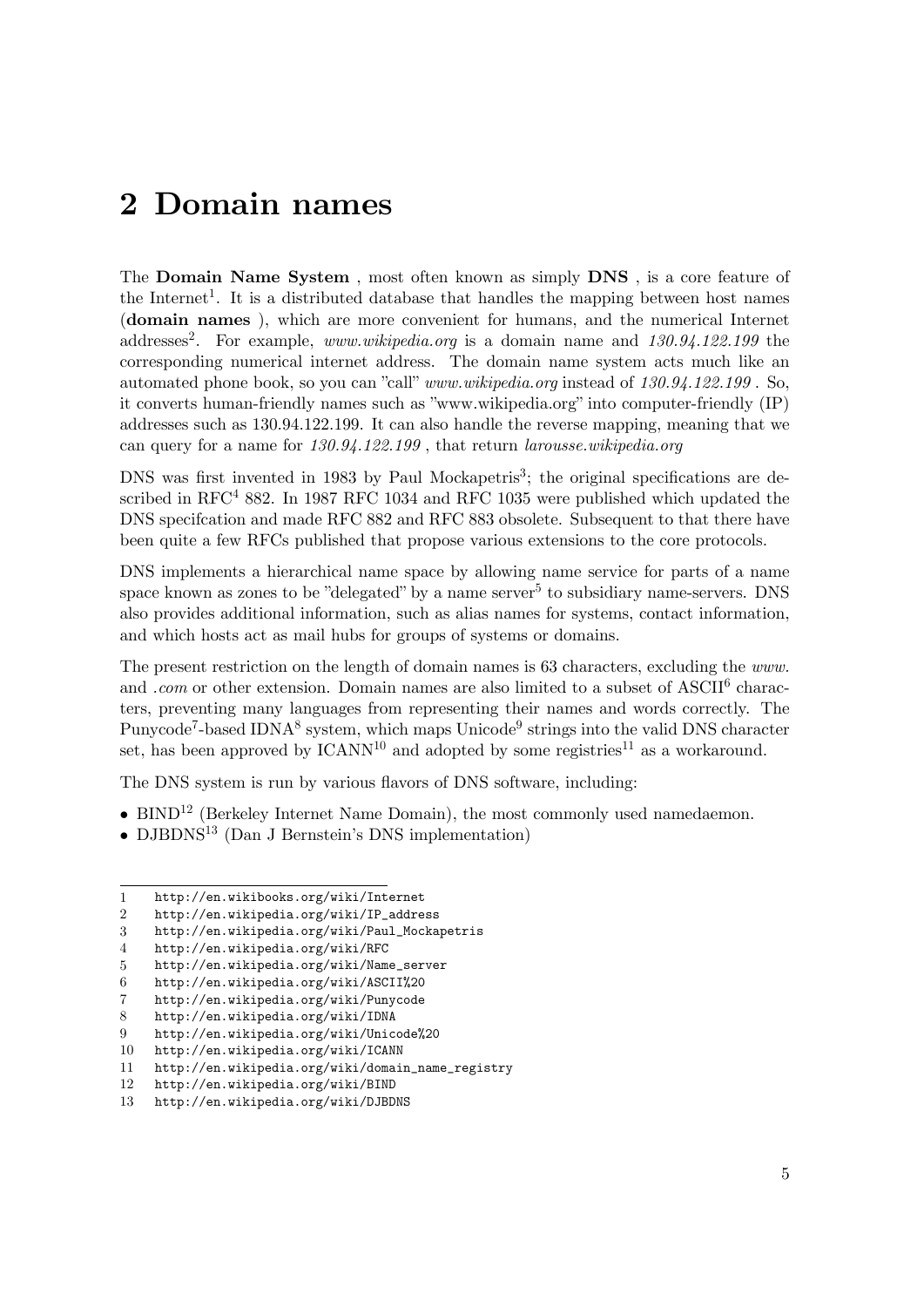# 2 Domain names

The **Domain Name System** , most often known as simply **DNS** , is a core feature of the Internet[1]. It is a distributed database that handles the mapping between host names (**domain names** ), which are more convenient for humans, and the numerical Internet addresses[2]. For example, *www.wikipedia.org* is a domain name and *130.94.122.199* the corresponding numerical internet address. The domain name system acts much like an automated phone book, so you can "call" *www.wikipedia.org* instead of *130.94.122.199* . So, it converts human-friendly names such as "www.wikipedia.org" into computer-friendly (IP) addresses such as 130.94.122.199. It can also handle the reverse mapping, meaning that we can query for a name for *130.94.122.199* , that return *larousse.wikipedia.org*

DNS was first invented in 1983 by Paul Mockapetris[3]; the original specifications are described in RFC[4] 882. In 1987 RFC 1034 and RFC 1035 were published which updated the DNS specifcation and made RFC 882 and RFC 883 obsolete. Subsequent to that there have been quite a few RFCs published that propose various extensions to the core protocols.

DNS implements a hierarchical name space by allowing name service for parts of a name space known as zones to be "delegated" by a name server[5] to subsidiary name-servers. DNS also provides additional information, such as alias names for systems, contact information, and which hosts act as mail hubs for groups of systems or domains.

The present restriction on the length of domain names is 63 characters, excluding the *www.* and *.com* or other extension. Domain names are also limited to a subset of ASCII[6] characters, preventing many languages from representing their names and words correctly. The Punycode[7]-based IDNA[8] system, which maps Unicode[9] strings into the valid DNS character set, has been approved by ICANN[10] and adopted by some registries[11] as a workaround.

The DNS system is run by various flavors of DNS software, including:

- BIND[12] (Berkeley Internet Name Domain), the most commonly used namedaemon.
- DJBDNS[13] (Dan J Bernstein's DNS implementation)

---

1 http://en.wikibooks.org/wiki/Internet
2 http://en.wikipedia.org/wiki/IP_address
3 http://en.wikipedia.org/wiki/Paul_Mockapetris
4 http://en.wikipedia.org/wiki/RFC
5 http://en.wikipedia.org/wiki/Name_server
6 http://en.wikipedia.org/wiki/ASCII%20
7 http://en.wikipedia.org/wiki/Punycode
8 http://en.wikipedia.org/wiki/IDNA
9 http://en.wikipedia.org/wiki/Unicode%20
10 http://en.wikipedia.org/wiki/ICANN
11 http://en.wikipedia.org/wiki/domain_name_registry
12 http://en.wikipedia.org/wiki/BIND
13 http://en.wikipedia.org/wiki/DJBDNS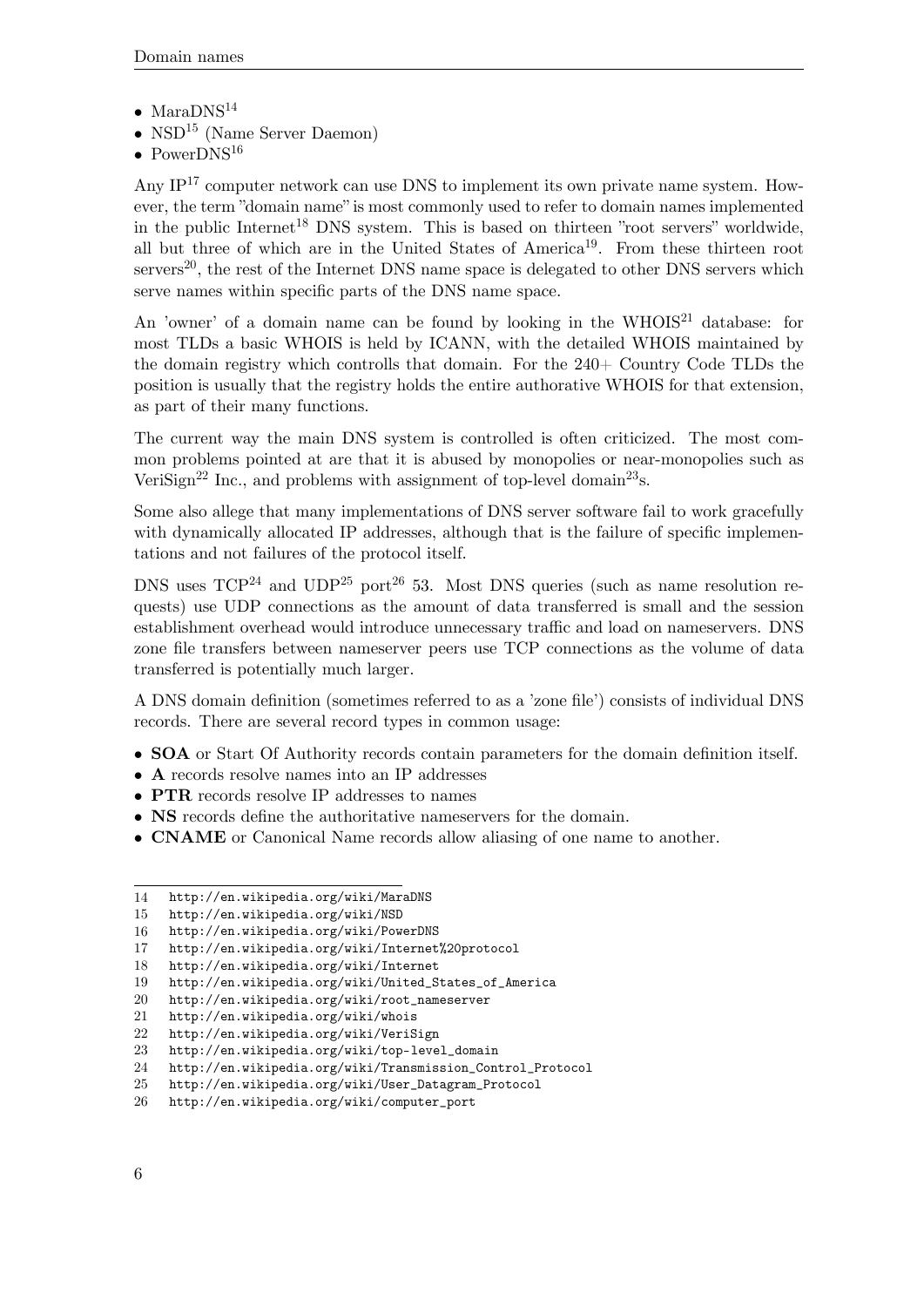- MaraDNS[14]
- NSD[15] (Name Server Daemon)
- PowerDNS[16]

Any IP[17] computer network can use DNS to implement its own private name system. However, the term "domain name" is most commonly used to refer to domain names implemented in the public Internet[18] DNS system. This is based on thirteen "root servers" worldwide, all but three of which are in the United States of America[19]. From these thirteen root servers[20], the rest of the Internet DNS name space is delegated to other DNS servers which serve names within specific parts of the DNS name space.

An 'owner' of a domain name can be found by looking in the WHOIS[21] database: for most TLDs a basic WHOIS is held by ICANN, with the detailed WHOIS maintained by the domain registry which controlls that domain. For the 240+ Country Code TLDs the position is usually that the registry holds the entire authorative WHOIS for that extension, as part of their many functions.

The current way the main DNS system is controlled is often criticized. The most common problems pointed at are that it is abused by monopolies or near-monopolies such as VeriSign[22] Inc., and problems with assignment of top-level domain[23]s.

Some also allege that many implementations of DNS server software fail to work gracefully with dynamically allocated IP addresses, although that is the failure of specific implementations and not failures of the protocol itself.

DNS uses TCP[24] and UDP[25] port[26] 53. Most DNS queries (such as name resolution requests) use UDP connections as the amount of data transferred is small and the session establishment overhead would introduce unnecessary traffic and load on nameservers. DNS zone file transfers between nameserver peers use TCP connections as the volume of data transferred is potentially much larger.

A DNS domain definition (sometimes referred to as a 'zone file') consists of individual DNS records. There are several record types in common usage:

- **SOA** or Start Of Authority records contain parameters for the domain definition itself.
- **A** records resolve names into an IP addresses
- **PTR** records resolve IP addresses to names
- **NS** records define the authoritative nameservers for the domain.
- **CNAME** or Canonical Name records allow aliasing of one name to another.

---

14 http://en.wikipedia.org/wiki/MaraDNS
15 http://en.wikipedia.org/wiki/NSD
16 http://en.wikipedia.org/wiki/PowerDNS
17 http://en.wikipedia.org/wiki/Internet%20protocol
18 http://en.wikipedia.org/wiki/Internet
19 http://en.wikipedia.org/wiki/United_States_of_America
20 http://en.wikipedia.org/wiki/root_nameserver
21 http://en.wikipedia.org/wiki/whois
22 http://en.wikipedia.org/wiki/VeriSign
23 http://en.wikipedia.org/wiki/top-level_domain
24 http://en.wikipedia.org/wiki/Transmission_Control_Protocol
25 http://en.wikipedia.org/wiki/User_Datagram_Protocol
26 http://en.wikipedia.org/wiki/computer_port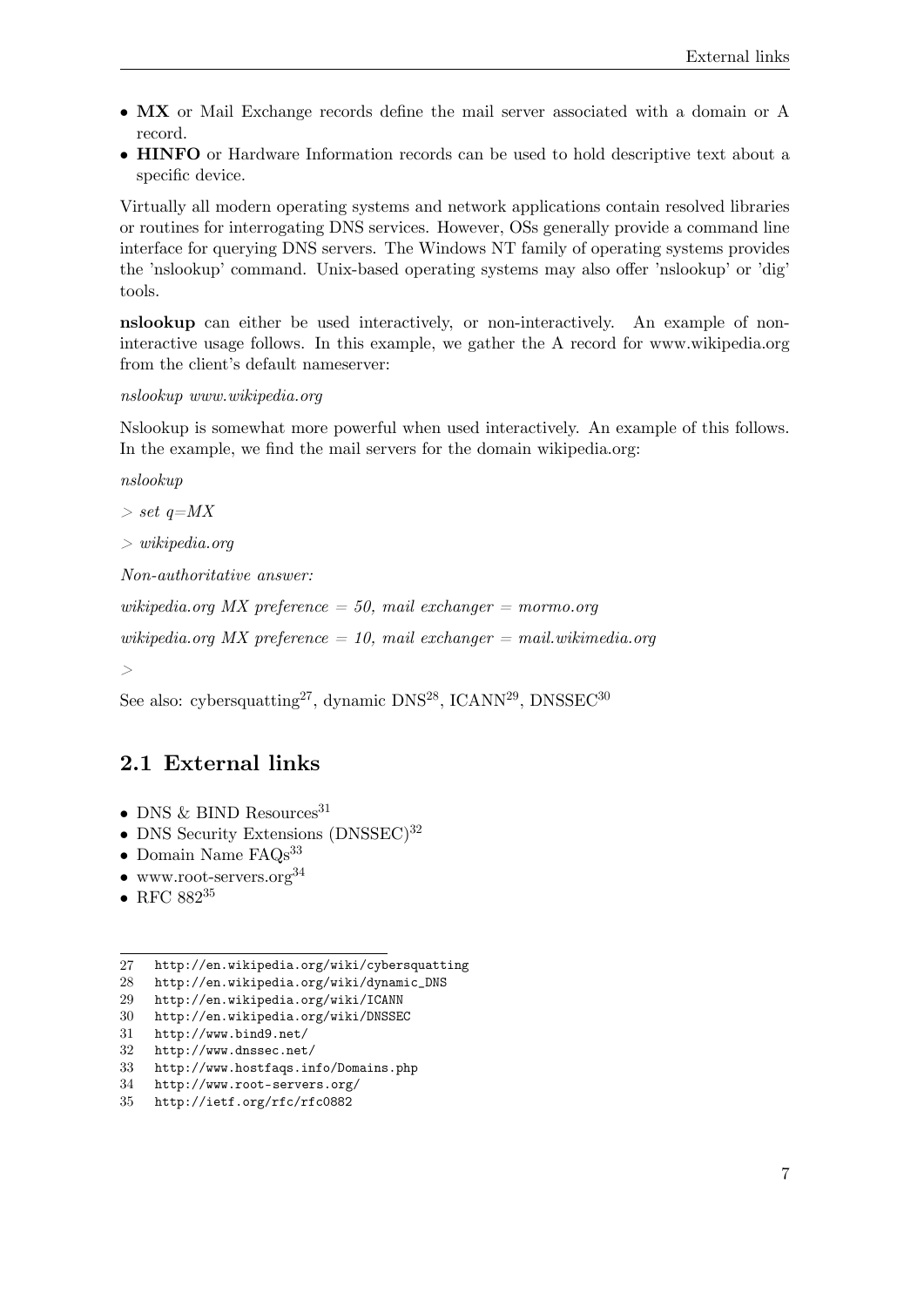- **MX** or Mail Exchange records define the mail server associated with a domain or A record.
- **HINFO** or Hardware Information records can be used to hold descriptive text about a specific device.

Virtually all modern operating systems and network applications contain resolved libraries or routines for interrogating DNS services. However, OSs generally provide a command line interface for querying DNS servers. The Windows NT family of operating systems provides the 'nslookup' command. Unix-based operating systems may also offer 'nslookup' or 'dig' tools.

**nslookup** can either be used interactively, or non-interactively. An example of non-interactive usage follows. In this example, we gather the A record for www.wikipedia.org from the client's default nameserver:

*nslookup www.wikipedia.org*

Nslookup is somewhat more powerful when used interactively. An example of this follows. In the example, we find the mail servers for the domain wikipedia.org:

*nslookup*

*> set q=MX*

*> wikipedia.org*

*Non-authoritative answer:*

*wikipedia.org MX preference = 50, mail exchanger = mormo.org*

*wikipedia.org MX preference = 10, mail exchanger = mail.wikimedia.org*

*>*

See also: cybersquatting[27], dynamic DNS[28], ICANN[29], DNSSEC[30]

## 2.1 External links

- DNS & BIND Resources[31]
- DNS Security Extensions (DNSSEC)[32]
- Domain Name FAQs[33]
- www.root-servers.org[34]
- RFC 882[35]

---

27 http://en.wikipedia.org/wiki/cybersquatting
28 http://en.wikipedia.org/wiki/dynamic_DNS
29 http://en.wikipedia.org/wiki/ICANN
30 http://en.wikipedia.org/wiki/DNSSEC
31 http://www.bind9.net/
32 http://www.dnssec.net/
33 http://www.hostfaqs.info/Domains.php
34 http://www.root-servers.org/
35 http://ietf.org/rfc/rfc0882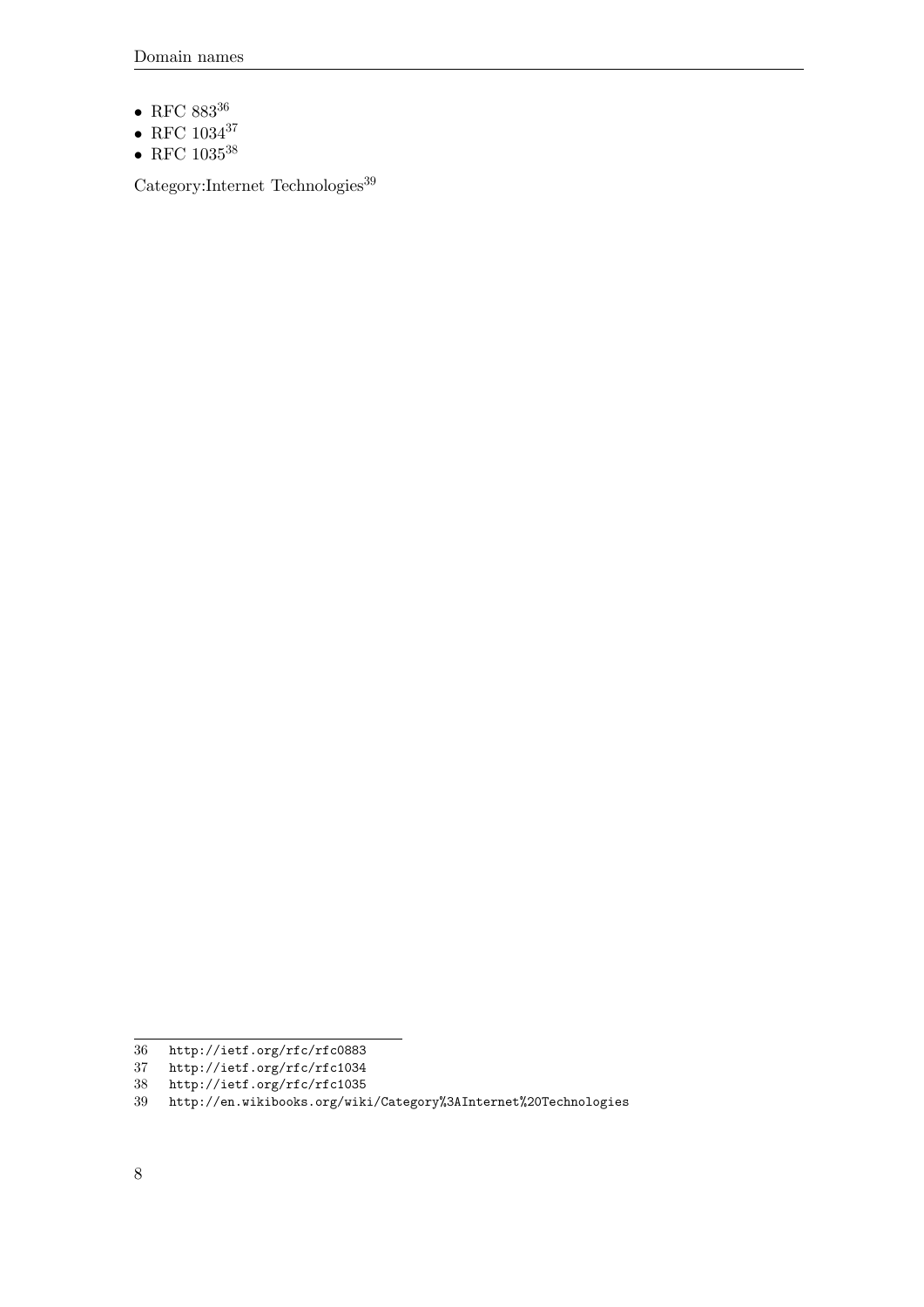- RFC 883[36]
- RFC 1034[37]
- RFC 1035[38]

Category:Internet Technologies[39]

---

36 http://ietf.org/rfc/rfc0883
37 http://ietf.org/rfc/rfc1034
38 http://ietf.org/rfc/rfc1035
39 http://en.wikibooks.org/wiki/Category%3AInternet%20Technologies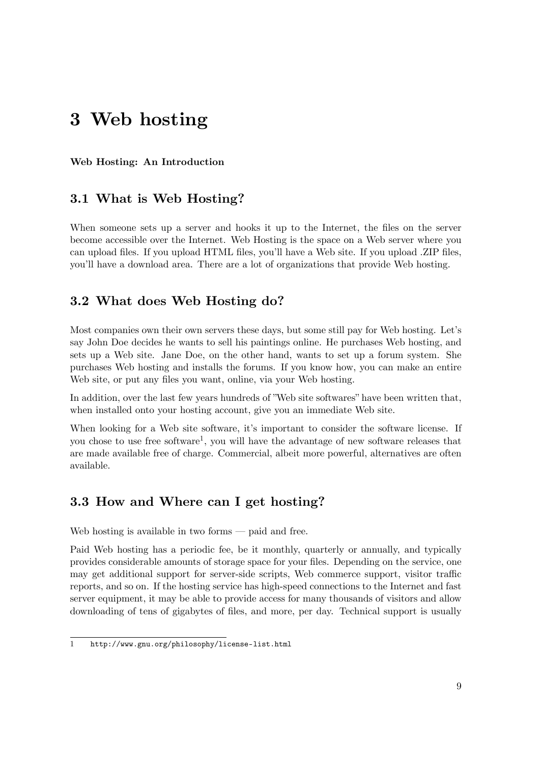# 3 Web hosting

**Web Hosting: An Introduction**

## 3.1 What is Web Hosting?

When someone sets up a server and hooks it up to the Internet, the files on the server become accessible over the Internet. Web Hosting is the space on a Web server where you can upload files. If you upload HTML files, you'll have a Web site. If you upload .ZIP files, you'll have a download area. There are a lot of organizations that provide Web hosting.

## 3.2 What does Web Hosting do?

Most companies own their own servers these days, but some still pay for Web hosting. Let's say John Doe decides he wants to sell his paintings online. He purchases Web hosting, and sets up a Web site. Jane Doe, on the other hand, wants to set up a forum system. She purchases Web hosting and installs the forums. If you know how, you can make an entire Web site, or put any files you want, online, via your Web hosting.

In addition, over the last few years hundreds of "Web site softwares" have been written that, when installed onto your hosting account, give you an immediate Web site.

When looking for a Web site software, it's important to consider the software license. If you chose to use free software[1], you will have the advantage of new software releases that are made available free of charge. Commercial, albeit more powerful, alternatives are often available.

## 3.3 How and Where can I get hosting?

Web hosting is available in two forms — paid and free.

Paid Web hosting has a periodic fee, be it monthly, quarterly or annually, and typically provides considerable amounts of storage space for your files. Depending on the service, one may get additional support for server-side scripts, Web commerce support, visitor traffic reports, and so on. If the hosting service has high-speed connections to the Internet and fast server equipment, it may be able to provide access for many thousands of visitors and allow downloading of tens of gigabytes of files, and more, per day. Technical support is usually

1 http://www.gnu.org/philosophy/license-list.html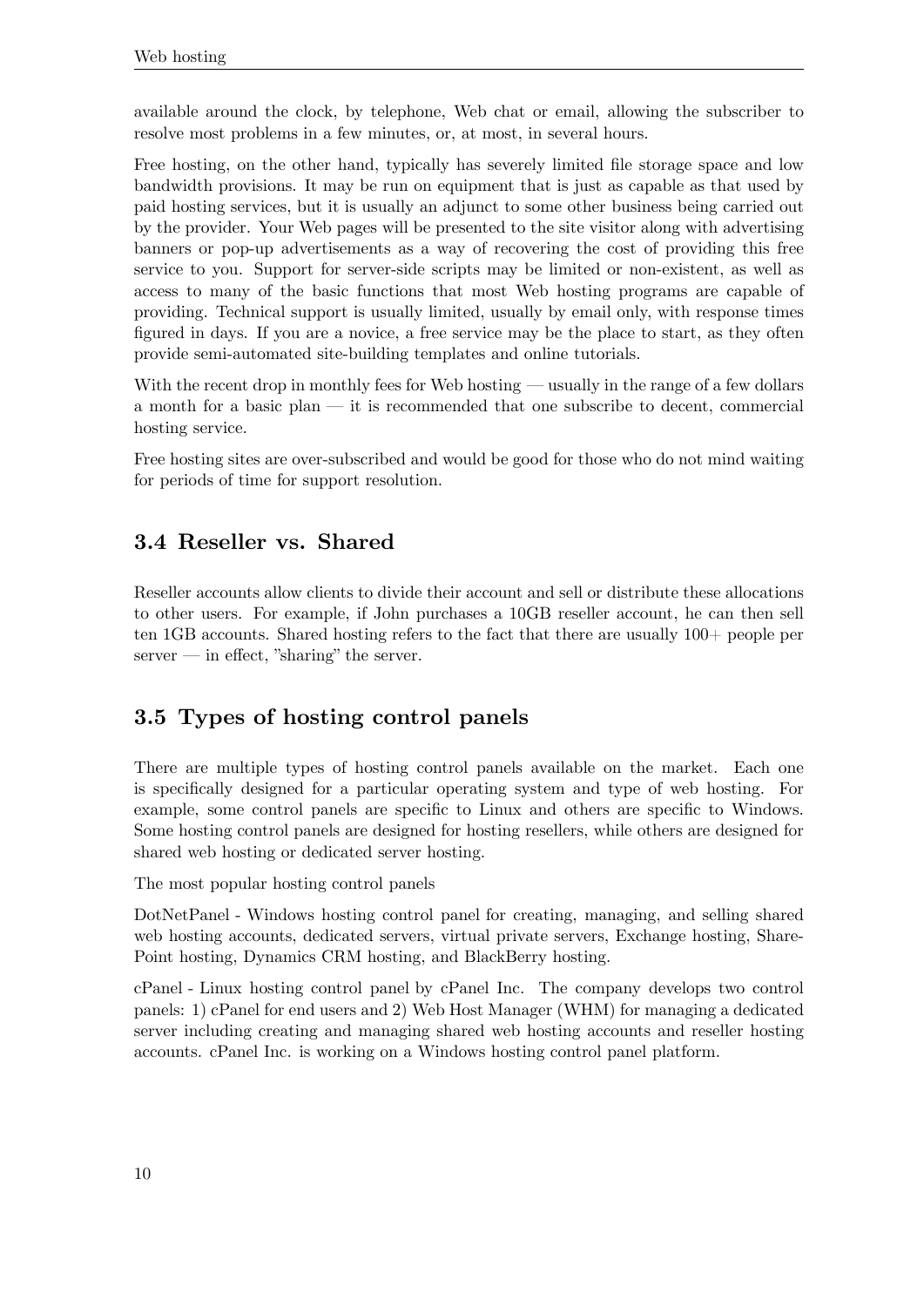available around the clock, by telephone, Web chat or email, allowing the subscriber to resolve most problems in a few minutes, or, at most, in several hours.

Free hosting, on the other hand, typically has severely limited file storage space and low bandwidth provisions. It may be run on equipment that is just as capable as that used by paid hosting services, but it is usually an adjunct to some other business being carried out by the provider. Your Web pages will be presented to the site visitor along with advertising banners or pop-up advertisements as a way of recovering the cost of providing this free service to you. Support for server-side scripts may be limited or non-existent, as well as access to many of the basic functions that most Web hosting programs are capable of providing. Technical support is usually limited, usually by email only, with response times figured in days. If you are a novice, a free service may be the place to start, as they often provide semi-automated site-building templates and online tutorials.

With the recent drop in monthly fees for Web hosting — usually in the range of a few dollars a month for a basic plan — it is recommended that one subscribe to decent, commercial hosting service.

Free hosting sites are over-subscribed and would be good for those who do not mind waiting for periods of time for support resolution.

### 3.4 Reseller vs. Shared

Reseller accounts allow clients to divide their account and sell or distribute these allocations to other users. For example, if John purchases a 10GB reseller account, he can then sell ten 1GB accounts. Shared hosting refers to the fact that there are usually 100+ people per server — in effect, "sharing" the server.

### 3.5 Types of hosting control panels

There are multiple types of hosting control panels available on the market. Each one is specifically designed for a particular operating system and type of web hosting. For example, some control panels are specific to Linux and others are specific to Windows. Some hosting control panels are designed for hosting resellers, while others are designed for shared web hosting or dedicated server hosting.

The most popular hosting control panels

DotNetPanel - Windows hosting control panel for creating, managing, and selling shared web hosting accounts, dedicated servers, virtual private servers, Exchange hosting, SharePoint hosting, Dynamics CRM hosting, and BlackBerry hosting.

cPanel - Linux hosting control panel by cPanel Inc. The company develops two control panels: 1) cPanel for end users and 2) Web Host Manager (WHM) for managing a dedicated server including creating and managing shared web hosting accounts and reseller hosting accounts. cPanel Inc. is working on a Windows hosting control panel platform.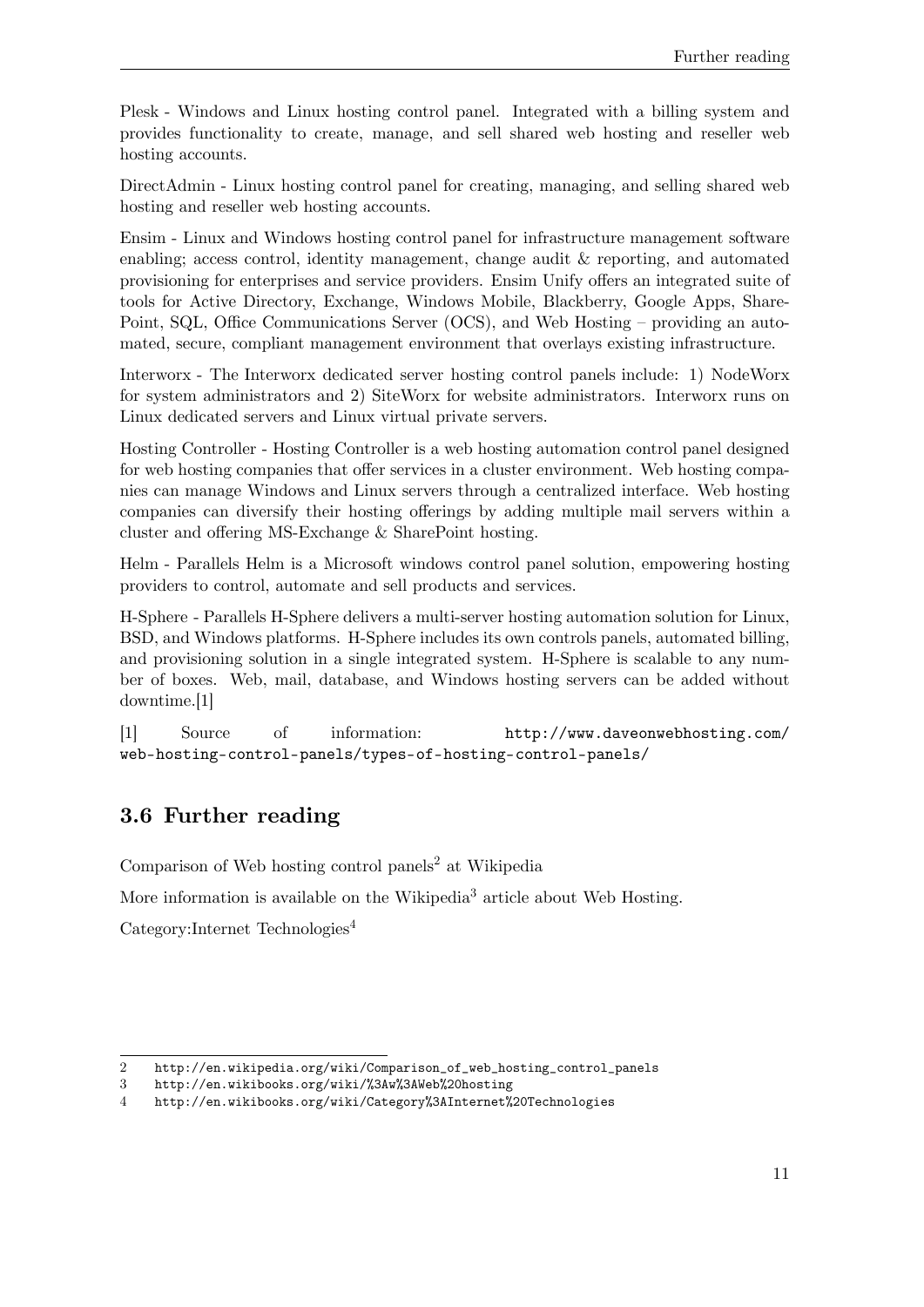Plesk - Windows and Linux hosting control panel. Integrated with a billing system and provides functionality to create, manage, and sell shared web hosting and reseller web hosting accounts.

DirectAdmin - Linux hosting control panel for creating, managing, and selling shared web hosting and reseller web hosting accounts.

Ensim - Linux and Windows hosting control panel for infrastructure management software enabling; access control, identity management, change audit & reporting, and automated provisioning for enterprises and service providers. Ensim Unify offers an integrated suite of tools for Active Directory, Exchange, Windows Mobile, Blackberry, Google Apps, SharePoint, SQL, Office Communications Server (OCS), and Web Hosting – providing an automated, secure, compliant management environment that overlays existing infrastructure.

Interworx - The Interworx dedicated server hosting control panels include: 1) NodeWorx for system administrators and 2) SiteWorx for website administrators. Interworx runs on Linux dedicated servers and Linux virtual private servers.

Hosting Controller - Hosting Controller is a web hosting automation control panel designed for web hosting companies that offer services in a cluster environment. Web hosting companies can manage Windows and Linux servers through a centralized interface. Web hosting companies can diversify their hosting offerings by adding multiple mail servers within a cluster and offering MS-Exchange & SharePoint hosting.

Helm - Parallels Helm is a Microsoft windows control panel solution, empowering hosting providers to control, automate and sell products and services.

H-Sphere - Parallels H-Sphere delivers a multi-server hosting automation solution for Linux, BSD, and Windows platforms. H-Sphere includes its own controls panels, automated billing, and provisioning solution in a single integrated system. H-Sphere is scalable to any number of boxes. Web, mail, database, and Windows hosting servers can be added without downtime.[1]

[1] Source of information: http://www.daveonwebhosting.com/web-hosting-control-panels/types-of-hosting-control-panels/

## 3.6 Further reading

Comparison of Web hosting control panels[2] at Wikipedia

More information is available on the Wikipedia[3] article about Web Hosting.

Category:Internet Technologies[4]

2 http://en.wikipedia.org/wiki/Comparison_of_web_hosting_control_panels
3 http://en.wikibooks.org/wiki/%3Aw%3AWeb%20hosting
4 http://en.wikibooks.org/wiki/Category%3AInternet%20Technologies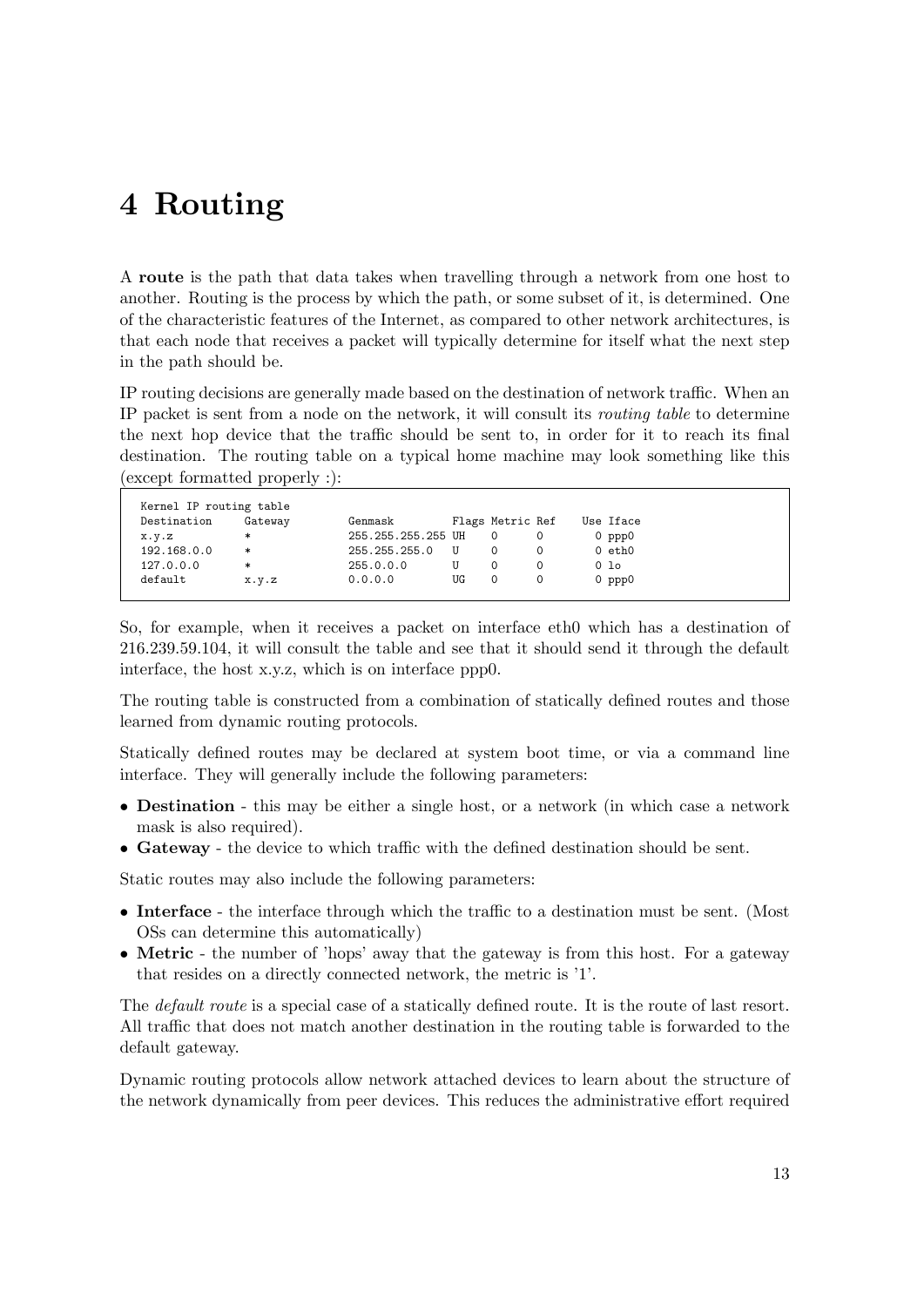# 4 Routing

A **route** is the path that data takes when travelling through a network from one host to another. Routing is the process by which the path, or some subset of it, is determined. One of the characteristic features of the Internet, as compared to other network architectures, is that each node that receives a packet will typically determine for itself what the next step in the path should be.

IP routing decisions are generally made based on the destination of network traffic. When an IP packet is sent from a node on the network, it will consult its *routing table* to determine the next hop device that the traffic should be sent to, in order for it to reach its final destination. The routing table on a typical home machine may look something like this (except formatted properly :):

```
Kernel IP routing table
Destination     Gateway         Genmask         Flags Metric Ref    Use Iface
x.y.z           *               255.255.255.255 UH    0      0        0 ppp0
192.168.0.0     *               255.255.255.0   U     0      0        0 eth0
127.0.0.0       *               255.0.0.0       U     0      0        0 lo
default         x.y.z           0.0.0.0         UG    0      0        0 ppp0
```

So, for example, when it receives a packet on interface eth0 which has a destination of 216.239.59.104, it will consult the table and see that it should send it through the default interface, the host x.y.z, which is on interface ppp0.

The routing table is constructed from a combination of statically defined routes and those learned from dynamic routing protocols.

Statically defined routes may be declared at system boot time, or via a command line interface. They will generally include the following parameters:

- **Destination** - this may be either a single host, or a network (in which case a network mask is also required).
- **Gateway** - the device to which traffic with the defined destination should be sent.

Static routes may also include the following parameters:

- **Interface** - the interface through which the traffic to a destination must be sent. (Most OSs can determine this automatically)
- **Metric** - the number of 'hops' away that the gateway is from this host. For a gateway that resides on a directly connected network, the metric is '1'.

The *default route* is a special case of a statically defined route. It is the route of last resort. All traffic that does not match another destination in the routing table is forwarded to the default gateway.

Dynamic routing protocols allow network attached devices to learn about the structure of the network dynamically from peer devices. This reduces the administrative effort required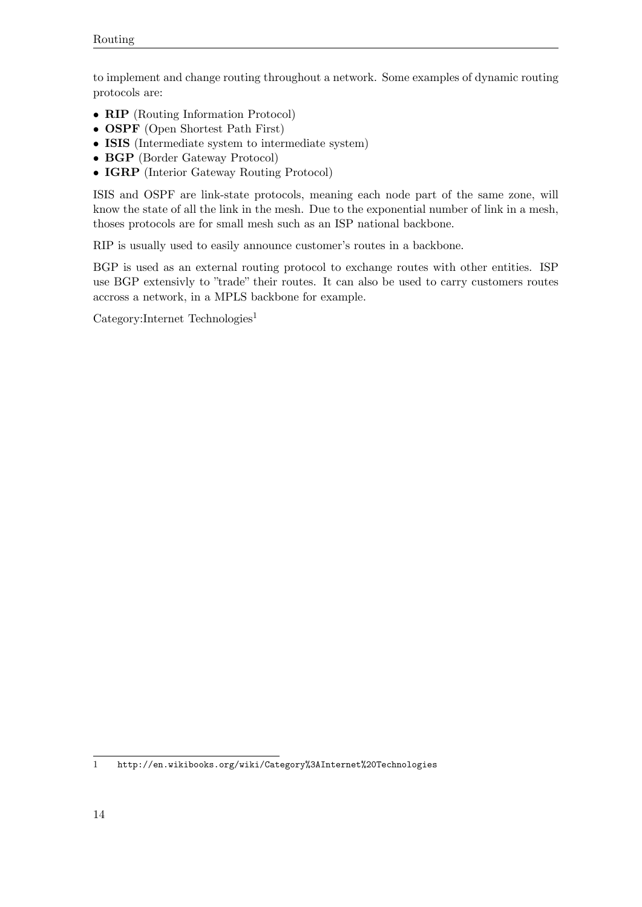to implement and change routing throughout a network. Some examples of dynamic routing protocols are:

- **RIP** (Routing Information Protocol)
- **OSPF** (Open Shortest Path First)
- **ISIS** (Intermediate system to intermediate system)
- **BGP** (Border Gateway Protocol)
- **IGRP** (Interior Gateway Routing Protocol)

ISIS and OSPF are link-state protocols, meaning each node part of the same zone, will know the state of all the link in the mesh. Due to the exponential number of link in a mesh, thoses protocols are for small mesh such as an ISP national backbone.

RIP is usually used to easily announce customer's routes in a backbone.

BGP is used as an external routing protocol to exchange routes with other entities. ISP use BGP extensivly to "trade" their routes. It can also be used to carry customers routes accross a network, in a MPLS backbone for example.

Category:Internet Technologies[1]

[1] http://en.wikibooks.org/wiki/Category%3AInternet%20Technologies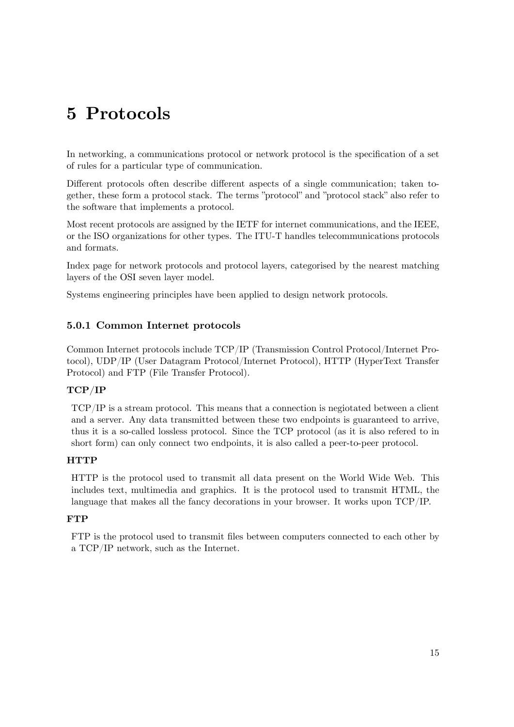# 5 Protocols

In networking, a communications protocol or network protocol is the specification of a set of rules for a particular type of communication.

Different protocols often describe different aspects of a single communication; taken together, these form a protocol stack. The terms "protocol" and "protocol stack" also refer to the software that implements a protocol.

Most recent protocols are assigned by the IETF for internet communications, and the IEEE, or the ISO organizations for other types. The ITU-T handles telecommunications protocols and formats.

Index page for network protocols and protocol layers, categorised by the nearest matching layers of the OSI seven layer model.

Systems engineering principles have been applied to design network protocols.

### 5.0.1 Common Internet protocols

Common Internet protocols include TCP/IP (Transmission Control Protocol/Internet Protocol), UDP/IP (User Datagram Protocol/Internet Protocol), HTTP (HyperText Transfer Protocol) and FTP (File Transfer Protocol).

**TCP/IP**

TCP/IP is a stream protocol. This means that a connection is negiotated between a client and a server. Any data transmitted between these two endpoints is guaranteed to arrive, thus it is a so-called lossless protocol. Since the TCP protocol (as it is also refered to in short form) can only connect two endpoints, it is also called a peer-to-peer protocol.

**HTTP**

HTTP is the protocol used to transmit all data present on the World Wide Web. This includes text, multimedia and graphics. It is the protocol used to transmit HTML, the language that makes all the fancy decorations in your browser. It works upon TCP/IP.

**FTP**

FTP is the protocol used to transmit files between computers connected to each other by a TCP/IP network, such as the Internet.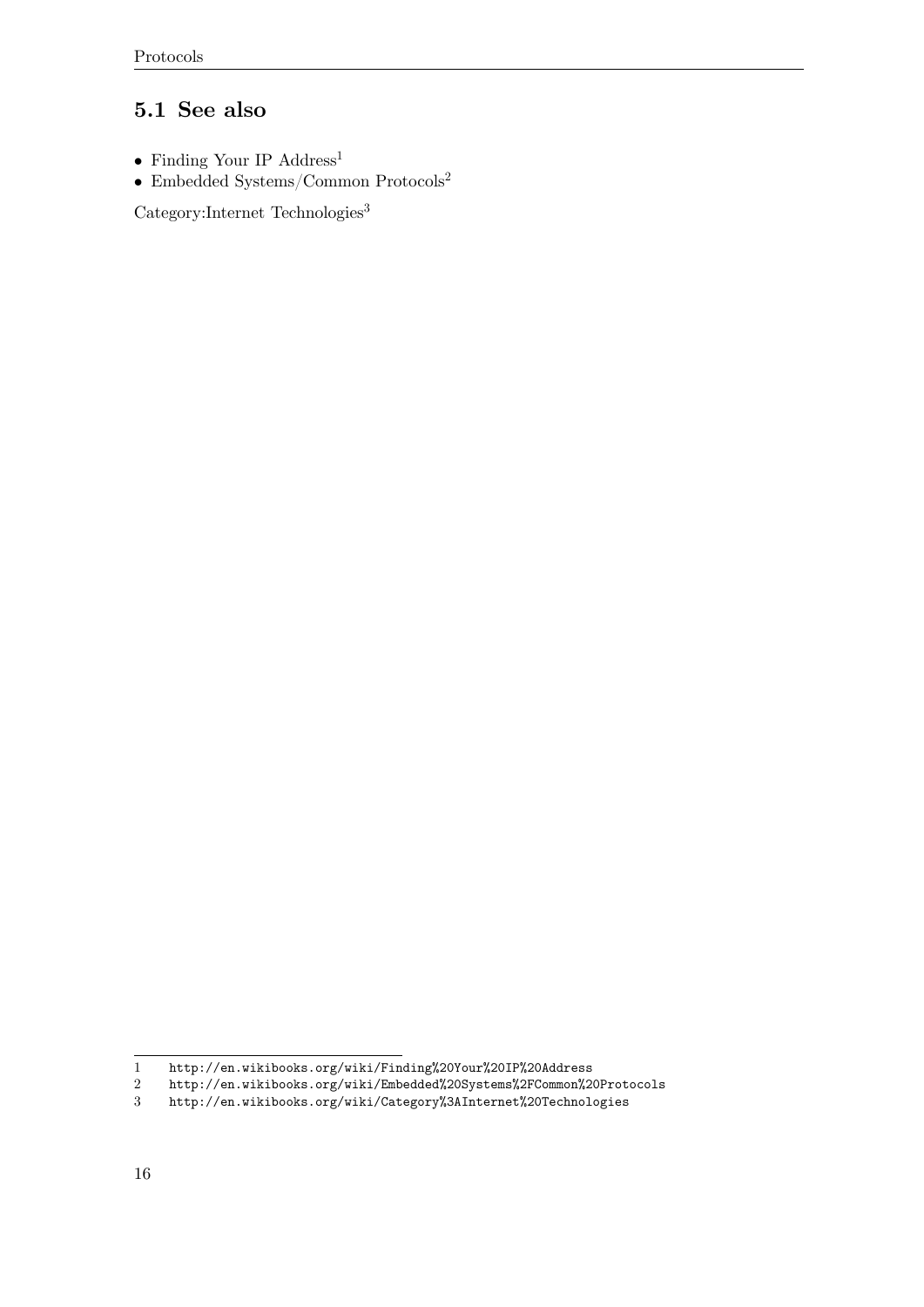## 5.1 See also

- Finding Your IP Address[1]
- Embedded Systems/Common Protocols[2]

Category:Internet Technologies[3]

---

1 http://en.wikibooks.org/wiki/Finding%20Your%20IP%20Address
2 http://en.wikibooks.org/wiki/Embedded%20Systems%2FCommon%20Protocols
3 http://en.wikibooks.org/wiki/Category%3AInternet%20Technologies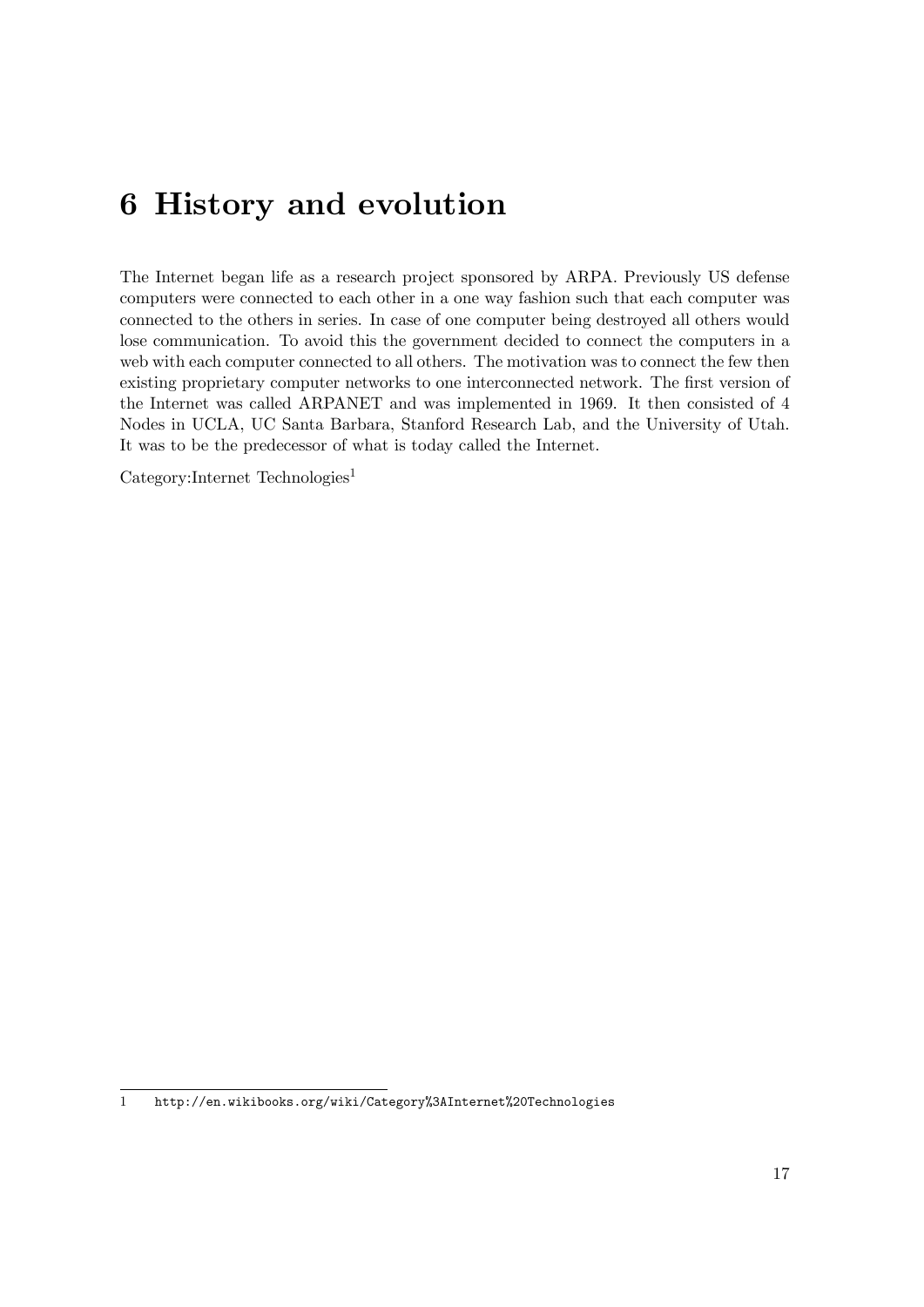# 6 History and evolution

The Internet began life as a research project sponsored by ARPA. Previously US defense computers were connected to each other in a one way fashion such that each computer was connected to the others in series. In case of one computer being destroyed all others would lose communication. To avoid this the government decided to connect the computers in a web with each computer connected to all others. The motivation was to connect the few then existing proprietary computer networks to one interconnected network. The first version of the Internet was called ARPANET and was implemented in 1969. It then consisted of 4 Nodes in UCLA, UC Santa Barbara, Stanford Research Lab, and the University of Utah. It was to be the predecessor of what is today called the Internet.

Category:Internet Technologies[1]

---

1 http://en.wikibooks.org/wiki/Category%3AInternet%20Technologies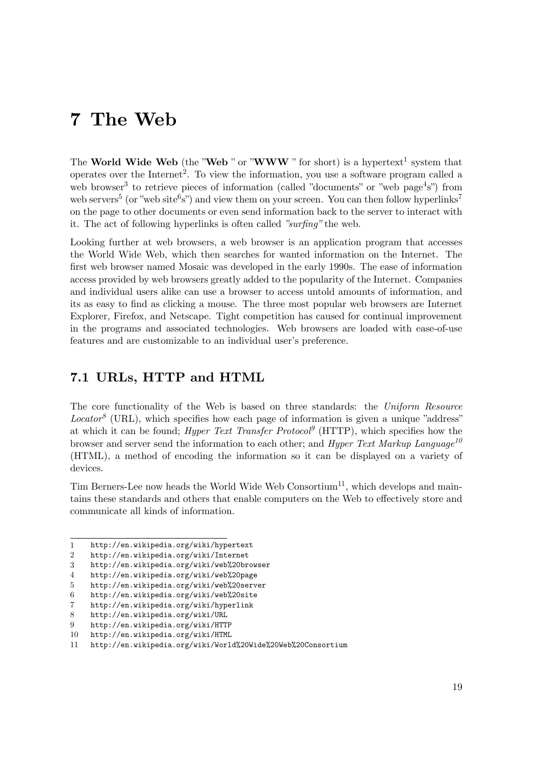# 7 The Web

The **World Wide Web** (the "**Web** " or "**WWW** " for short) is a hypertext[1] system that operates over the Internet[2]. To view the information, you use a software program called a web browser[3] to retrieve pieces of information (called "documents" or "web page[4]s") from web servers[5] (or "web site[6]s") and view them on your screen. You can then follow hyperlinks[7] on the page to other documents or even send information back to the server to interact with it. The act of following hyperlinks is often called *"surfing"* the web.

Looking further at web browsers, a web browser is an application program that accesses the World Wide Web, which then searches for wanted information on the Internet. The first web browser named Mosaic was developed in the early 1990s. The ease of information access provided by web browsers greatly added to the popularity of the Internet. Companies and individual users alike can use a browser to access untold amounts of information, and its as easy to find as clicking a mouse. The three most popular web browsers are Internet Explorer, Firefox, and Netscape. Tight competition has caused for continual improvement in the programs and associated technologies. Web browsers are loaded with ease-of-use features and are customizable to an individual user's preference.

## 7.1 URLs, HTTP and HTML

The core functionality of the Web is based on three standards: the *Uniform Resource Locator*[8] (URL), which specifies how each page of information is given a unique "address" at which it can be found; *Hyper Text Transfer Protocol*[9] (HTTP), which specifies how the browser and server send the information to each other; and *Hyper Text Markup Language*[10] (HTML), a method of encoding the information so it can be displayed on a variety of devices.

Tim Berners-Lee now heads the World Wide Web Consortium[11], which develops and maintains these standards and others that enable computers on the Web to effectively store and communicate all kinds of information.

---

1 http://en.wikipedia.org/wiki/hypertext
2 http://en.wikipedia.org/wiki/Internet
3 http://en.wikipedia.org/wiki/web%20browser
4 http://en.wikipedia.org/wiki/web%20page
5 http://en.wikipedia.org/wiki/web%20server
6 http://en.wikipedia.org/wiki/web%20site
7 http://en.wikipedia.org/wiki/hyperlink
8 http://en.wikipedia.org/wiki/URL
9 http://en.wikipedia.org/wiki/HTTP
10 http://en.wikipedia.org/wiki/HTML
11 http://en.wikipedia.org/wiki/World%20Wide%20Web%20Consortium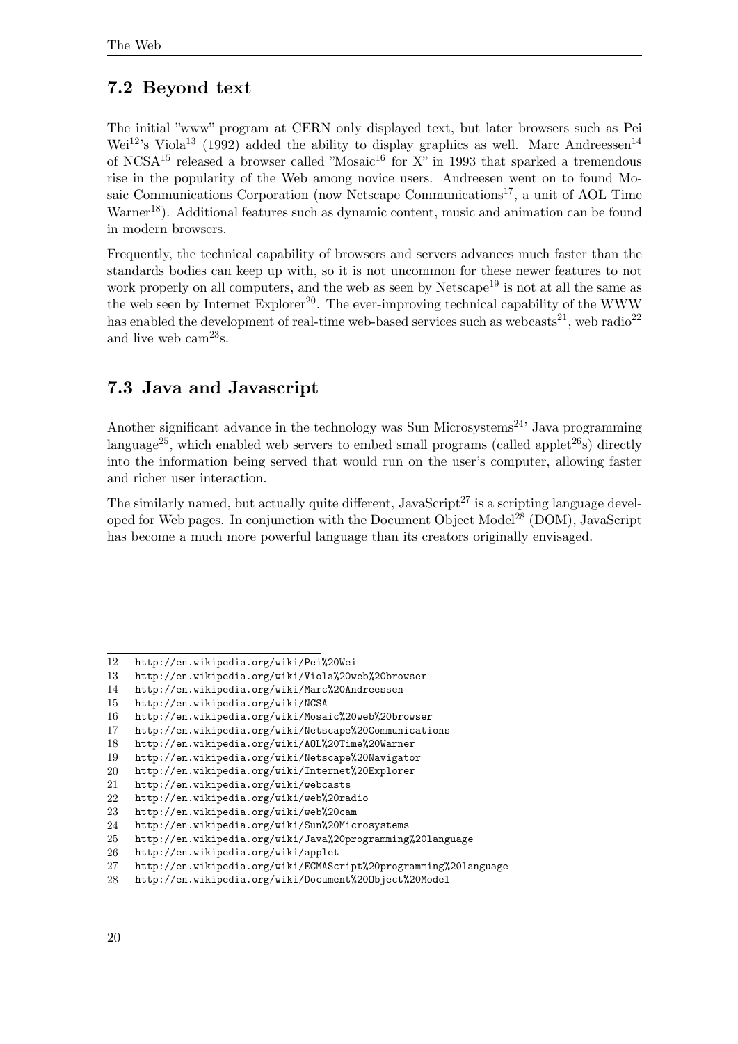## 7.2 Beyond text

The initial "www" program at CERN only displayed text, but later browsers such as Pei Wei[12]'s Viola[13] (1992) added the ability to display graphics as well. Marc Andreessen[14] of NCSA[15] released a browser called "Mosaic[16] for X" in 1993 that sparked a tremendous rise in the popularity of the Web among novice users. Andreesen went on to found Mosaic Communications Corporation (now Netscape Communications[17], a unit of AOL Time Warner[18]). Additional features such as dynamic content, music and animation can be found in modern browsers.

Frequently, the technical capability of browsers and servers advances much faster than the standards bodies can keep up with, so it is not uncommon for these newer features to not work properly on all computers, and the web as seen by Netscape[19] is not at all the same as the web seen by Internet Explorer[20]. The ever-improving technical capability of the WWW has enabled the development of real-time web-based services such as webcasts[21], web radio[22] and live web cam[23]s.

## 7.3 Java and Javascript

Another significant advance in the technology was Sun Microsystems[24]' Java programming language[25], which enabled web servers to embed small programs (called applet[26]s) directly into the information being served that would run on the user's computer, allowing faster and richer user interaction.

The similarly named, but actually quite different, JavaScript[27] is a scripting language developed for Web pages. In conjunction with the Document Object Model[28] (DOM), JavaScript has become a much more powerful language than its creators originally envisaged.

---

12 http://en.wikipedia.org/wiki/Pei%20Wei
13 http://en.wikipedia.org/wiki/Viola%20web%20browser
14 http://en.wikipedia.org/wiki/Marc%20Andreessen
15 http://en.wikipedia.org/wiki/NCSA
16 http://en.wikipedia.org/wiki/Mosaic%20web%20browser
17 http://en.wikipedia.org/wiki/Netscape%20Communications
18 http://en.wikipedia.org/wiki/AOL%20Time%20Warner
19 http://en.wikipedia.org/wiki/Netscape%20Navigator
20 http://en.wikipedia.org/wiki/Internet%20Explorer
21 http://en.wikipedia.org/wiki/webcasts
22 http://en.wikipedia.org/wiki/web%20radio
23 http://en.wikipedia.org/wiki/web%20cam
24 http://en.wikipedia.org/wiki/Sun%20Microsystems
25 http://en.wikipedia.org/wiki/Java%20programming%20language
26 http://en.wikipedia.org/wiki/applet
27 http://en.wikipedia.org/wiki/ECMAScript%20programming%20language
28 http://en.wikipedia.org/wiki/Document%20Object%20Model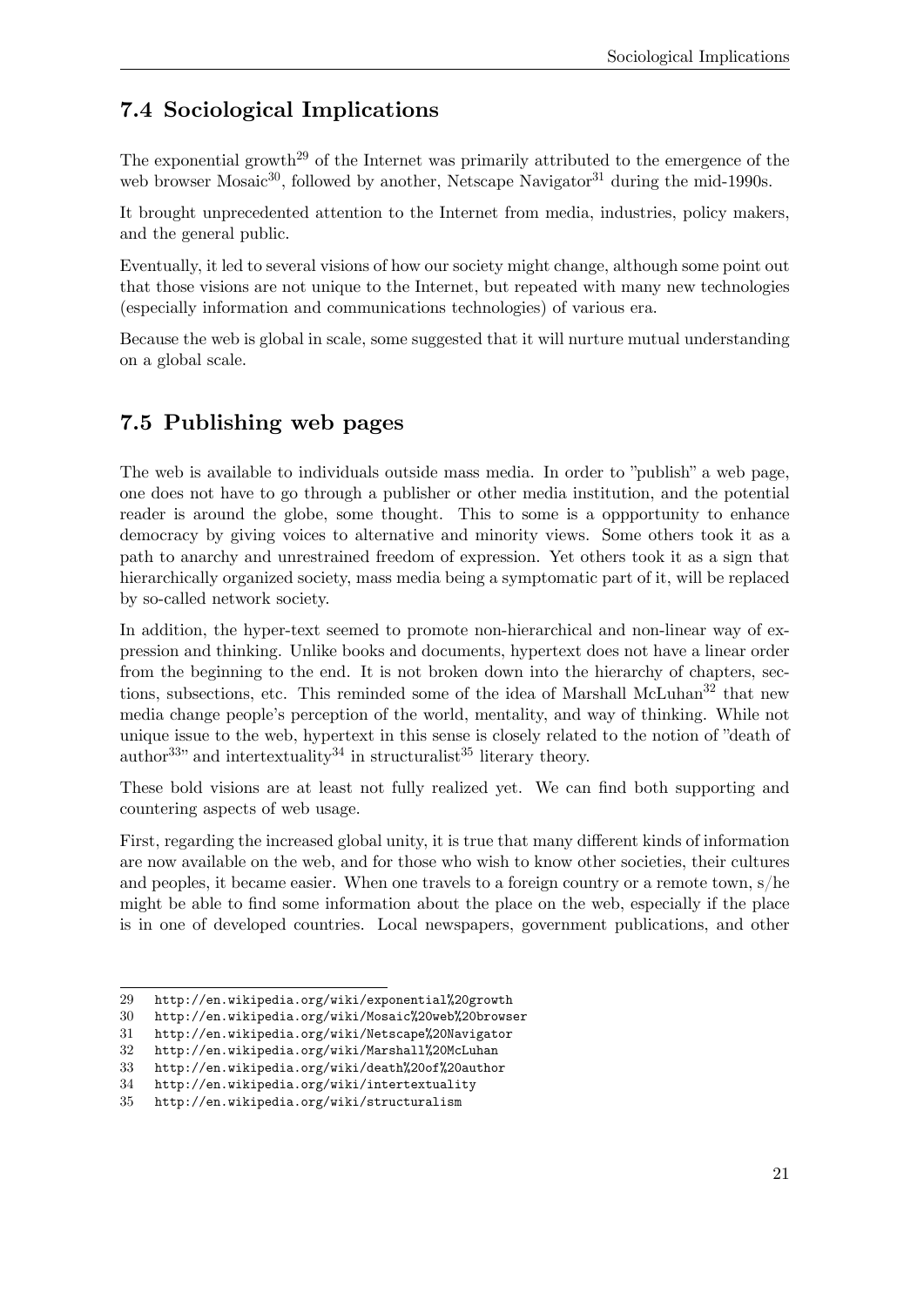## 7.4 Sociological Implications

The exponential growth[29] of the Internet was primarily attributed to the emergence of the web browser Mosaic[30], followed by another, Netscape Navigator[31] during the mid-1990s.

It brought unprecedented attention to the Internet from media, industries, policy makers, and the general public.

Eventually, it led to several visions of how our society might change, although some point out that those visions are not unique to the Internet, but repeated with many new technologies (especially information and communications technologies) of various era.

Because the web is global in scale, some suggested that it will nurture mutual understanding on a global scale.

## 7.5 Publishing web pages

The web is available to individuals outside mass media. In order to "publish" a web page, one does not have to go through a publisher or other media institution, and the potential reader is around the globe, some thought. This to some is a oppportunity to enhance democracy by giving voices to alternative and minority views. Some others took it as a path to anarchy and unrestrained freedom of expression. Yet others took it as a sign that hierarchically organized society, mass media being a symptomatic part of it, will be replaced by so-called network society.

In addition, the hyper-text seemed to promote non-hierarchical and non-linear way of expression and thinking. Unlike books and documents, hypertext does not have a linear order from the beginning to the end. It is not broken down into the hierarchy of chapters, sections, subsections, etc. This reminded some of the idea of Marshall McLuhan[32] that new media change people's perception of the world, mentality, and way of thinking. While not unique issue to the web, hypertext in this sense is closely related to the notion of "death of author[33]" and intertextuality[34] in structuralist[35] literary theory.

These bold visions are at least not fully realized yet. We can find both supporting and countering aspects of web usage.

First, regarding the increased global unity, it is true that many different kinds of information are now available on the web, and for those who wish to know other societies, their cultures and peoples, it became easier. When one travels to a foreign country or a remote town, s/he might be able to find some information about the place on the web, especially if the place is in one of developed countries. Local newspapers, government publications, and other

29 http://en.wikipedia.org/wiki/exponential%20growth
30 http://en.wikipedia.org/wiki/Mosaic%20web%20browser
31 http://en.wikipedia.org/wiki/Netscape%20Navigator
32 http://en.wikipedia.org/wiki/Marshall%20McLuhan
33 http://en.wikipedia.org/wiki/death%20of%20author
34 http://en.wikipedia.org/wiki/intertextuality
35 http://en.wikipedia.org/wiki/structuralism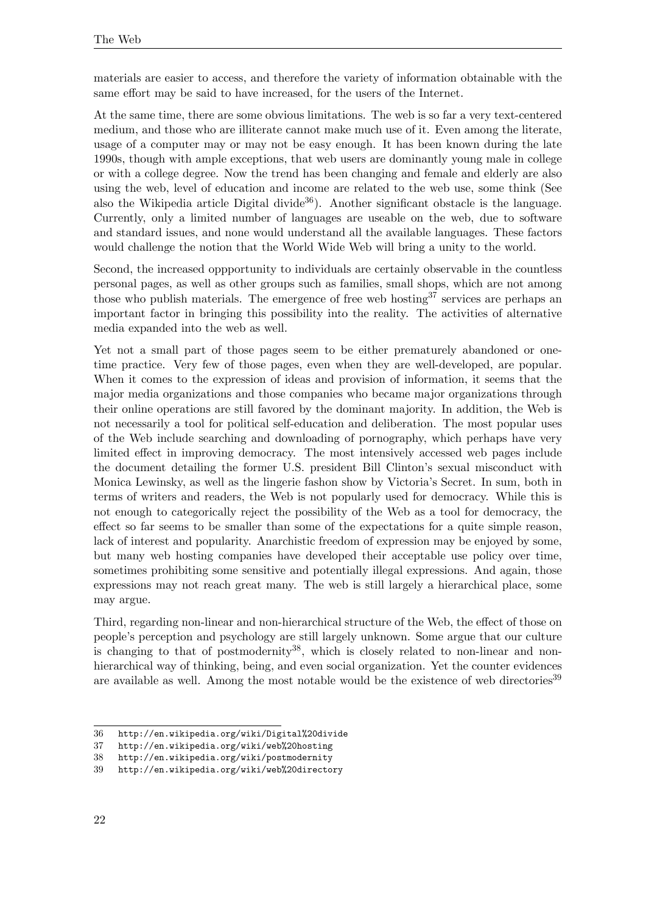materials are easier to access, and therefore the variety of information obtainable with the same effort may be said to have increased, for the users of the Internet.

At the same time, there are some obvious limitations. The web is so far a very text-centered medium, and those who are illiterate cannot make much use of it. Even among the literate, usage of a computer may or may not be easy enough. It has been known during the late 1990s, though with ample exceptions, that web users are dominantly young male in college or with a college degree. Now the trend has been changing and female and elderly are also using the web, level of education and income are related to the web use, some think (See also the Wikipedia article Digital divide[36]). Another significant obstacle is the language. Currently, only a limited number of languages are useable on the web, due to software and standard issues, and none would understand all the available languages. These factors would challenge the notion that the World Wide Web will bring a unity to the world.

Second, the increased oppportunity to individuals are certainly observable in the countless personal pages, as well as other groups such as families, small shops, which are not among those who publish materials. The emergence of free web hosting[37] services are perhaps an important factor in bringing this possibility into the reality. The activities of alternative media expanded into the web as well.

Yet not a small part of those pages seem to be either prematurely abandoned or one-time practice. Very few of those pages, even when they are well-developed, are popular. When it comes to the expression of ideas and provision of information, it seems that the major media organizations and those companies who became major organizations through their online operations are still favored by the dominant majority. In addition, the Web is not necessarily a tool for political self-education and deliberation. The most popular uses of the Web include searching and downloading of pornography, which perhaps have very limited effect in improving democracy. The most intensively accessed web pages include the document detailing the former U.S. president Bill Clinton's sexual misconduct with Monica Lewinsky, as well as the lingerie fashon show by Victoria's Secret. In sum, both in terms of writers and readers, the Web is not popularly used for democracy. While this is not enough to categorically reject the possibility of the Web as a tool for democracy, the effect so far seems to be smaller than some of the expectations for a quite simple reason, lack of interest and popularity. Anarchistic freedom of expression may be enjoyed by some, but many web hosting companies have developed their acceptable use policy over time, sometimes prohibiting some sensitive and potentially illegal expressions. And again, those expressions may not reach great many. The web is still largely a hierarchical place, some may argue.

Third, regarding non-linear and non-hierarchical structure of the Web, the effect of those on people's perception and psychology are still largely unknown. Some argue that our culture is changing to that of postmodernity[38], which is closely related to non-linear and non-hierarchical way of thinking, being, and even social organization. Yet the counter evidences are available as well. Among the most notable would be the existence of web directories[39]

36 http://en.wikipedia.org/wiki/Digital%20divide
37 http://en.wikipedia.org/wiki/web%20hosting
38 http://en.wikipedia.org/wiki/postmodernity
39 http://en.wikipedia.org/wiki/web%20directory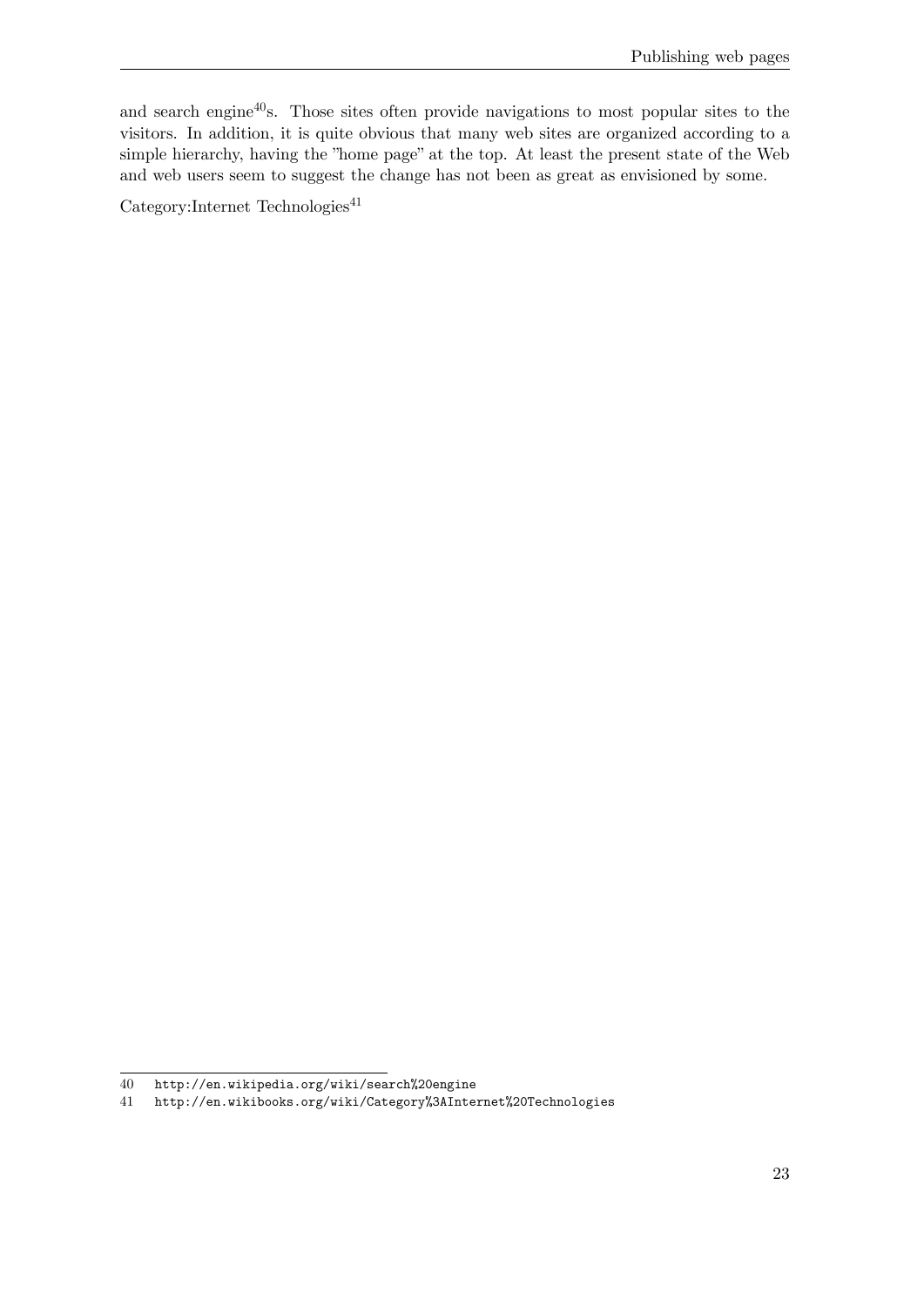and search engine[40]s. Those sites often provide navigations to most popular sites to the visitors. In addition, it is quite obvious that many web sites are organized according to a simple hierarchy, having the "home page" at the top. At least the present state of the Web and web users seem to suggest the change has not been as great as envisioned by some.

Category:Internet Technologies[41]

---

40 http://en.wikipedia.org/wiki/search%20engine

41 http://en.wikibooks.org/wiki/Category%3AInternet%20Technologies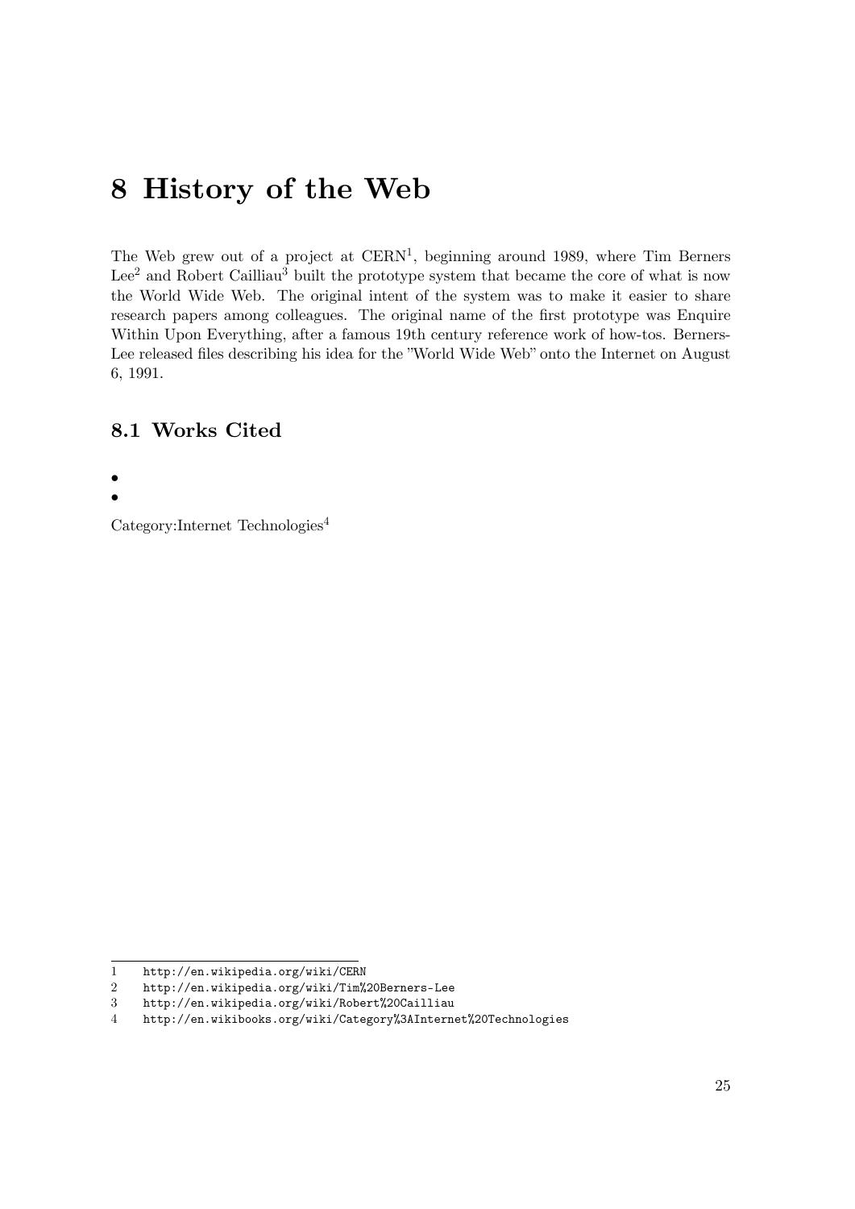# 8 History of the Web

The Web grew out of a project at CERN[1], beginning around 1989, where Tim Berners Lee[2] and Robert Cailliau[3] built the prototype system that became the core of what is now the World Wide Web. The original intent of the system was to make it easier to share research papers among colleagues. The original name of the first prototype was Enquire Within Upon Everything, after a famous 19th century reference work of how-tos. Berners-Lee released files describing his idea for the "World Wide Web" onto the Internet on August 6, 1991.

## 8.1 Works Cited

- 
- 

Category:Internet Technologies[4]

---

1 http://en.wikipedia.org/wiki/CERN
2 http://en.wikipedia.org/wiki/Tim%20Berners-Lee
3 http://en.wikipedia.org/wiki/Robert%20Cailliau
4 http://en.wikibooks.org/wiki/Category%3AInternet%20Technologies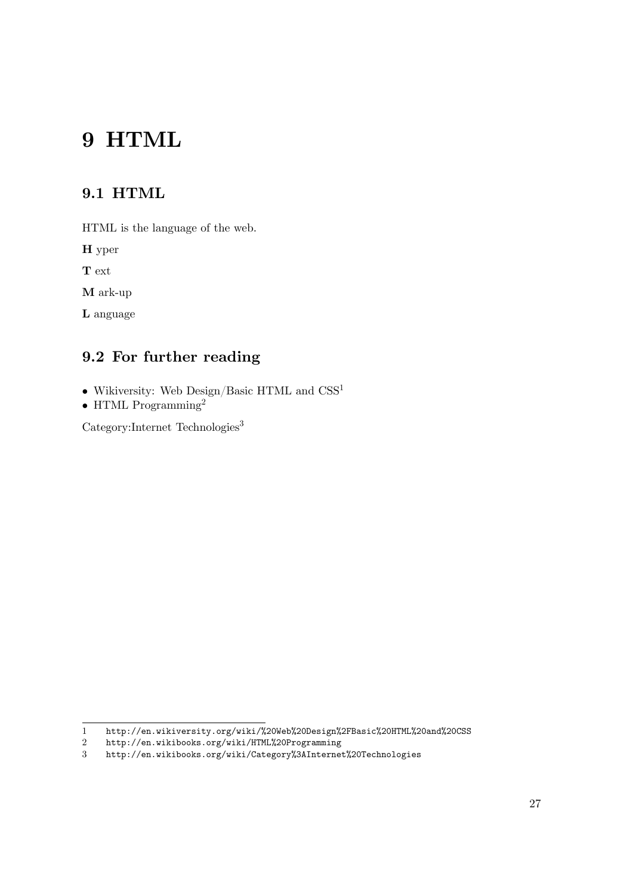# 9 HTML

## 9.1 HTML

HTML is the language of the web.

**H** yper

**T** ext

**M** ark-up

**L** anguage

## 9.2 For further reading

- Wikiversity: Web Design/Basic HTML and CSS[1]
- HTML Programming[2]

Category:Internet Technologies[3]

---

1 http://en.wikiversity.org/wiki/%20Web%20Design%2FBasic%20HTML%20and%20CSS
2 http://en.wikibooks.org/wiki/HTML%20Programming
3 http://en.wikibooks.org/wiki/Category%3AInternet%20Technologies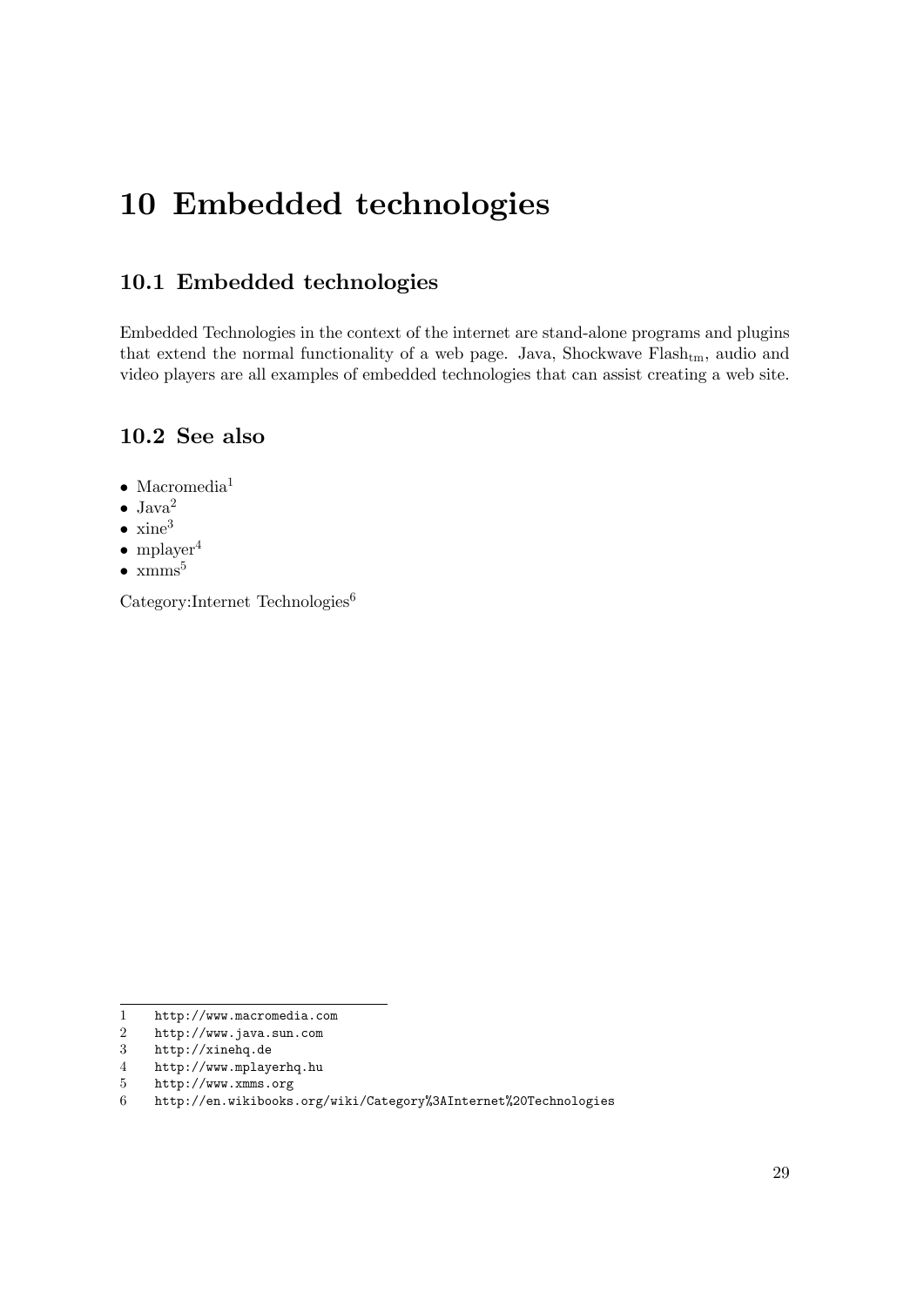# 10 Embedded technologies

## 10.1 Embedded technologies

Embedded Technologies in the context of the internet are stand-alone programs and plugins that extend the normal functionality of a web page. Java, Shockwave Flash$_{tm}$, audio and video players are all examples of embedded technologies that can assist creating a web site.

## 10.2 See also

- Macromedia[1]
- Java[2]
- xine[3]
- mplayer[4]
- xmms[5]

Category:Internet Technologies[6]

---

1 http://www.macromedia.com
2 http://www.java.sun.com
3 http://xinehq.de
4 http://www.mplayerhq.hu
5 http://www.xmms.org
6 http://en.wikibooks.org/wiki/Category%3AInternet%20Technologies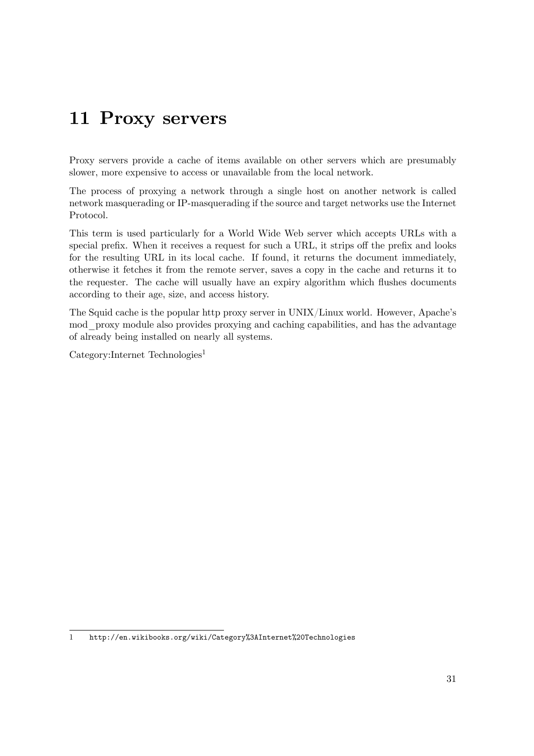# 11 Proxy servers

Proxy servers provide a cache of items available on other servers which are presumably slower, more expensive to access or unavailable from the local network.

The process of proxying a network through a single host on another network is called network masquerading or IP-masquerading if the source and target networks use the Internet Protocol.

This term is used particularly for a World Wide Web server which accepts URLs with a special prefix. When it receives a request for such a URL, it strips off the prefix and looks for the resulting URL in its local cache. If found, it returns the document immediately, otherwise it fetches it from the remote server, saves a copy in the cache and returns it to the requester. The cache will usually have an expiry algorithm which flushes documents according to their age, size, and access history.

The Squid cache is the popular http proxy server in UNIX/Linux world. However, Apache's mod_proxy module also provides proxying and caching capabilities, and has the advantage of already being installed on nearly all systems.

Category:Internet Technologies[1]

---

1 http://en.wikibooks.org/wiki/Category%3AInternet%20Technologies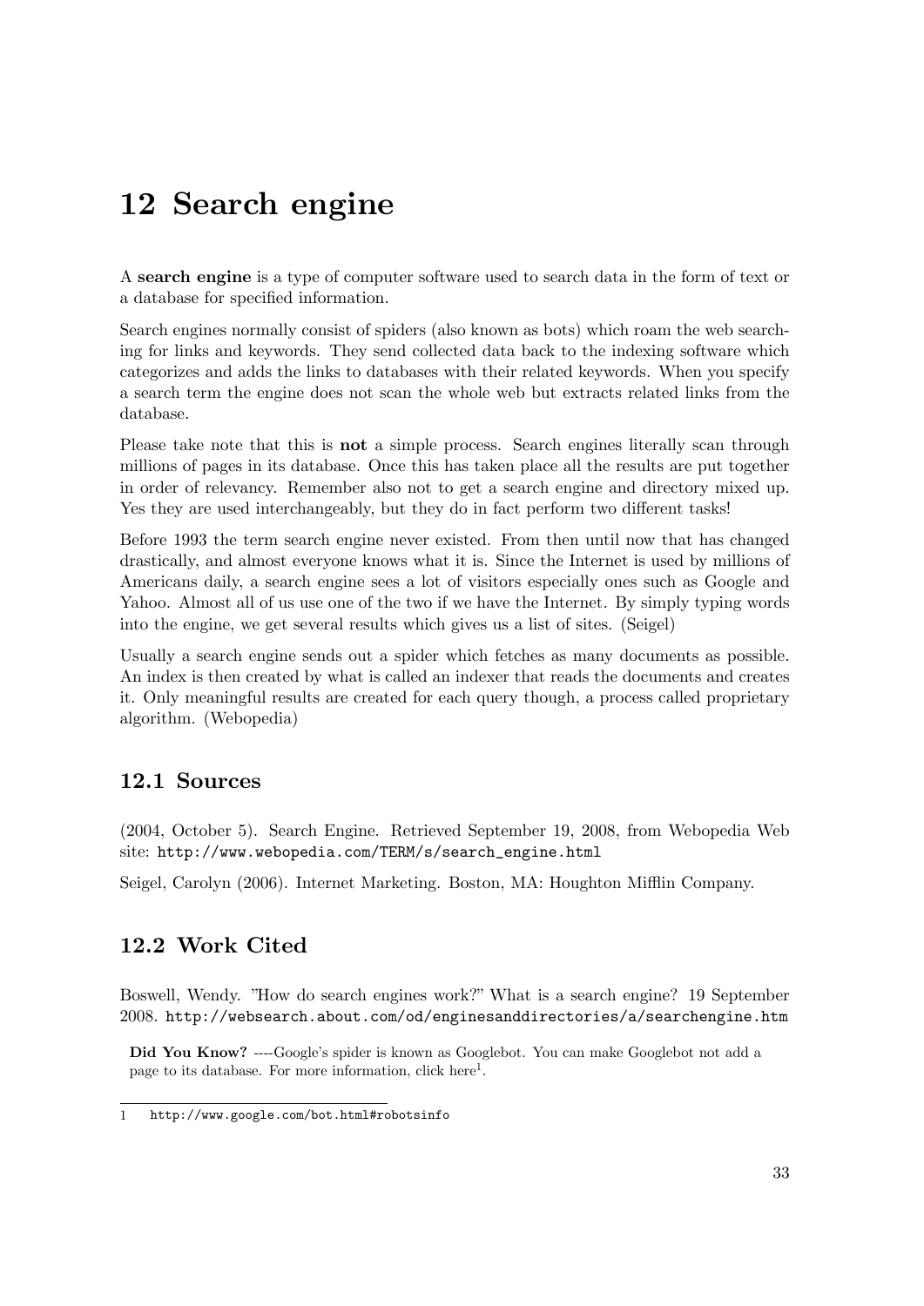# 12 Search engine

A **search engine** is a type of computer software used to search data in the form of text or a database for specified information.

Search engines normally consist of spiders (also known as bots) which roam the web searching for links and keywords. They send collected data back to the indexing software which categorizes and adds the links to databases with their related keywords. When you specify a search term the engine does not scan the whole web but extracts related links from the database.

Please take note that this is **not** a simple process. Search engines literally scan through millions of pages in its database. Once this has taken place all the results are put together in order of relevancy. Remember also not to get a search engine and directory mixed up. Yes they are used interchangeably, but they do in fact perform two different tasks!

Before 1993 the term search engine never existed. From then until now that has changed drastically, and almost everyone knows what it is. Since the Internet is used by millions of Americans daily, a search engine sees a lot of visitors especially ones such as Google and Yahoo. Almost all of us use one of the two if we have the Internet. By simply typing words into the engine, we get several results which gives us a list of sites. (Seigel)

Usually a search engine sends out a spider which fetches as many documents as possible. An index is then created by what is called an indexer that reads the documents and creates it. Only meaningful results are created for each query though, a process called proprietary algorithm. (Webopedia)

## 12.1 Sources

(2004, October 5). Search Engine. Retrieved September 19, 2008, from Webopedia Web site: http://www.webopedia.com/TERM/s/search_engine.html

Seigel, Carolyn (2006). Internet Marketing. Boston, MA: Houghton Mifflin Company.

## 12.2 Work Cited

Boswell, Wendy. "How do search engines work?" What is a search engine? 19 September 2008. http://websearch.about.com/od/enginesanddirectories/a/searchengine.htm

**Did You Know?** ----Google's spider is known as Googlebot. You can make Googlebot not add a page to its database. For more information, click here[1].

1 http://www.google.com/bot.html#robotsinfo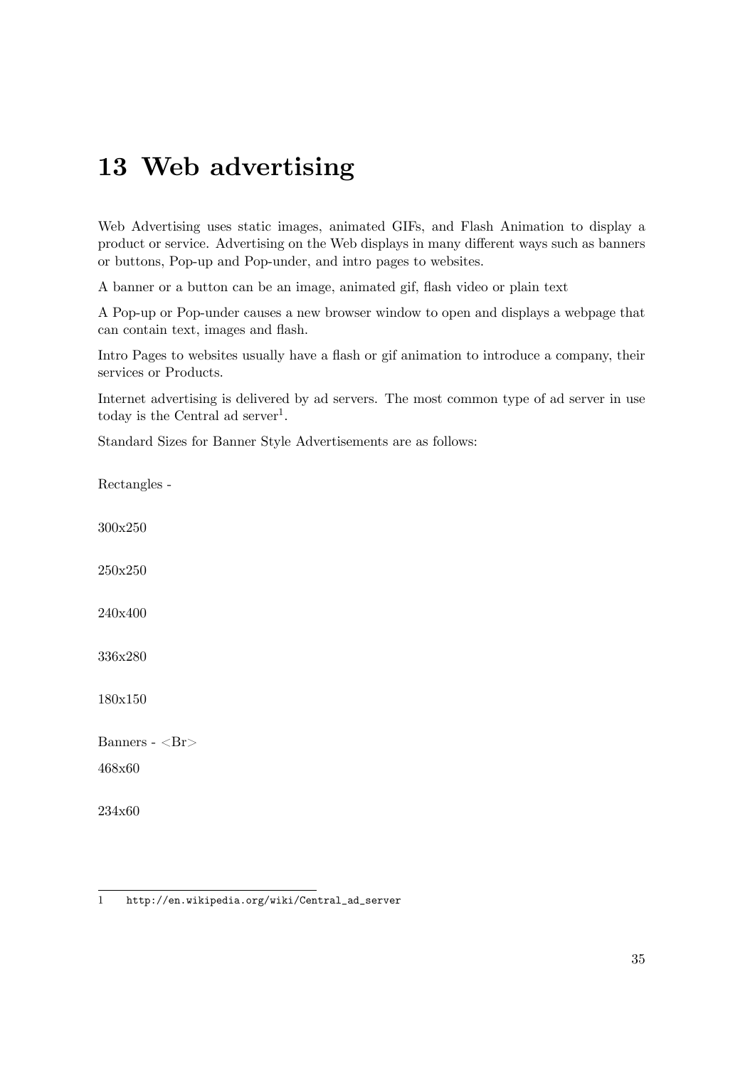# 13 Web advertising

Web Advertising uses static images, animated GIFs, and Flash Animation to display a product or service. Advertising on the Web displays in many different ways such as banners or buttons, Pop-up and Pop-under, and intro pages to websites.

A banner or a button can be an image, animated gif, flash video or plain text

A Pop-up or Pop-under causes a new browser window to open and displays a webpage that can contain text, images and flash.

Intro Pages to websites usually have a flash or gif animation to introduce a company, their services or Products.

Internet advertising is delivered by ad servers. The most common type of ad server in use today is the Central ad server[1].

Standard Sizes for Banner Style Advertisements are as follows:

Rectangles -

300x250

250x250

240x400

336x280

180x150

Banners - <Br>

468x60

234x60

---

1 http://en.wikipedia.org/wiki/Central_ad_server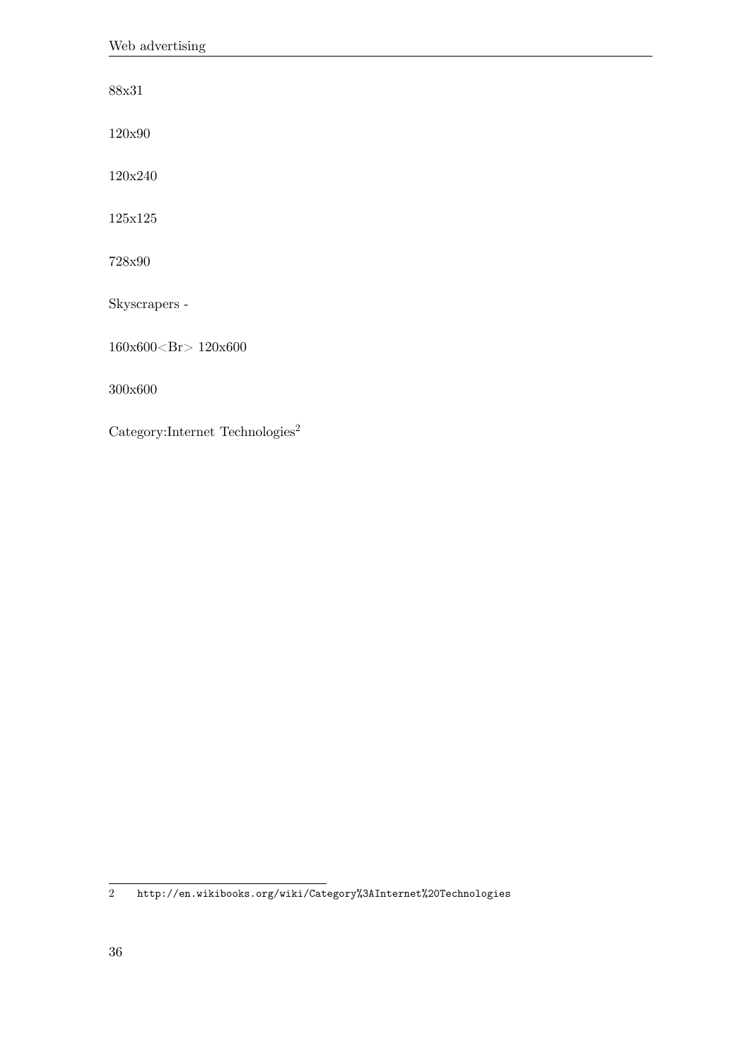88x31

120x90

120x240

125x125

728x90

Skyscrapers -

160x600<Br> 120x600

300x600

Category:Internet Technologies[2]

---

2 http://en.wikibooks.org/wiki/Category%3AInternet%20Technologies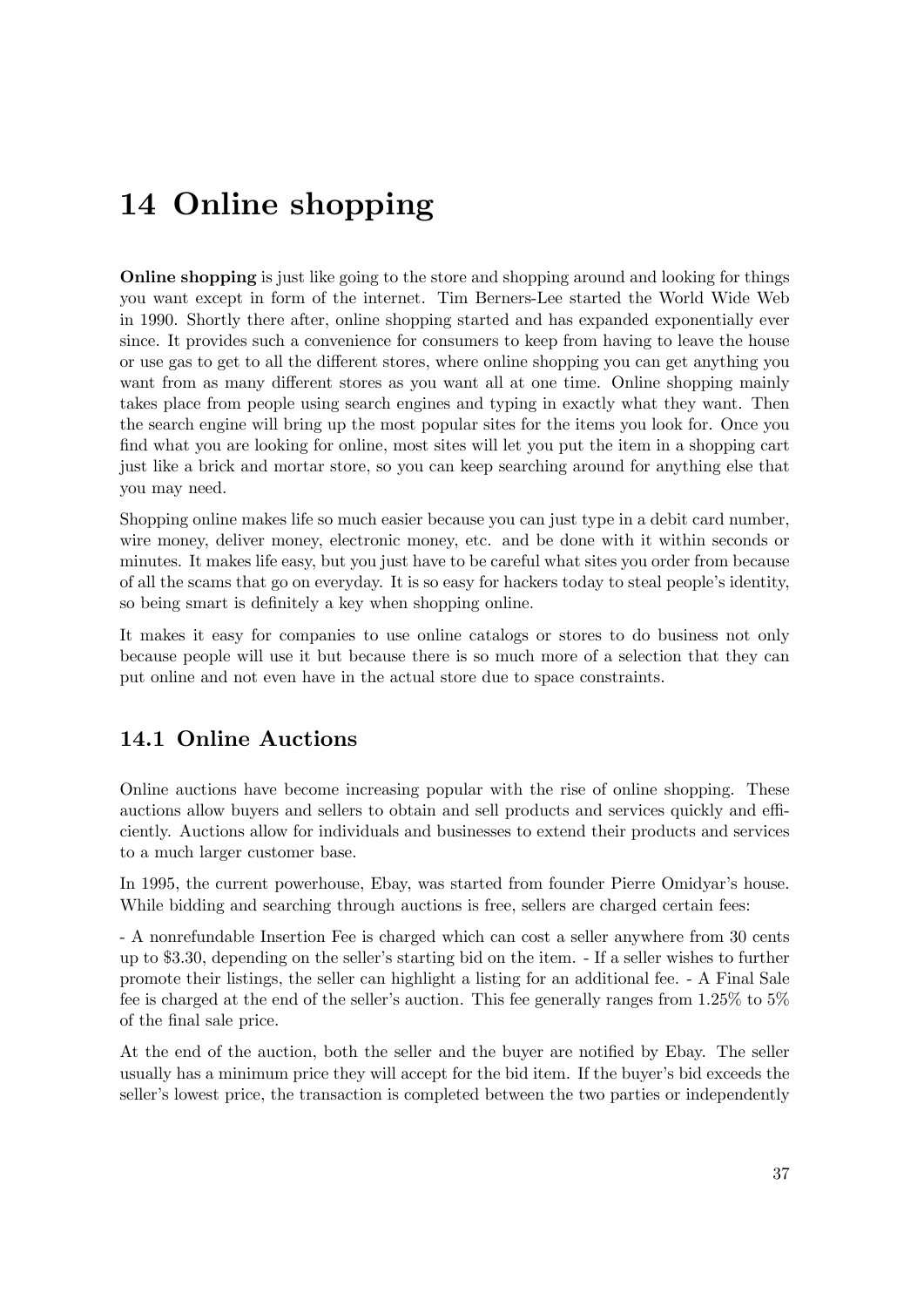# 14 Online shopping

**Online shopping** is just like going to the store and shopping around and looking for things you want except in form of the internet. Tim Berners-Lee started the World Wide Web in 1990. Shortly there after, online shopping started and has expanded exponentially ever since. It provides such a convenience for consumers to keep from having to leave the house or use gas to get to all the different stores, where online shopping you can get anything you want from as many different stores as you want all at one time. Online shopping mainly takes place from people using search engines and typing in exactly what they want. Then the search engine will bring up the most popular sites for the items you look for. Once you find what you are looking for online, most sites will let you put the item in a shopping cart just like a brick and mortar store, so you can keep searching around for anything else that you may need.

Shopping online makes life so much easier because you can just type in a debit card number, wire money, deliver money, electronic money, etc. and be done with it within seconds or minutes. It makes life easy, but you just have to be careful what sites you order from because of all the scams that go on everyday. It is so easy for hackers today to steal people's identity, so being smart is definitely a key when shopping online.

It makes it easy for companies to use online catalogs or stores to do business not only because people will use it but because there is so much more of a selection that they can put online and not even have in the actual store due to space constraints.

## 14.1 Online Auctions

Online auctions have become increasing popular with the rise of online shopping. These auctions allow buyers and sellers to obtain and sell products and services quickly and efficiently. Auctions allow for individuals and businesses to extend their products and services to a much larger customer base.

In 1995, the current powerhouse, Ebay, was started from founder Pierre Omidyar's house. While bidding and searching through auctions is free, sellers are charged certain fees:

- A nonrefundable Insertion Fee is charged which can cost a seller anywhere from 30 cents up to $3.30, depending on the seller's starting bid on the item. - If a seller wishes to further promote their listings, the seller can highlight a listing for an additional fee. - A Final Sale fee is charged at the end of the seller's auction. This fee generally ranges from 1.25% to 5% of the final sale price.

At the end of the auction, both the seller and the buyer are notified by Ebay. The seller usually has a minimum price they will accept for the bid item. If the buyer's bid exceeds the seller's lowest price, the transaction is completed between the two parties or independently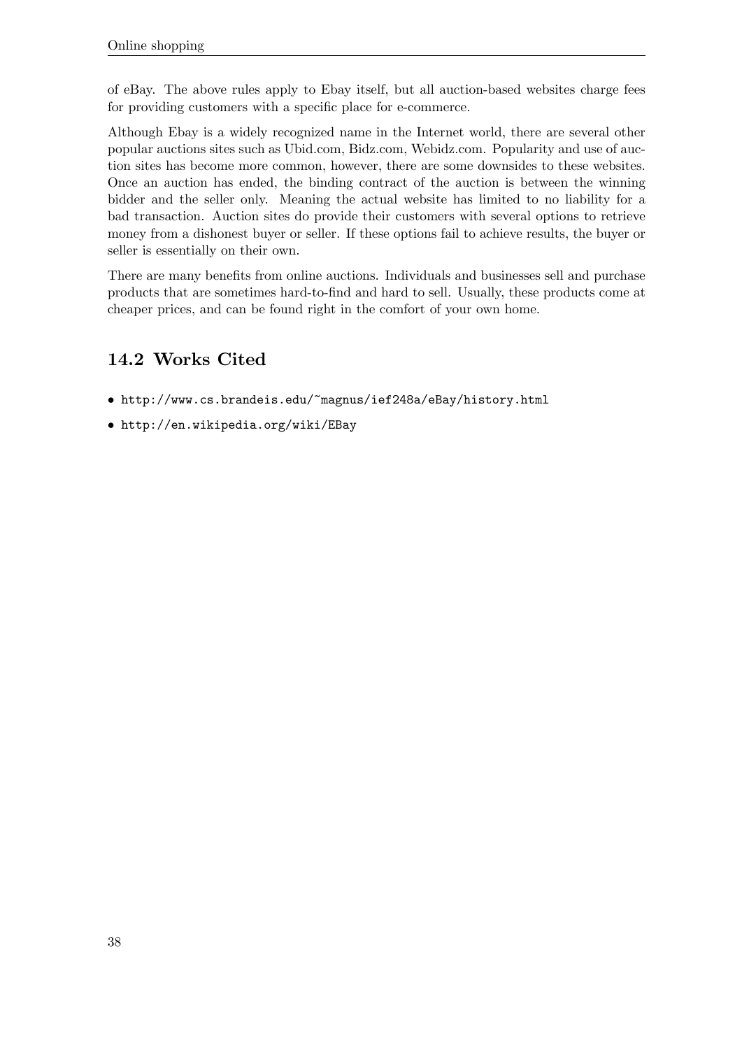of eBay. The above rules apply to Ebay itself, but all auction-based websites charge fees for providing customers with a specific place for e-commerce.

Although Ebay is a widely recognized name in the Internet world, there are several other popular auctions sites such as Ubid.com, Bidz.com, Webidz.com. Popularity and use of auction sites has become more common, however, there are some downsides to these websites. Once an auction has ended, the binding contract of the auction is between the winning bidder and the seller only. Meaning the actual website has limited to no liability for a bad transaction. Auction sites do provide their customers with several options to retrieve money from a dishonest buyer or seller. If these options fail to achieve results, the buyer or seller is essentially on their own.

There are many benefits from online auctions. Individuals and businesses sell and purchase products that are sometimes hard-to-find and hard to sell. Usually, these products come at cheaper prices, and can be found right in the comfort of your own home.

## 14.2 Works Cited

- http://www.cs.brandeis.edu/~magnus/ief248a/eBay/history.html
- http://en.wikipedia.org/wiki/EBay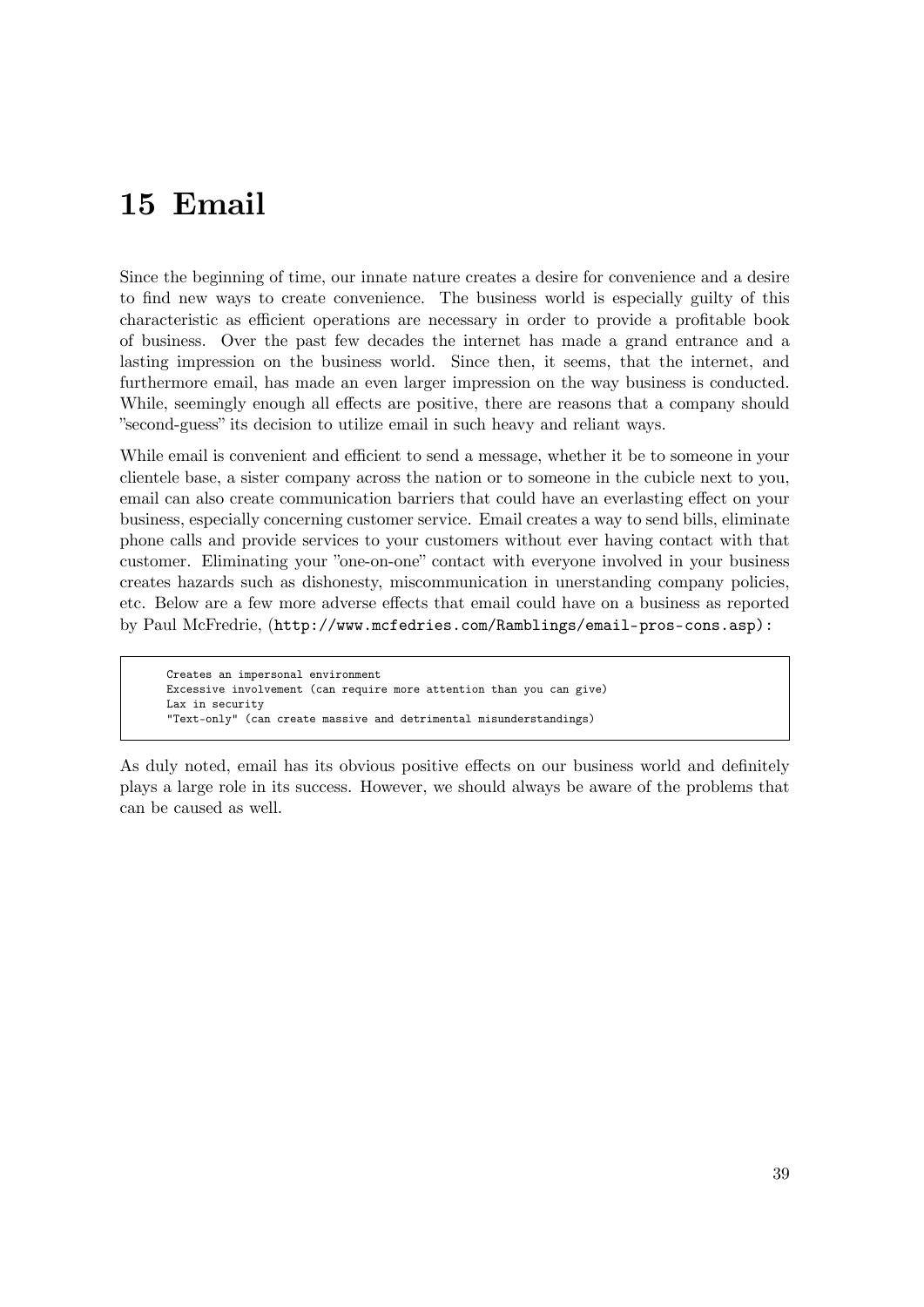# 15 Email

Since the beginning of time, our innate nature creates a desire for convenience and a desire to find new ways to create convenience. The business world is especially guilty of this characteristic as efficient operations are necessary in order to provide a profitable book of business. Over the past few decades the internet has made a grand entrance and a lasting impression on the business world. Since then, it seems, that the internet, and furthermore email, has made an even larger impression on the way business is conducted. While, seemingly enough all effects are positive, there are reasons that a company should "second-guess" its decision to utilize email in such heavy and reliant ways.

While email is convenient and efficient to send a message, whether it be to someone in your clientele base, a sister company across the nation or to someone in the cubicle next to you, email can also create communication barriers that could have an everlasting effect on your business, especially concerning customer service. Email creates a way to send bills, eliminate phone calls and provide services to your customers without ever having contact with that customer. Eliminating your "one-on-one" contact with everyone involved in your business creates hazards such as dishonesty, miscommunication in unerstanding company policies, etc. Below are a few more adverse effects that email could have on a business as reported by Paul McFredrie, (`http://www.mcfedries.com/Ramblings/email-pros-cons.asp`):

```
Creates an impersonal environment
Excessive involvement (can require more attention than you can give)
Lax in security
"Text-only" (can create massive and detrimental misunderstandings)
```

As duly noted, email has its obvious positive effects on our business world and definitely plays a large role in its success. However, we should always be aware of the problems that can be caused as well.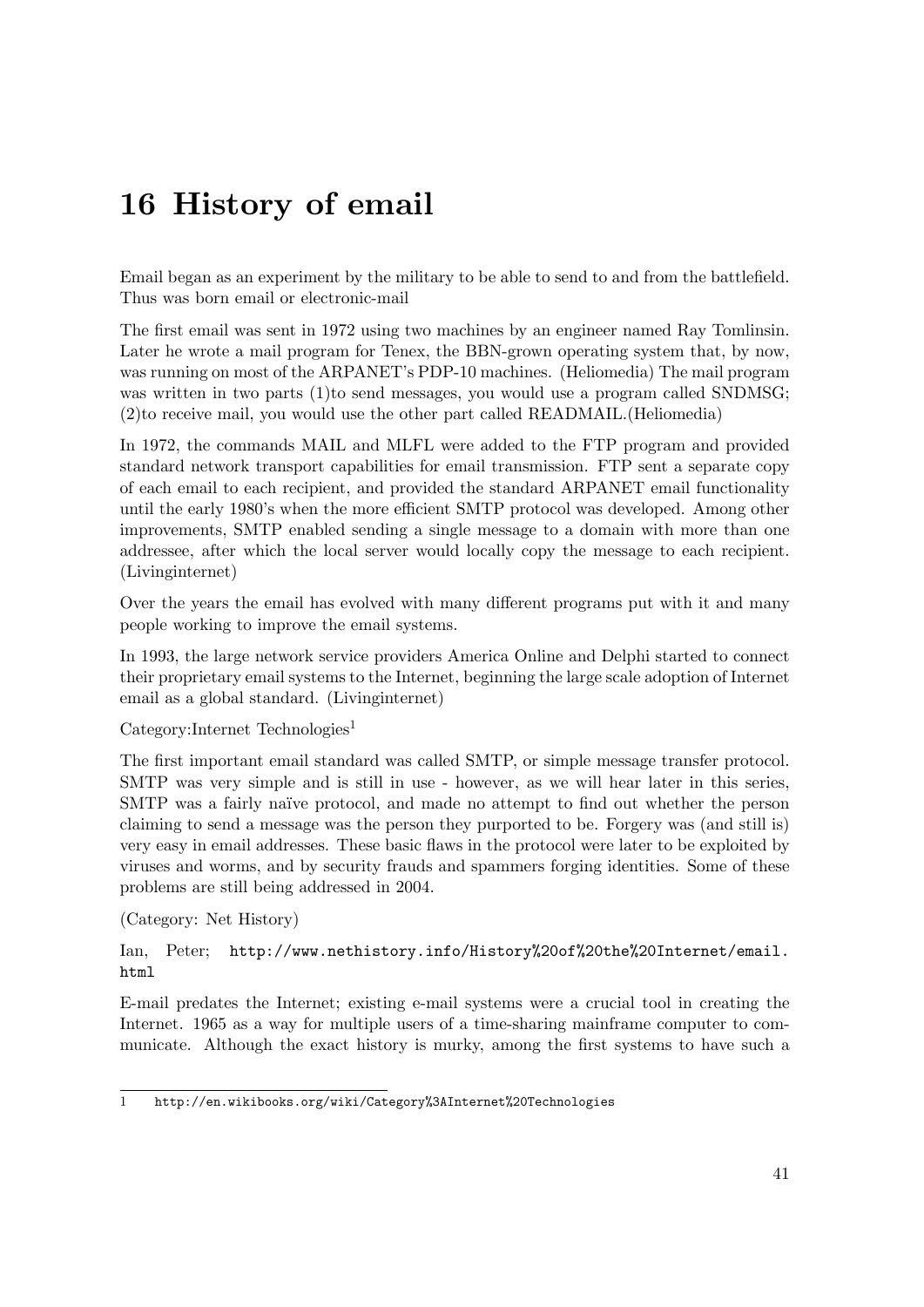# 16 History of email

Email began as an experiment by the military to be able to send to and from the battlefield. Thus was born email or electronic-mail

The first email was sent in 1972 using two machines by an engineer named Ray Tomlinsin. Later he wrote a mail program for Tenex, the BBN-grown operating system that, by now, was running on most of the ARPANET's PDP-10 machines. (Heliomedia) The mail program was written in two parts (1)to send messages, you would use a program called SNDMSG; (2)to receive mail, you would use the other part called READMAIL.(Heliomedia)

In 1972, the commands MAIL and MLFL were added to the FTP program and provided standard network transport capabilities for email transmission. FTP sent a separate copy of each email to each recipient, and provided the standard ARPANET email functionality until the early 1980's when the more efficient SMTP protocol was developed. Among other improvements, SMTP enabled sending a single message to a domain with more than one addressee, after which the local server would locally copy the message to each recipient. (Livinginternet)

Over the years the email has evolved with many different programs put with it and many people working to improve the email systems.

In 1993, the large network service providers America Online and Delphi started to connect their proprietary email systems to the Internet, beginning the large scale adoption of Internet email as a global standard. (Livinginternet)

Category:Internet Technologies[1]

The first important email standard was called SMTP, or simple message transfer protocol. SMTP was very simple and is still in use - however, as we will hear later in this series, SMTP was a fairly naïve protocol, and made no attempt to find out whether the person claiming to send a message was the person they purported to be. Forgery was (and still is) very easy in email addresses. These basic flaws in the protocol were later to be exploited by viruses and worms, and by security frauds and spammers forging identities. Some of these problems are still being addressed in 2004.

(Category: Net History)

Ian, Peter; http://www.nethistory.info/History%20of%20the%20Internet/email.html

E-mail predates the Internet; existing e-mail systems were a crucial tool in creating the Internet. 1965 as a way for multiple users of a time-sharing mainframe computer to communicate. Although the exact history is murky, among the first systems to have such a

---

1 http://en.wikibooks.org/wiki/Category%3AInternet%20Technologies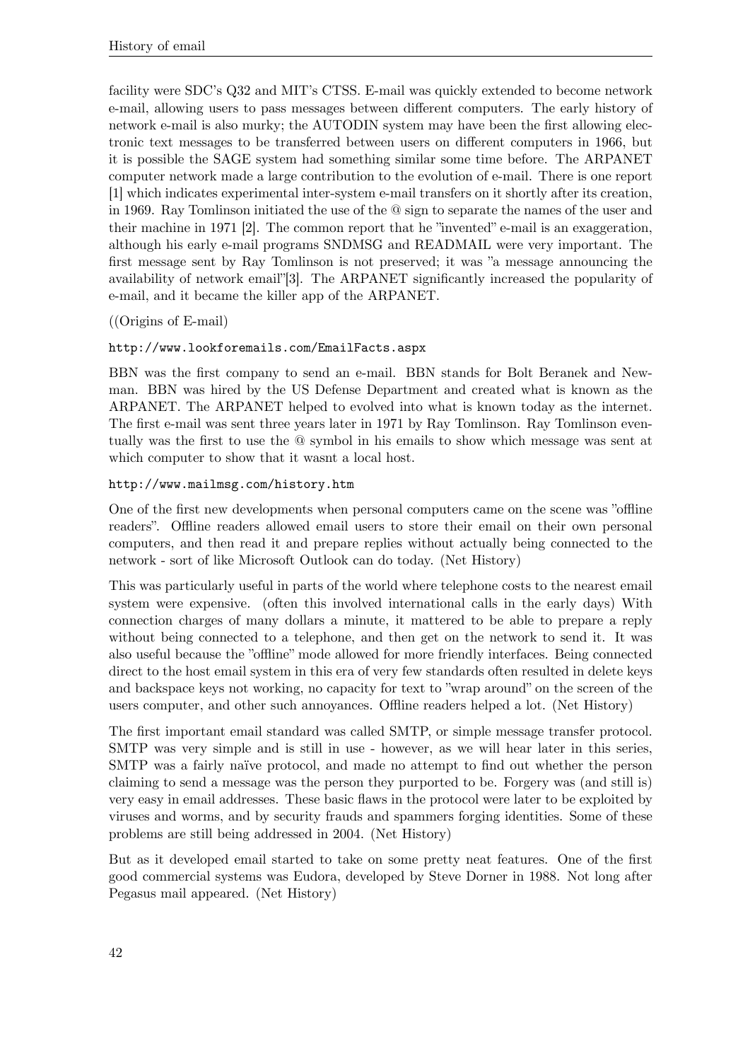facility were SDC's Q32 and MIT's CTSS. E-mail was quickly extended to become network e-mail, allowing users to pass messages between different computers. The early history of network e-mail is also murky; the AUTODIN system may have been the first allowing electronic text messages to be transferred between users on different computers in 1966, but it is possible the SAGE system had something similar some time before. The ARPANET computer network made a large contribution to the evolution of e-mail. There is one report [1] which indicates experimental inter-system e-mail transfers on it shortly after its creation, in 1969. Ray Tomlinson initiated the use of the @ sign to separate the names of the user and their machine in 1971 [2]. The common report that he "invented" e-mail is an exaggeration, although his early e-mail programs SNDMSG and READMAIL were very important. The first message sent by Ray Tomlinson is not preserved; it was "a message announcing the availability of network email"[3]. The ARPANET significantly increased the popularity of e-mail, and it became the killer app of the ARPANET.

((Origins of E-mail)

`http://www.lookforemails.com/EmailFacts.aspx`

BBN was the first company to send an e-mail. BBN stands for Bolt Beranek and Newman. BBN was hired by the US Defense Department and created what is known as the ARPANET. The ARPANET helped to evolved into what is known today as the internet. The first e-mail was sent three years later in 1971 by Ray Tomlinson. Ray Tomlinson eventually was the first to use the @ symbol in his emails to show which message was sent at which computer to show that it wasnt a local host.

`http://www.mailmsg.com/history.htm`

One of the first new developments when personal computers came on the scene was "offline readers". Offline readers allowed email users to store their email on their own personal computers, and then read it and prepare replies without actually being connected to the network - sort of like Microsoft Outlook can do today. (Net History)

This was particularly useful in parts of the world where telephone costs to the nearest email system were expensive. (often this involved international calls in the early days) With connection charges of many dollars a minute, it mattered to be able to prepare a reply without being connected to a telephone, and then get on the network to send it. It was also useful because the "offline" mode allowed for more friendly interfaces. Being connected direct to the host email system in this era of very few standards often resulted in delete keys and backspace keys not working, no capacity for text to "wrap around" on the screen of the users computer, and other such annoyances. Offline readers helped a lot. (Net History)

The first important email standard was called SMTP, or simple message transfer protocol. SMTP was very simple and is still in use - however, as we will hear later in this series, SMTP was a fairly naïve protocol, and made no attempt to find out whether the person claiming to send a message was the person they purported to be. Forgery was (and still is) very easy in email addresses. These basic flaws in the protocol were later to be exploited by viruses and worms, and by security frauds and spammers forging identities. Some of these problems are still being addressed in 2004. (Net History)

But as it developed email started to take on some pretty neat features. One of the first good commercial systems was Eudora, developed by Steve Dorner in 1988. Not long after Pegasus mail appeared. (Net History)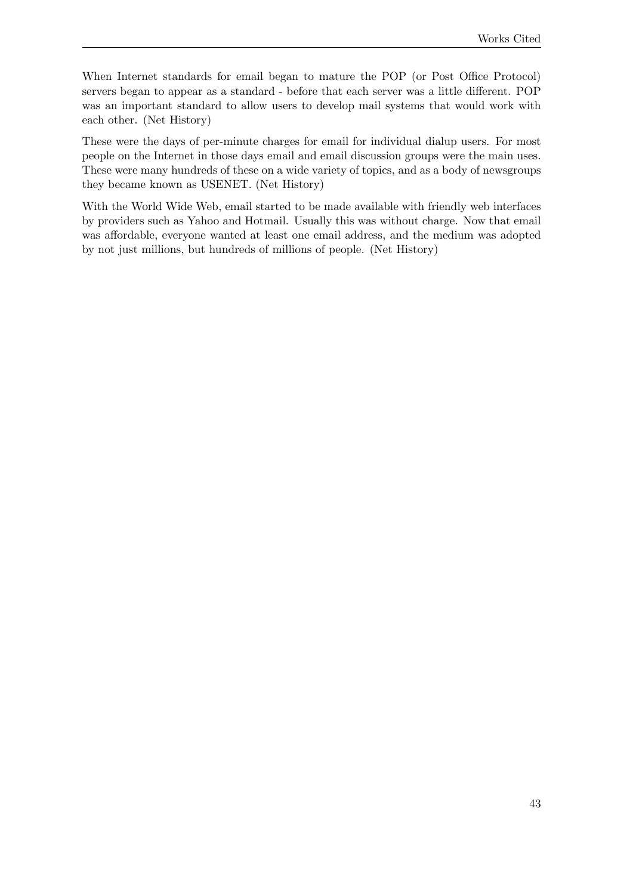When Internet standards for email began to mature the POP (or Post Office Protocol) servers began to appear as a standard - before that each server was a little different. POP was an important standard to allow users to develop mail systems that would work with each other. (Net History)

These were the days of per-minute charges for email for individual dialup users. For most people on the Internet in those days email and email discussion groups were the main uses. These were many hundreds of these on a wide variety of topics, and as a body of newsgroups they became known as USENET. (Net History)

With the World Wide Web, email started to be made available with friendly web interfaces by providers such as Yahoo and Hotmail. Usually this was without charge. Now that email was affordable, everyone wanted at least one email address, and the medium was adopted by not just millions, but hundreds of millions of people. (Net History)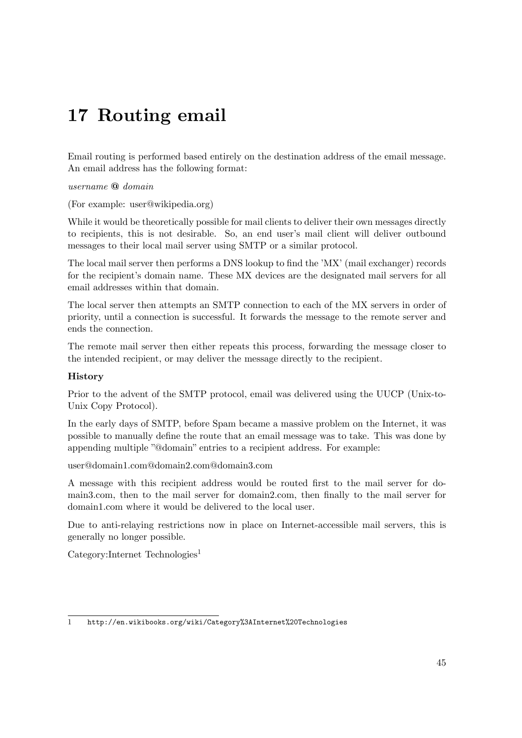# 17 Routing email

Email routing is performed based entirely on the destination address of the email message. An email address has the following format:

*username* **@** *domain*

(For example: user@wikipedia.org)

While it would be theoretically possible for mail clients to deliver their own messages directly to recipients, this is not desirable. So, an end user's mail client will deliver outbound messages to their local mail server using SMTP or a similar protocol.

The local mail server then performs a DNS lookup to find the 'MX' (mail exchanger) records for the recipient's domain name. These MX devices are the designated mail servers for all email addresses within that domain.

The local server then attempts an SMTP connection to each of the MX servers in order of priority, until a connection is successful. It forwards the message to the remote server and ends the connection.

The remote mail server then either repeats this process, forwarding the message closer to the intended recipient, or may deliver the message directly to the recipient.

**History**

Prior to the advent of the SMTP protocol, email was delivered using the UUCP (Unix-to-Unix Copy Protocol).

In the early days of SMTP, before Spam became a massive problem on the Internet, it was possible to manually define the route that an email message was to take. This was done by appending multiple "@domain" entries to a recipient address. For example:

user@domain1.com@domain2.com@domain3.com

A message with this recipient address would be routed first to the mail server for domain3.com, then to the mail server for domain2.com, then finally to the mail server for domain1.com where it would be delivered to the local user.

Due to anti-relaying restrictions now in place on Internet-accessible mail servers, this is generally no longer possible.

Category:Internet Technologies[1]

---

1 http://en.wikibooks.org/wiki/Category%3AInternet%20Technologies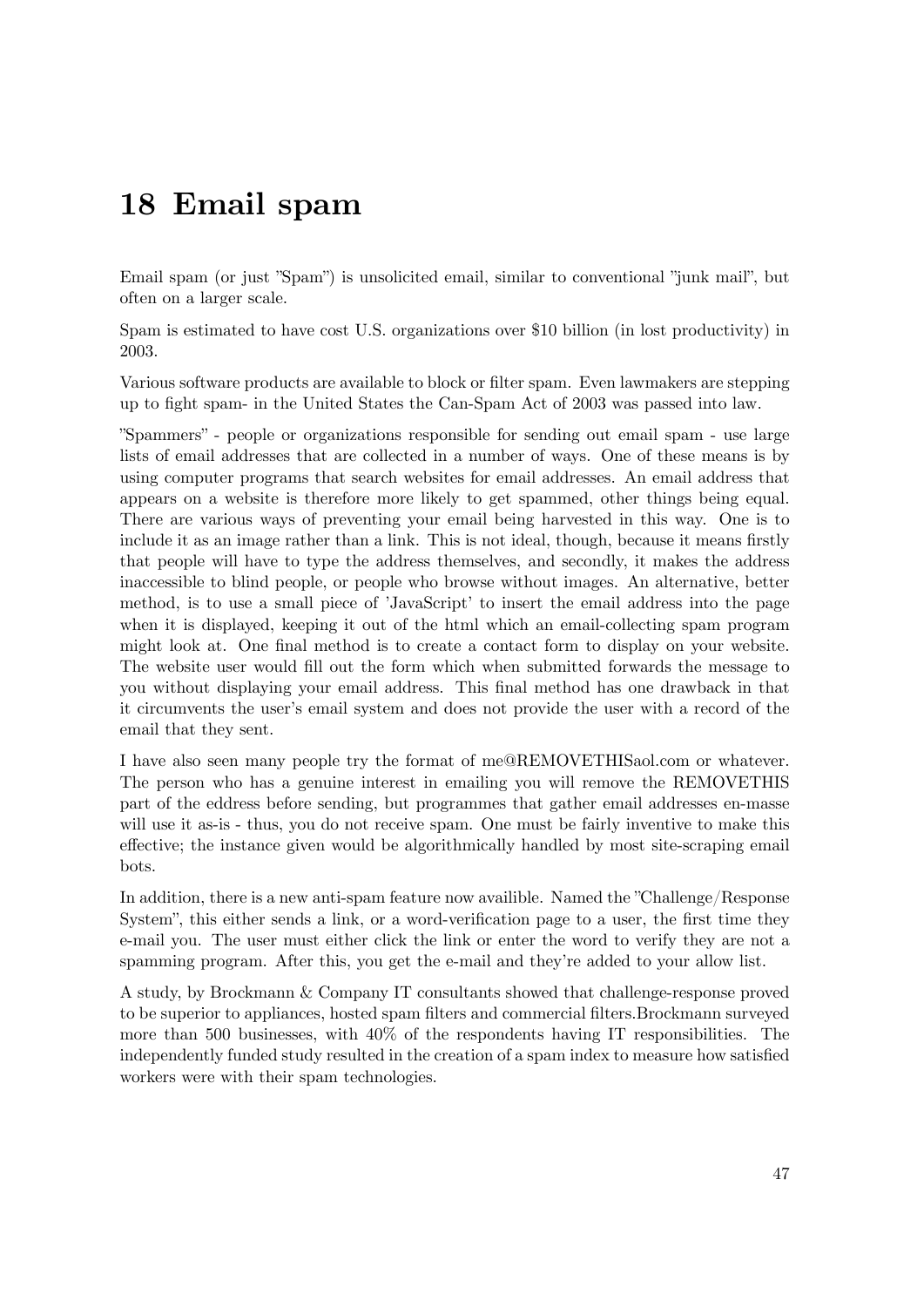# 18 Email spam

Email spam (or just "Spam") is unsolicited email, similar to conventional "junk mail", but often on a larger scale.

Spam is estimated to have cost U.S. organizations over $10 billion (in lost productivity) in 2003.

Various software products are available to block or filter spam. Even lawmakers are stepping up to fight spam- in the United States the Can-Spam Act of 2003 was passed into law.

"Spammers" - people or organizations responsible for sending out email spam - use large lists of email addresses that are collected in a number of ways. One of these means is by using computer programs that search websites for email addresses. An email address that appears on a website is therefore more likely to get spammed, other things being equal. There are various ways of preventing your email being harvested in this way. One is to include it as an image rather than a link. This is not ideal, though, because it means firstly that people will have to type the address themselves, and secondly, it makes the address inaccessible to blind people, or people who browse without images. An alternative, better method, is to use a small piece of 'JavaScript' to insert the email address into the page when it is displayed, keeping it out of the html which an email-collecting spam program might look at. One final method is to create a contact form to display on your website. The website user would fill out the form which when submitted forwards the message to you without displaying your email address. This final method has one drawback in that it circumvents the user's email system and does not provide the user with a record of the email that they sent.

I have also seen many people try the format of me@REMOVETHISaol.com or whatever. The person who has a genuine interest in emailing you will remove the REMOVETHIS part of the eddress before sending, but programmes that gather email addresses en-masse will use it as-is - thus, you do not receive spam. One must be fairly inventive to make this effective; the instance given would be algorithmically handled by most site-scraping email bots.

In addition, there is a new anti-spam feature now availible. Named the "Challenge/Response System", this either sends a link, or a word-verification page to a user, the first time they e-mail you. The user must either click the link or enter the word to verify they are not a spamming program. After this, you get the e-mail and they're added to your allow list.

A study, by Brockmann & Company IT consultants showed that challenge-response proved to be superior to appliances, hosted spam filters and commercial filters.Brockmann surveyed more than 500 businesses, with 40% of the respondents having IT responsibilities. The independently funded study resulted in the creation of a spam index to measure how satisfied workers were with their spam technologies.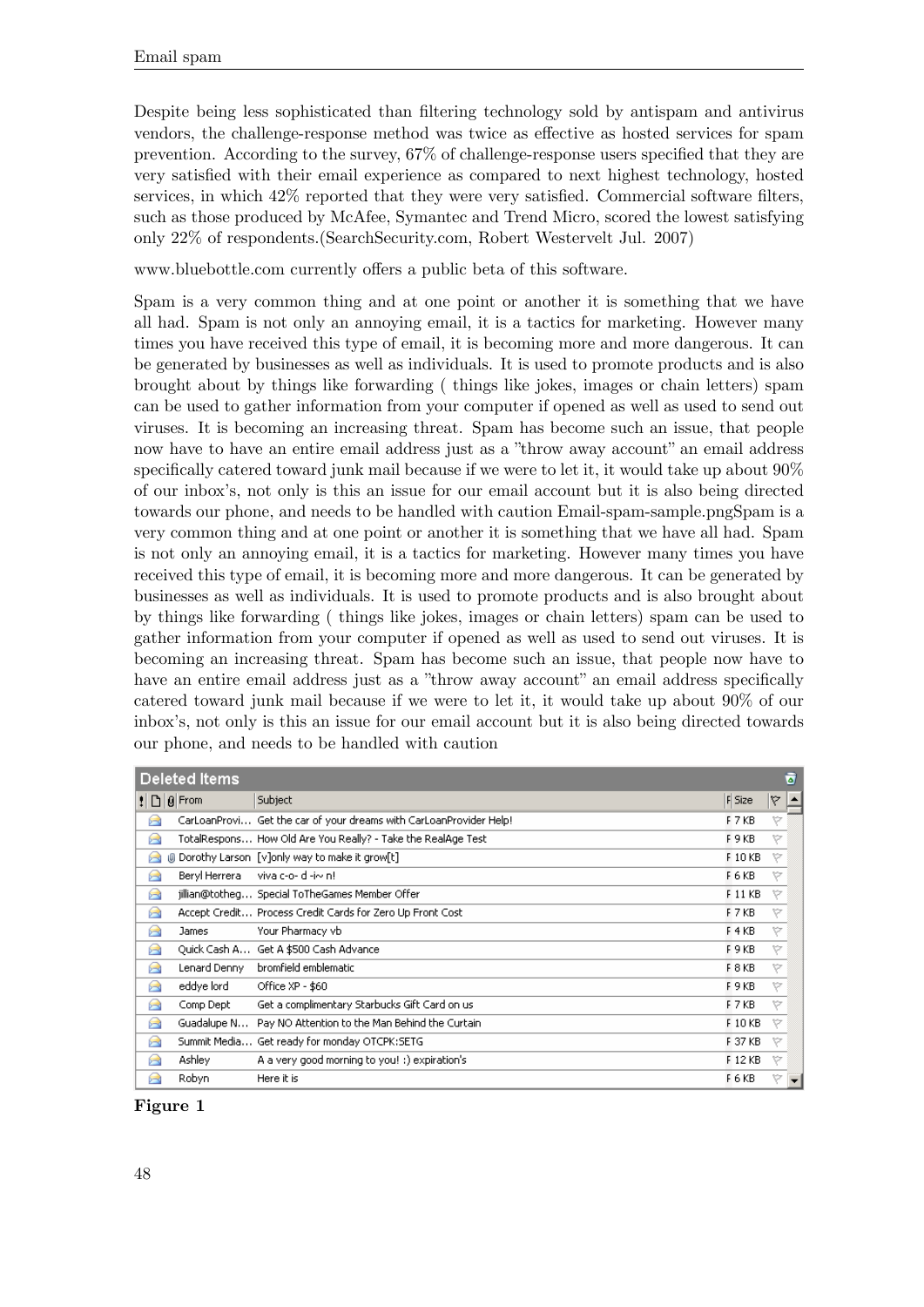Despite being less sophisticated than filtering technology sold by antispam and antivirus vendors, the challenge-response method was twice as effective as hosted services for spam prevention. According to the survey, 67% of challenge-response users specified that they are very satisfied with their email experience as compared to next highest technology, hosted services, in which 42% reported that they were very satisfied. Commercial software filters, such as those produced by McAfee, Symantec and Trend Micro, scored the lowest satisfying only 22% of respondents.(SearchSecurity.com, Robert Westervelt Jul. 2007)

www.bluebottle.com currently offers a public beta of this software.

Spam is a very common thing and at one point or another it is something that we have all had. Spam is not only an annoying email, it is a tactics for marketing. However many times you have received this type of email, it is becoming more and more dangerous. It can be generated by businesses as well as individuals. It is used to promote products and is also brought about by things like forwarding ( things like jokes, images or chain letters) spam can be used to gather information from your computer if opened as well as used to send out viruses. It is becoming an increasing threat. Spam has become such an issue, that people now have to have an entire email address just as a "throw away account" an email address specifically catered toward junk mail because if we were to let it, it would take up about 90% of our inbox's, not only is this an issue for our email account but it is also being directed towards our phone, and needs to be handled with caution Email-spam-sample.pngSpam is a very common thing and at one point or another it is something that we have all had. Spam is not only an annoying email, it is a tactics for marketing. However many times you have received this type of email, it is becoming more and more dangerous. It can be generated by businesses as well as individuals. It is used to promote products and is also brought about by things like forwarding ( things like jokes, images or chain letters) spam can be used to gather information from your computer if opened as well as used to send out viruses. It is becoming an increasing threat. Spam has become such an issue, that people now have to have an entire email address just as a "throw away account" an email address specifically catered toward junk mail because if we were to let it, it would take up about 90% of our inbox's, not only is this an issue for our email account but it is also being directed towards our phone, and needs to be handled with caution

**Deleted Items**

| From | Subject | Size |
|---|---|---|
| CarLoanProvi... | Get the car of your dreams with CarLoanProvider Help! | 7 KB |
| TotalRespons... | How Old Are You Really? - Take the RealAge Test | 9 KB |
| Dorothy Larson | [v]only way to make it grow[t] | 10 KB |
| Beryl Herrera | viva c-o- d -i~ n! | 6 KB |
| jillian@totheg... | Special ToTheGames Member Offer | 11 KB |
| Accept Credit... | Process Credit Cards for Zero Up Front Cost | 7 KB |
| James | Your Pharmacy vb | 4 KB |
| Quick Cash A... | Get A $500 Cash Advance | 9 KB |
| Lenard Denny | bromfield emblematic | 8 KB |
| eddye lord | Office XP - $60 | 9 KB |
| Comp Dept | Get a complimentary Starbucks Gift Card on us | 7 KB |
| Guadalupe N... | Pay NO Attention to the Man Behind the Curtain | 10 KB |
| Summit Media... | Get ready for monday OTCPK:SETG | 37 KB |
| Ashley | A a very good morning to you! :) expiration's | 12 KB |
| Robyn | Here it is | 6 KB |

**Figure 1**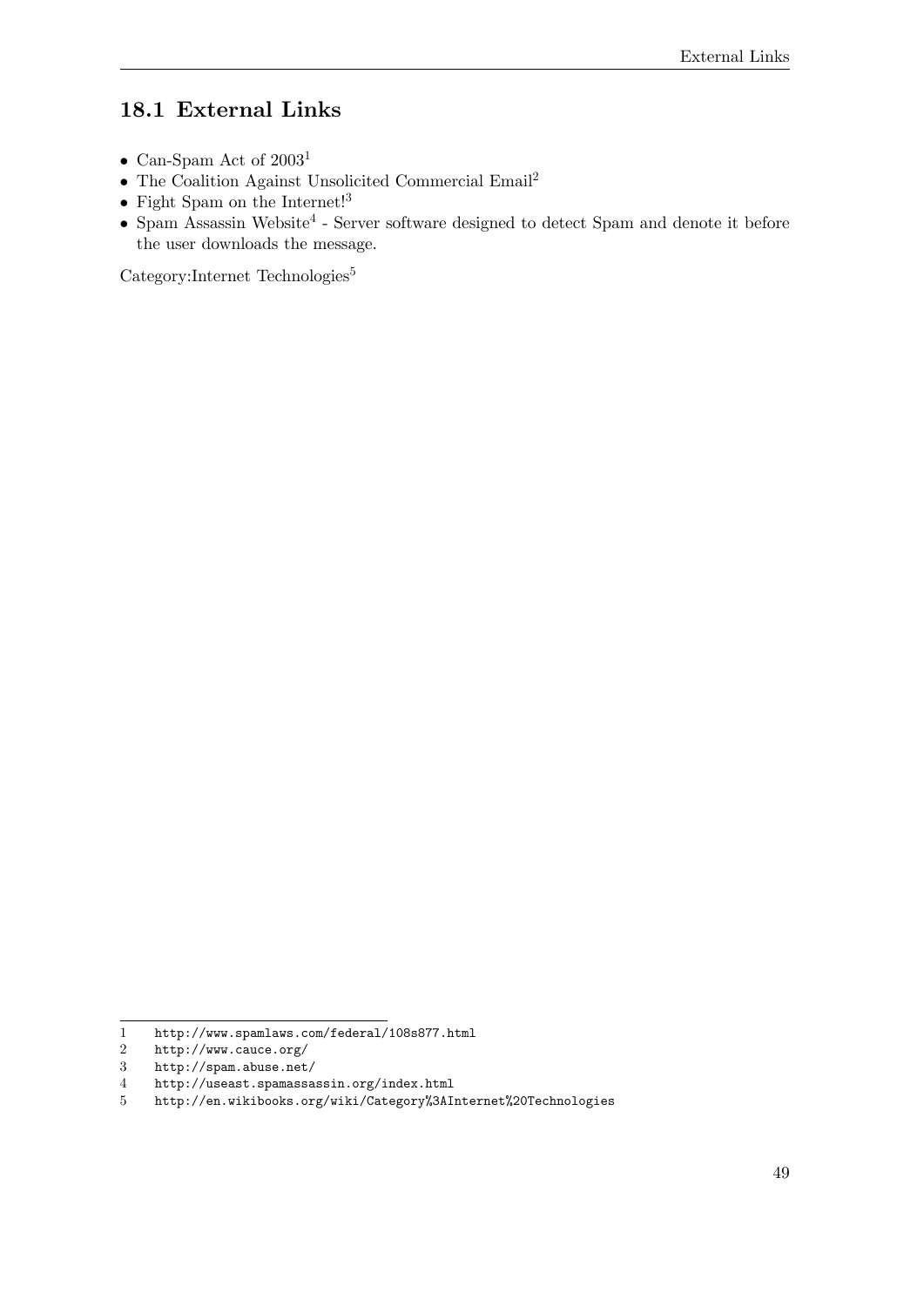## 18.1 External Links

- Can-Spam Act of 2003[1]
- The Coalition Against Unsolicited Commercial Email[2]
- Fight Spam on the Internet![3]
- Spam Assassin Website[4] - Server software designed to detect Spam and denote it before the user downloads the message.

Category:Internet Technologies[5]

---

1 http://www.spamlaws.com/federal/108s877.html
2 http://www.cauce.org/
3 http://spam.abuse.net/
4 http://useast.spamassassin.org/index.html
5 http://en.wikibooks.org/wiki/Category%3AInternet%20Technologies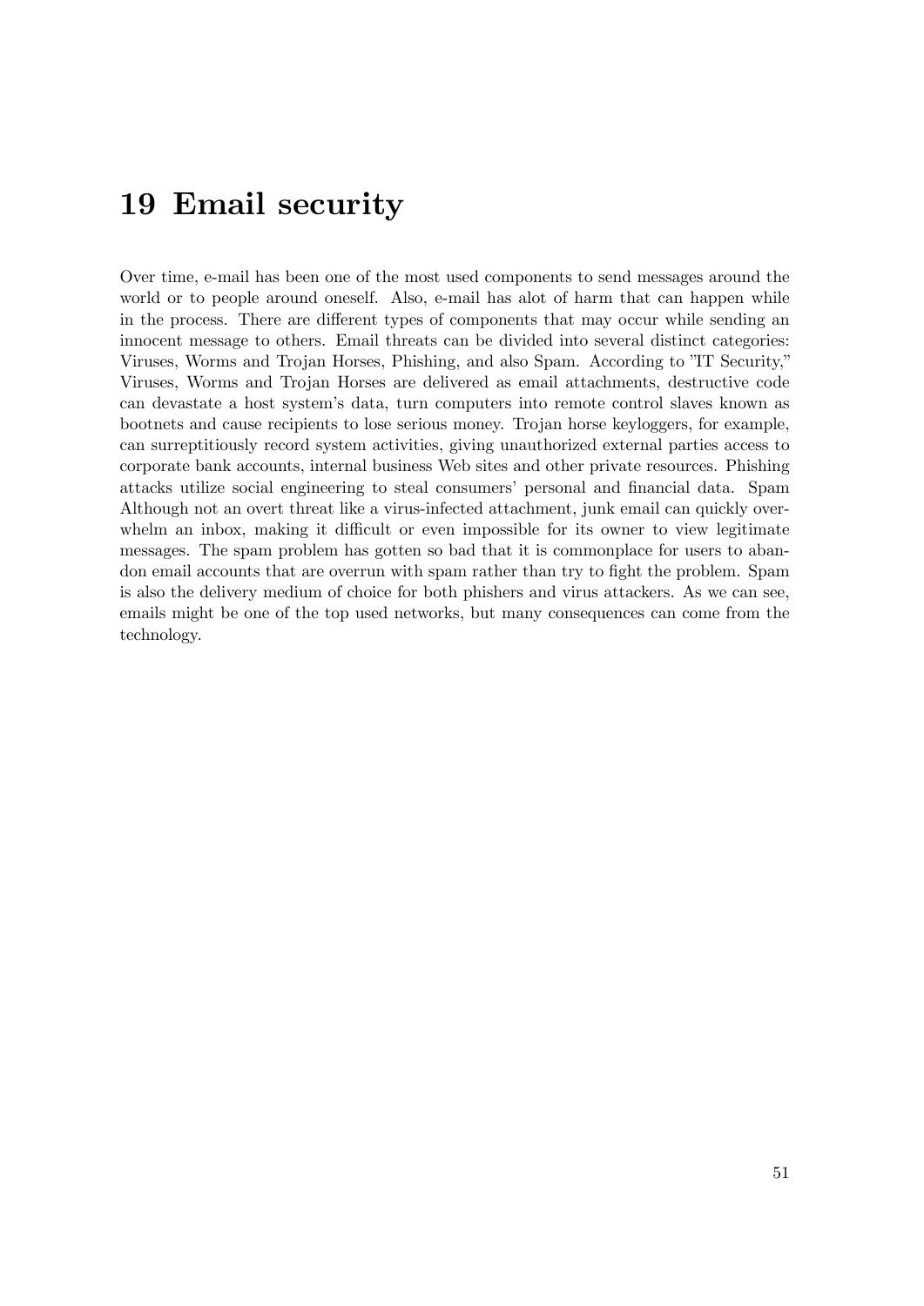# 19 Email security

Over time, e-mail has been one of the most used components to send messages around the world or to people around oneself. Also, e-mail has alot of harm that can happen while in the process. There are different types of components that may occur while sending an innocent message to others. Email threats can be divided into several distinct categories: Viruses, Worms and Trojan Horses, Phishing, and also Spam. According to "IT Security," Viruses, Worms and Trojan Horses are delivered as email attachments, destructive code can devastate a host system's data, turn computers into remote control slaves known as bootnets and cause recipients to lose serious money. Trojan horse keyloggers, for example, can surreptitiously record system activities, giving unauthorized external parties access to corporate bank accounts, internal business Web sites and other private resources. Phishing attacks utilize social engineering to steal consumers' personal and financial data. Spam Although not an overt threat like a virus-infected attachment, junk email can quickly overwhelm an inbox, making it difficult or even impossible for its owner to view legitimate messages. The spam problem has gotten so bad that it is commonplace for users to abandon email accounts that are overrun with spam rather than try to fight the problem. Spam is also the delivery medium of choice for both phishers and virus attackers. As we can see, emails might be one of the top used networks, but many consequences can come from the technology.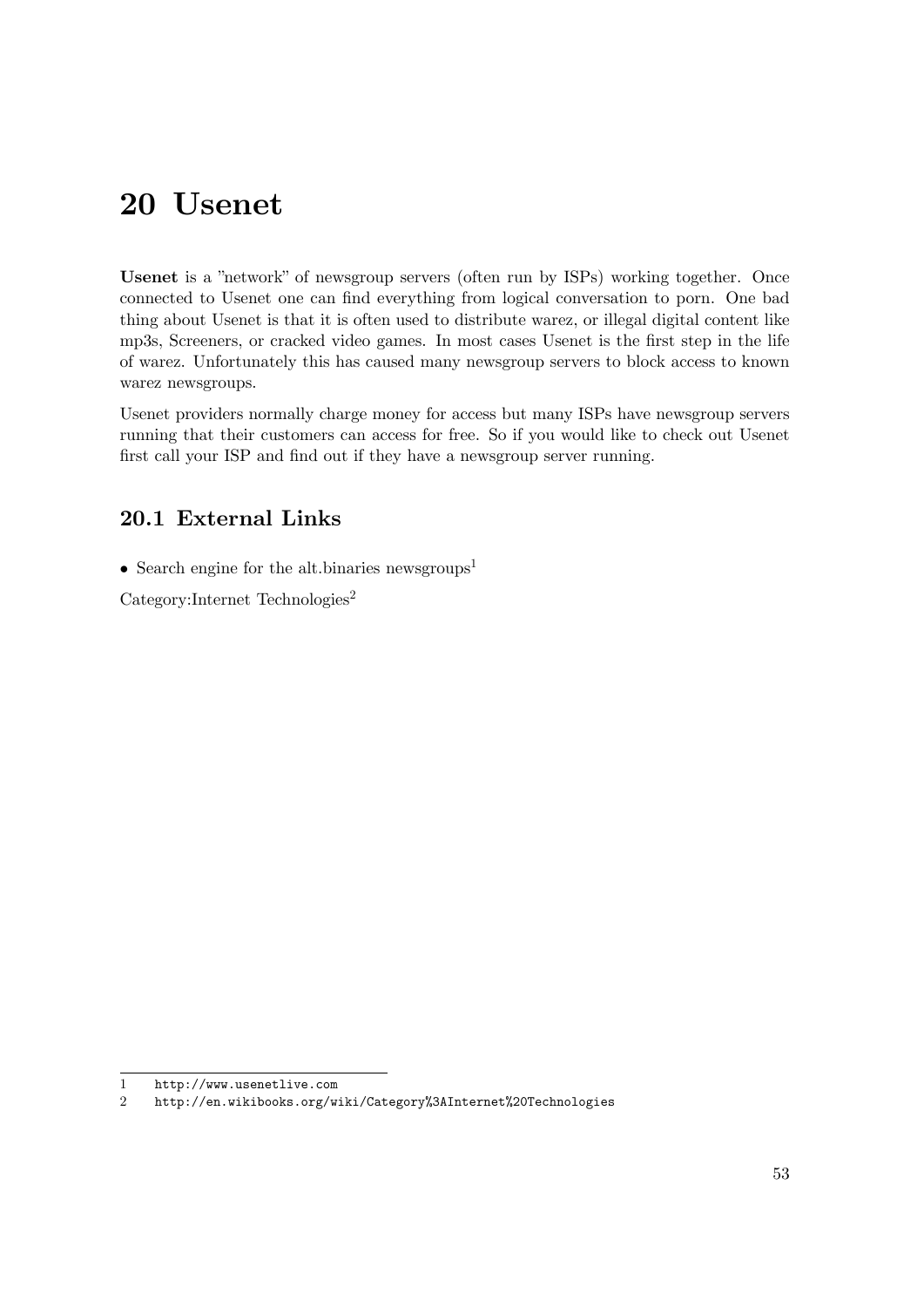# 20 Usenet

**Usenet** is a "network" of newsgroup servers (often run by ISPs) working together. Once connected to Usenet one can find everything from logical conversation to porn. One bad thing about Usenet is that it is often used to distribute warez, or illegal digital content like mp3s, Screeners, or cracked video games. In most cases Usenet is the first step in the life of warez. Unfortunately this has caused many newsgroup servers to block access to known warez newsgroups.

Usenet providers normally charge money for access but many ISPs have newsgroup servers running that their customers can access for free. So if you would like to check out Usenet first call your ISP and find out if they have a newsgroup server running.

## 20.1 External Links

- Search engine for the alt.binaries newsgroups[1]

Category:Internet Technologies[2]

---

1 http://www.usenetlive.com

2 http://en.wikibooks.org/wiki/Category%3AInternet%20Technologies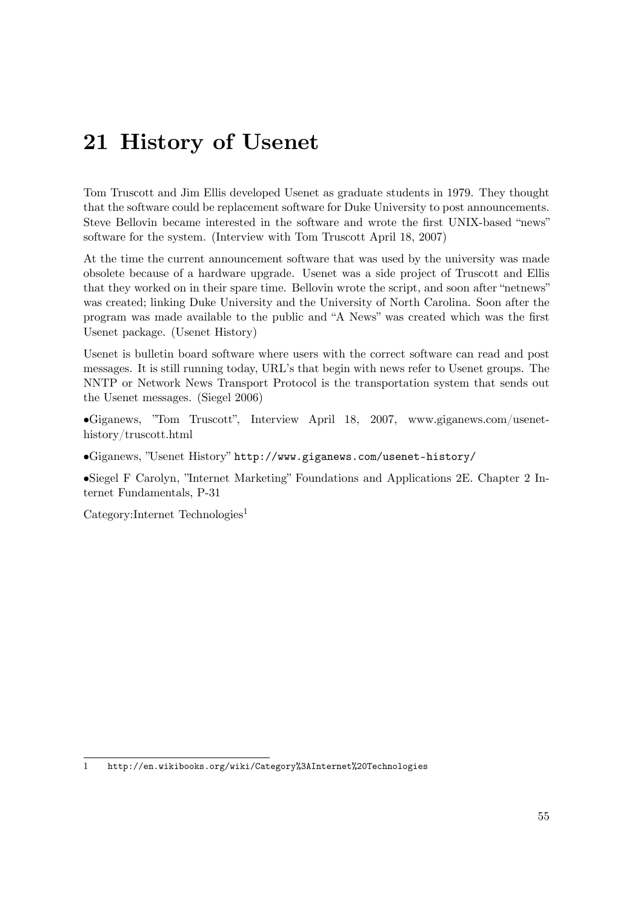# 21 History of Usenet

Tom Truscott and Jim Ellis developed Usenet as graduate students in 1979. They thought that the software could be replacement software for Duke University to post announcements. Steve Bellovin became interested in the software and wrote the first UNIX-based "news" software for the system. (Interview with Tom Truscott April 18, 2007)

At the time the current announcement software that was used by the university was made obsolete because of a hardware upgrade. Usenet was a side project of Truscott and Ellis that they worked on in their spare time. Bellovin wrote the script, and soon after "netnews" was created; linking Duke University and the University of North Carolina. Soon after the program was made available to the public and "A News" was created which was the first Usenet package. (Usenet History)

Usenet is bulletin board software where users with the correct software can read and post messages. It is still running today, URL's that begin with news refer to Usenet groups. The NNTP or Network News Transport Protocol is the transportation system that sends out the Usenet messages. (Siegel 2006)

•Giganews, "Tom Truscott", Interview April 18, 2007, www.giganews.com/usenet-history/truscott.html

•Giganews, "Usenet History" http://www.giganews.com/usenet-history/

•Siegel F Carolyn, "Internet Marketing" Foundations and Applications 2E. Chapter 2 Internet Fundamentals, P-31

Category:Internet Technologies[1]

---

1 http://en.wikibooks.org/wiki/Category%3AInternet%20Technologies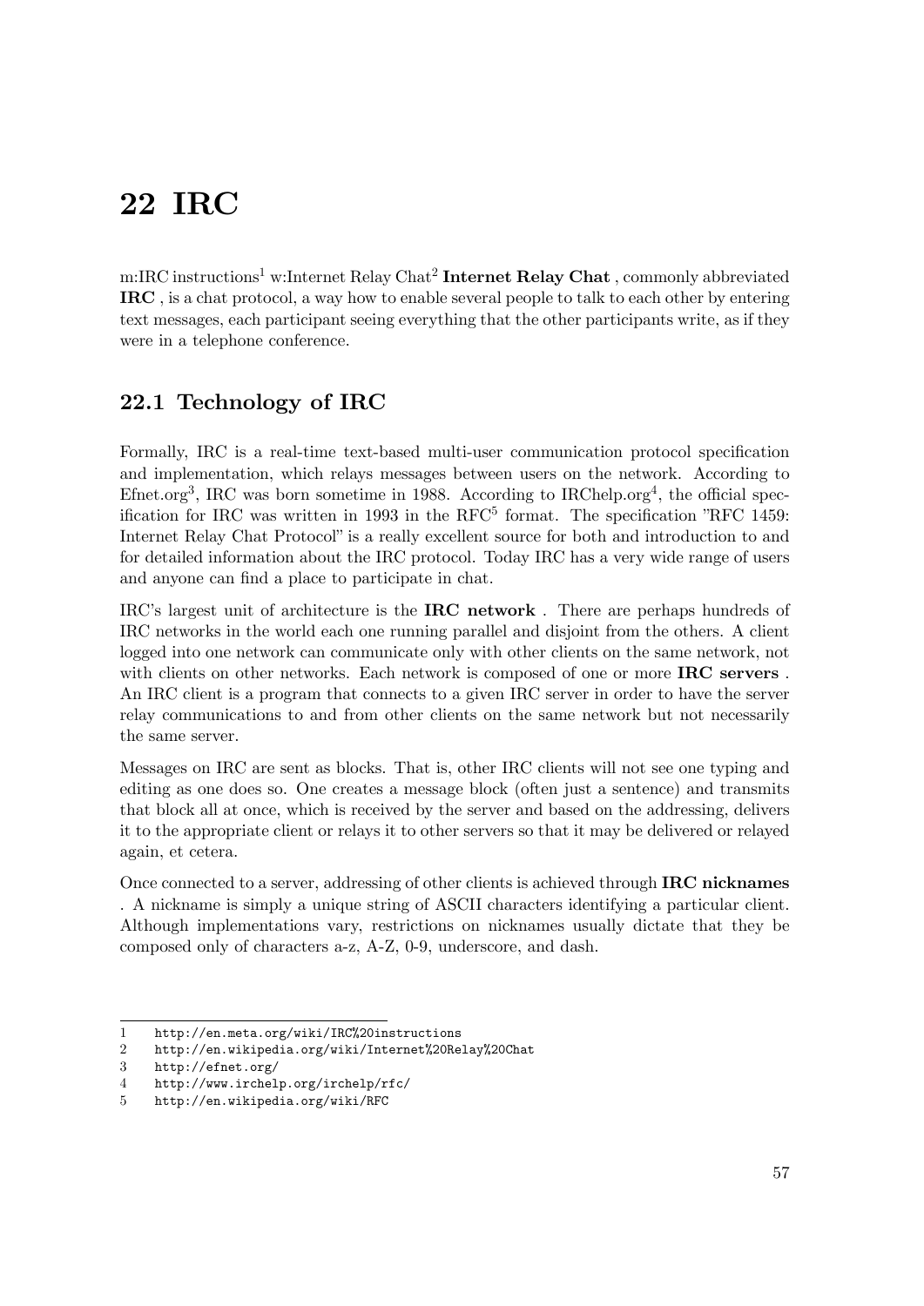# 22 IRC

m:IRC instructions[1] w:Internet Relay Chat[2] **Internet Relay Chat** , commonly abbreviated **IRC** , is a chat protocol, a way how to enable several people to talk to each other by entering text messages, each participant seeing everything that the other participants write, as if they were in a telephone conference.

## 22.1 Technology of IRC

Formally, IRC is a real-time text-based multi-user communication protocol specification and implementation, which relays messages between users on the network. According to Efnet.org[3], IRC was born sometime in 1988. According to IRChelp.org[4], the official specification for IRC was written in 1993 in the RFC[5] format. The specification "RFC 1459: Internet Relay Chat Protocol" is a really excellent source for both and introduction to and for detailed information about the IRC protocol. Today IRC has a very wide range of users and anyone can find a place to participate in chat.

IRC's largest unit of architecture is the **IRC network** . There are perhaps hundreds of IRC networks in the world each one running parallel and disjoint from the others. A client logged into one network can communicate only with other clients on the same network, not with clients on other networks. Each network is composed of one or more **IRC servers** . An IRC client is a program that connects to a given IRC server in order to have the server relay communications to and from other clients on the same network but not necessarily the same server.

Messages on IRC are sent as blocks. That is, other IRC clients will not see one typing and editing as one does so. One creates a message block (often just a sentence) and transmits that block all at once, which is received by the server and based on the addressing, delivers it to the appropriate client or relays it to other servers so that it may be delivered or relayed again, et cetera.

Once connected to a server, addressing of other clients is achieved through **IRC nicknames** . A nickname is simply a unique string of ASCII characters identifying a particular client. Although implementations vary, restrictions on nicknames usually dictate that they be composed only of characters a-z, A-Z, 0-9, underscore, and dash.

---

1 http://en.meta.org/wiki/IRC%20instructions
2 http://en.wikipedia.org/wiki/Internet%20Relay%20Chat
3 http://efnet.org/
4 http://www.irchelp.org/irchelp/rfc/
5 http://en.wikipedia.org/wiki/RFC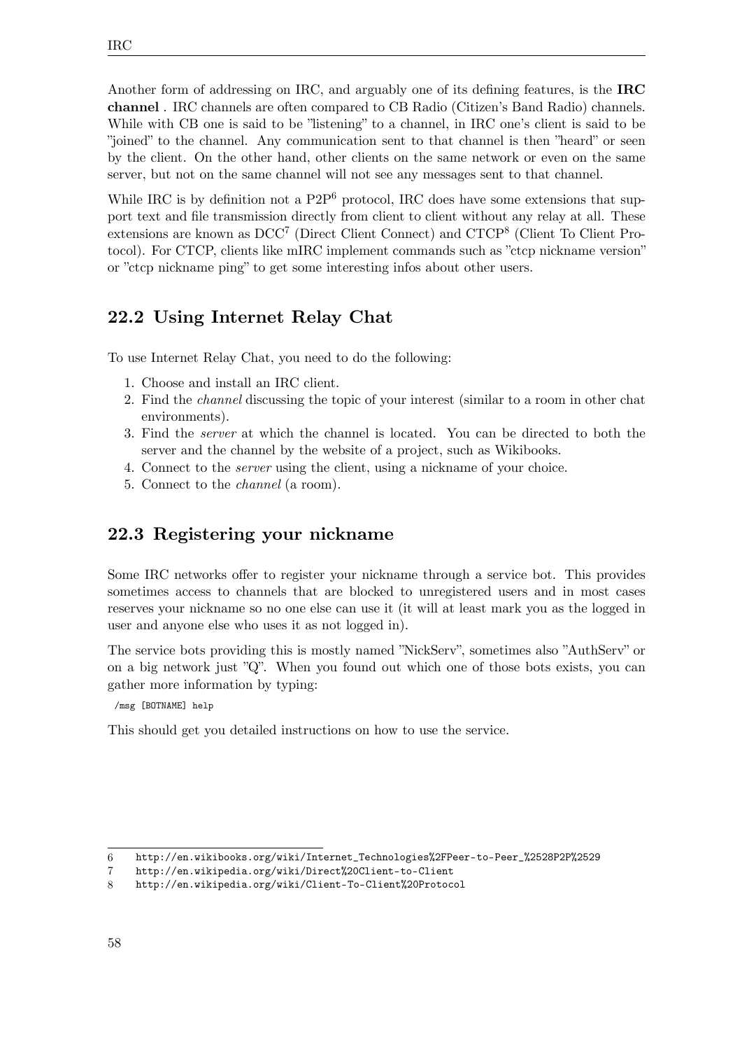Another form of addressing on IRC, and arguably one of its defining features, is the **IRC channel** . IRC channels are often compared to CB Radio (Citizen's Band Radio) channels. While with CB one is said to be "listening" to a channel, in IRC one's client is said to be "joined" to the channel. Any communication sent to that channel is then "heard" or seen by the client. On the other hand, other clients on the same network or even on the same server, but not on the same channel will not see any messages sent to that channel.

While IRC is by definition not a P2P[6] protocol, IRC does have some extensions that support text and file transmission directly from client to client without any relay at all. These extensions are known as DCC[7] (Direct Client Connect) and CTCP[8] (Client To Client Protocol). For CTCP, clients like mIRC implement commands such as "ctcp nickname version" or "ctcp nickname ping" to get some interesting infos about other users.

## 22.2 Using Internet Relay Chat

To use Internet Relay Chat, you need to do the following:

1. Choose and install an IRC client.
2. Find the *channel* discussing the topic of your interest (similar to a room in other chat environments).
3. Find the *server* at which the channel is located. You can be directed to both the server and the channel by the website of a project, such as Wikibooks.
4. Connect to the *server* using the client, using a nickname of your choice.
5. Connect to the *channel* (a room).

## 22.3 Registering your nickname

Some IRC networks offer to register your nickname through a service bot. This provides sometimes access to channels that are blocked to unregistered users and in most cases reserves your nickname so no one else can use it (it will at least mark you as the logged in user and anyone else who uses it as not logged in).

The service bots providing this is mostly named "NickServ", sometimes also "AuthServ" or on a big network just "Q". When you found out which one of those bots exists, you can gather more information by typing:

```
/msg [BOTNAME] help
```

This should get you detailed instructions on how to use the service.

6 http://en.wikibooks.org/wiki/Internet_Technologies%2FPeer-to-Peer_%2528P2P%2529
7 http://en.wikipedia.org/wiki/Direct%20Client-to-Client
8 http://en.wikipedia.org/wiki/Client-To-Client%20Protocol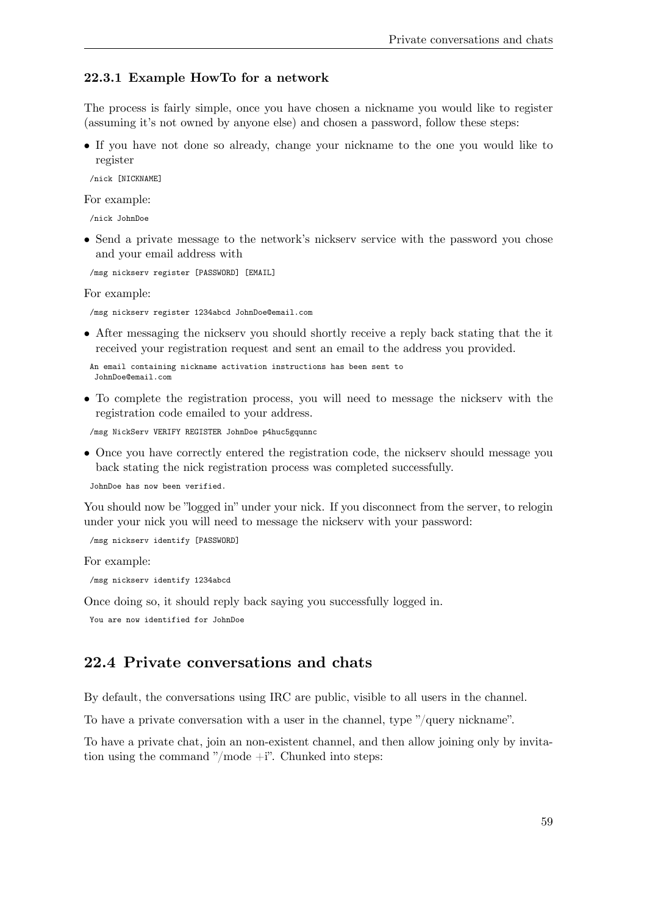### 22.3.1 Example HowTo for a network

The process is fairly simple, once you have chosen a nickname you would like to register (assuming it's not owned by anyone else) and chosen a password, follow these steps:

- If you have not done so already, change your nickname to the one you would like to register

```
/nick [NICKNAME]
```

For example:

```
/nick JohnDoe
```

- Send a private message to the network's nickserv service with the password you chose and your email address with

```
/msg nickserv register [PASSWORD] [EMAIL]
```

For example:

```
/msg nickserv register 1234abcd JohnDoe@email.com
```

- After messaging the nickserv you should shortly receive a reply back stating that the it received your registration request and sent an email to the address you provided.

```
An email containing nickname activation instructions has been sent to
 JohnDoe@email.com
```

- To complete the registration process, you will need to message the nickserv with the registration code emailed to your address.

```
/msg NickServ VERIFY REGISTER JohnDoe p4huc5gqunnc
```

- Once you have correctly entered the registration code, the nickserv should message you back stating the nick registration process was completed successfully.

```
JohnDoe has now been verified.
```

You should now be "logged in" under your nick. If you disconnect from the server, to relogin under your nick you will need to message the nickserv with your password:

```
/msg nickserv identify [PASSWORD]
```

For example:

```
/msg nickserv identify 1234abcd
```

Once doing so, it should reply back saying you successfully logged in.

```
You are now identified for JohnDoe
```

## 22.4 Private conversations and chats

By default, the conversations using IRC are public, visible to all users in the channel.

To have a private conversation with a user in the channel, type "/query nickname".

To have a private chat, join an non-existent channel, and then allow joining only by invitation using the command "/mode +i". Chunked into steps: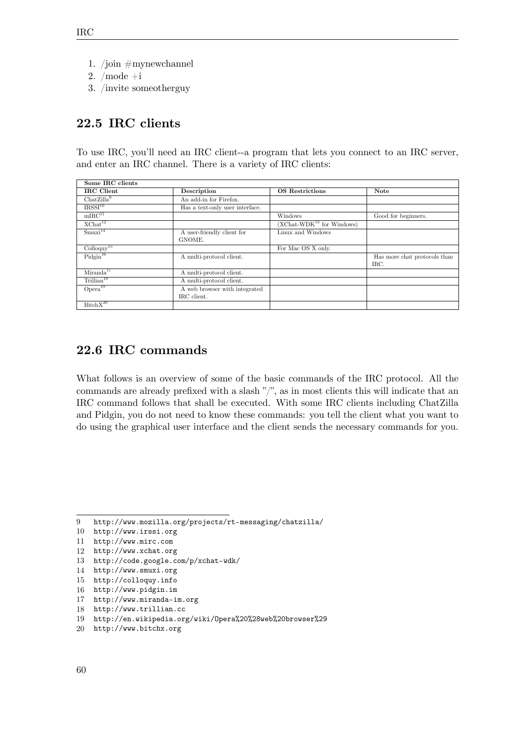1. /join #mynewchannel
2. /mode +i
3. /invite someotherguy

## 22.5 IRC clients

To use IRC, you'll need an IRC client--a program that lets you connect to an IRC server, and enter an IRC channel. There is a variety of IRC clients:

| Some IRC clients | | | |
|---|---|---|---|
| **IRC Client** | **Description** | **OS Restrictions** | **Note** |
| ChatZilla[9] | An add-in for Firefox. | | |
| IRSSI[10] | Has a text-only user interface. | | |
| mIRC[11] | | Windows | Good for beginners. |
| XChat[12] | | (XChat-WDK[13] for Windows) | |
| Smuxi[14] | A user-friendly client for GNOME. | Linux and Windows | |
| Colloquy[15] | | For Mac OS X only. | |
| Pidgin[16] | A multi-protocol client. | | Has more chat protocols than IRC. |
| Miranda[17] | A multi-protocol client. | | |
| Trillian[18] | A multi-protocol client. | | |
| Opera[19] | A web browser with integrated IRC client. | | |
| BitchX[20] | | | |

## 22.6 IRC commands

What follows is an overview of some of the basic commands of the IRC protocol. All the commands are already prefixed with a slash "/", as in most clients this will indicate that an IRC command follows that shall be executed. With some IRC clients including ChatZilla and Pidgin, you do not need to know these commands: you tell the client what you want to do using the graphical user interface and the client sends the necessary commands for you.

9 http://www.mozilla.org/projects/rt-messaging/chatzilla/
10 http://www.irssi.org
11 http://www.mirc.com
12 http://www.xchat.org
13 http://code.google.com/p/xchat-wdk/
14 http://www.smuxi.org
15 http://colloquy.info
16 http://www.pidgin.im
17 http://www.miranda-im.org
18 http://www.trillian.cc
19 http://en.wikipedia.org/wiki/Opera%20%28web%20browser%29
20 http://www.bitchx.org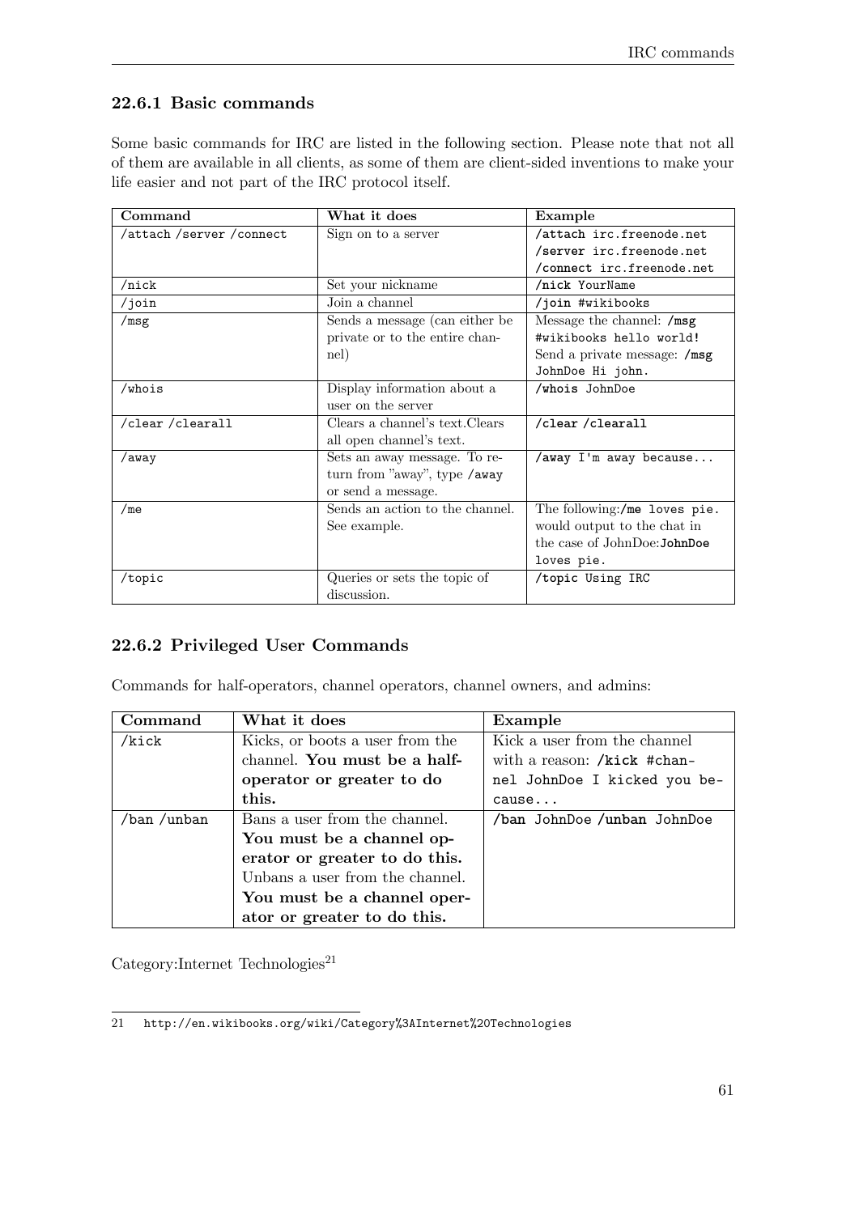### 22.6.1 Basic commands

Some basic commands for IRC are listed in the following section. Please note that not all of them are available in all clients, as some of them are client-sided inventions to make your life easier and not part of the IRC protocol itself.

| Command | What it does | Example |
|---|---|---|
| /attach /server /connect | Sign on to a server | **/attach** irc.freenode.net **/server** irc.freenode.net **/connect** irc.freenode.net |
| /nick | Set your nickname | **/nick** YourName |
| /join | Join a channel | **/join** #wikibooks |
| /msg | Sends a message (can either be private or to the entire channel) | Message the channel: **/msg** #wikibooks hello world! Send a private message: **/msg** JohnDoe Hi john. |
| /whois | Display information about a user on the server | **/whois** JohnDoe |
| /clear /clearall | Clears a channel's text.Clears all open channel's text. | **/clear /clearall** |
| /away | Sets an away message. To return from "away", type /away or send a message. | **/away** I'm away because... |
| /me | Sends an action to the channel. See example. | The following:**/me** loves pie. would output to the chat in the case of JohnDoe:**JohnDoe** loves pie. |
| /topic | Queries or sets the topic of discussion. | **/topic** Using IRC |

### 22.6.2 Privileged User Commands

Commands for half-operators, channel operators, channel owners, and admins:

| Command | What it does | Example |
|---|---|---|
| /kick | Kicks, or boots a user from the channel. **You must be a half-operator or greater to do this.** | Kick a user from the channel with a reason: **/kick** #channel JohnDoe I kicked you because... |
| /ban /unban | Bans a user from the channel. **You must be a channel operator or greater to do this.** Unbans a user from the channel. **You must be a channel operator or greater to do this.** | **/ban** JohnDoe **/unban** JohnDoe |

Category:Internet Technologies[21]

21 http://en.wikibooks.org/wiki/Category%3AInternet%20Technologies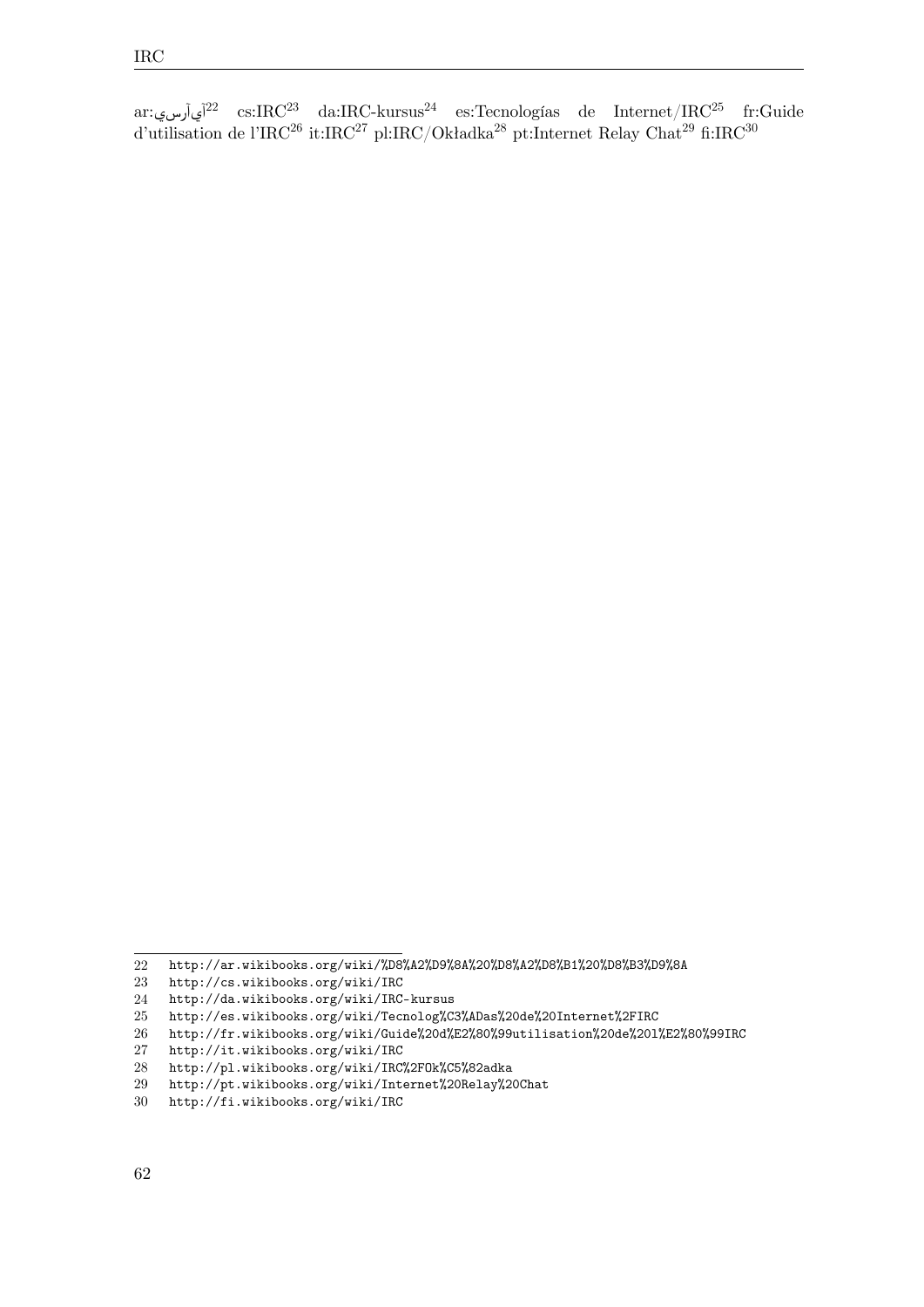ar:آي آر سي[22] cs:IRC[23] da:IRC-kursus[24] es:Tecnologías de Internet/IRC[25] fr:Guide d'utilisation de l'IRC[26] it:IRC[27] pl:IRC/Okładka[28] pt:Internet Relay Chat[29] fi:IRC[30]

---

22 http://ar.wikibooks.org/wiki/%D8%A2%D9%8A%20%D8%A2%D8%B1%20%D8%B3%D9%8A
23 http://cs.wikibooks.org/wiki/IRC
24 http://da.wikibooks.org/wiki/IRC-kursus
25 http://es.wikibooks.org/wiki/Tecnolog%C3%ADas%20de%20Internet%2FIRC
26 http://fr.wikibooks.org/wiki/Guide%20d%E2%80%99utilisation%20de%20l%E2%80%99IRC
27 http://it.wikibooks.org/wiki/IRC
28 http://pl.wikibooks.org/wiki/IRC%2FOk%C5%82adka
29 http://pt.wikibooks.org/wiki/Internet%20Relay%20Chat
30 http://fi.wikibooks.org/wiki/IRC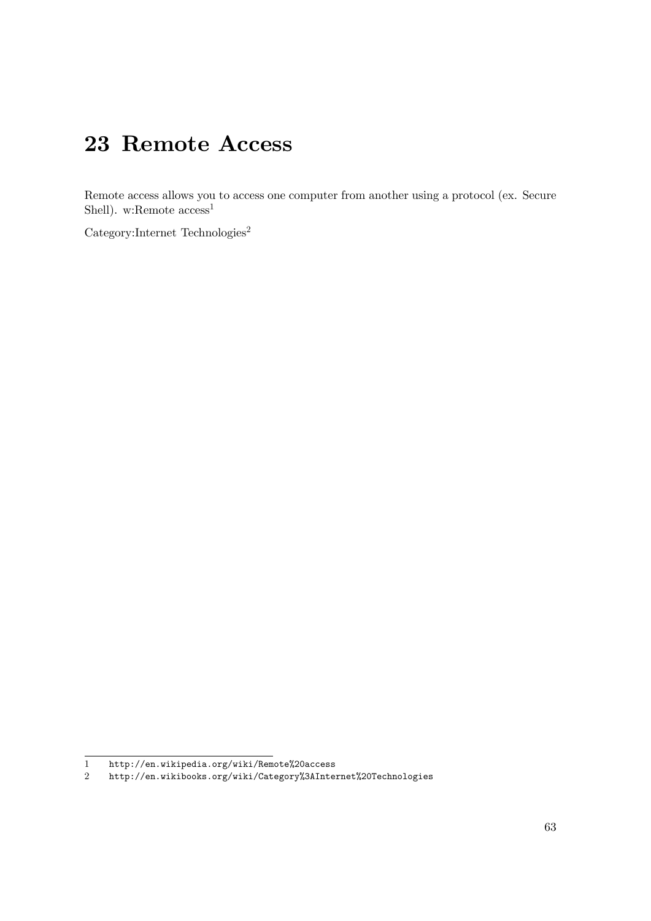# 23 Remote Access

Remote access allows you to access one computer from another using a protocol (ex. Secure Shell). w:Remote access[1]

Category:Internet Technologies[2]

---

1 http://en.wikipedia.org/wiki/Remote%20access

2 http://en.wikibooks.org/wiki/Category%3AInternet%20Technologies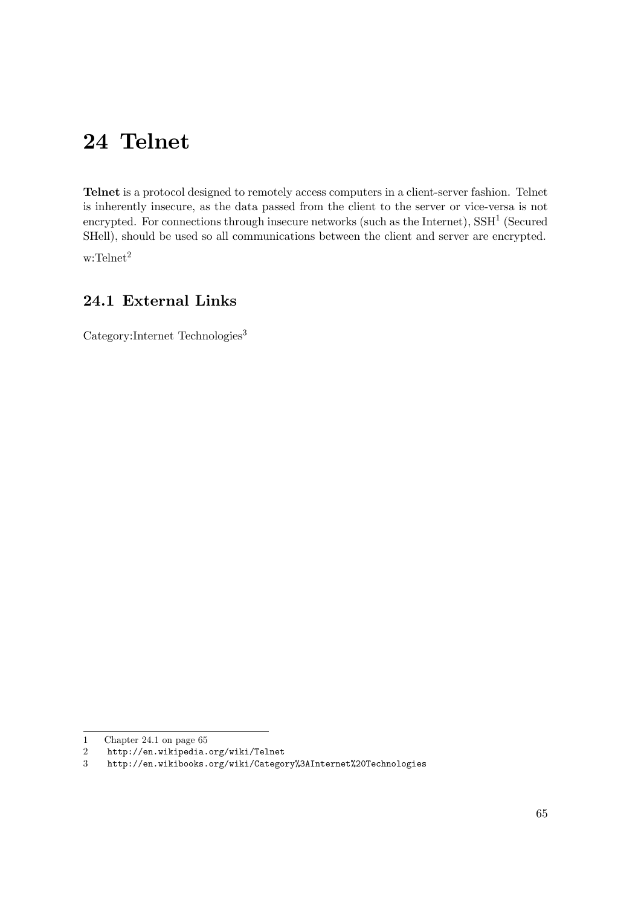# 24 Telnet

**Telnet** is a protocol designed to remotely access computers in a client-server fashion. Telnet is inherently insecure, as the data passed from the client to the server or vice-versa is not encrypted. For connections through insecure networks (such as the Internet), SSH[1] (Secured SHell), should be used so all communications between the client and server are encrypted.

w:Telnet[2]

## 24.1 External Links

Category:Internet Technologies[3]

1 Chapter 24.1 on page 65
2 http://en.wikipedia.org/wiki/Telnet
3 http://en.wikibooks.org/wiki/Category%3AInternet%20Technologies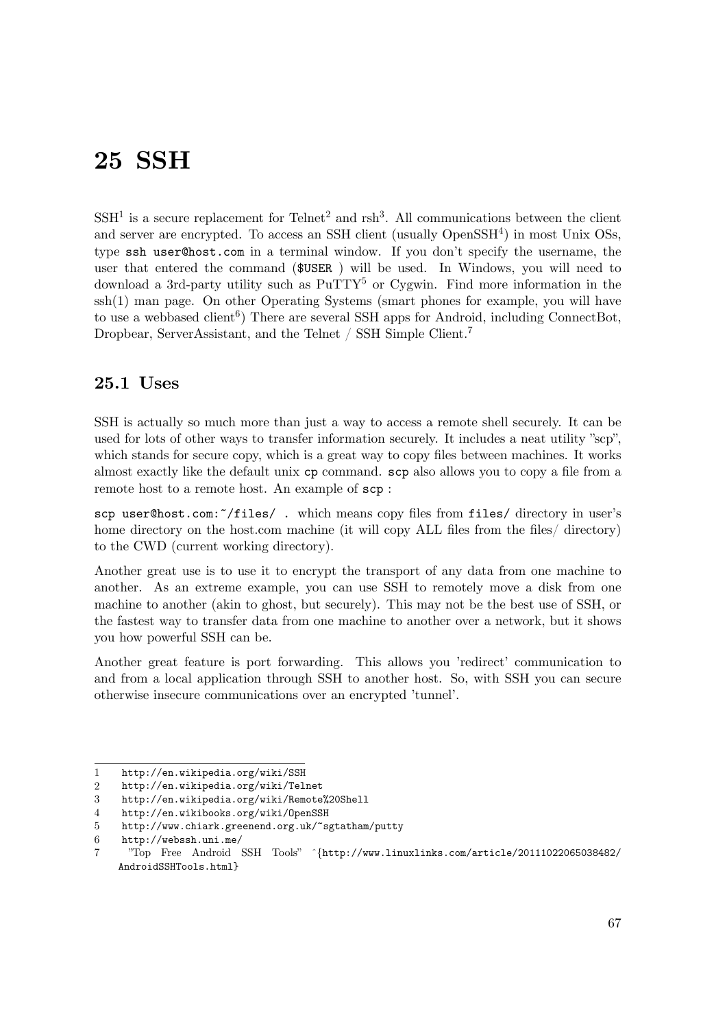# 25 SSH

SSH[1] is a secure replacement for Telnet[2] and rsh[3]. All communications between the client and server are encrypted. To access an SSH client (usually OpenSSH[4]) in most Unix OSs, type `ssh user@host.com` in a terminal window. If you don't specify the username, the user that entered the command (`$USER` ) will be used. In Windows, you will need to download a 3rd-party utility such as PuTTY[5] or Cygwin. Find more information in the ssh(1) man page. On other Operating Systems (smart phones for example, you will have to use a webbased client[6]) There are several SSH apps for Android, including ConnectBot, Dropbear, ServerAssistant, and the Telnet / SSH Simple Client.[7]

## 25.1 Uses

SSH is actually so much more than just a way to access a remote shell securely. It can be used for lots of other ways to transfer information securely. It includes a neat utility "scp", which stands for secure copy, which is a great way to copy files between machines. It works almost exactly like the default unix `cp` command. `scp` also allows you to copy a file from a remote host to a remote host. An example of `scp` :

`scp user@host.com:~/files/ .` which means copy files from `files/` directory in user's home directory on the host.com machine (it will copy ALL files from the files/ directory) to the CWD (current working directory).

Another great use is to use it to encrypt the transport of any data from one machine to another. As an extreme example, you can use SSH to remotely move a disk from one machine to another (akin to ghost, but securely). This may not be the best use of SSH, or the fastest way to transfer data from one machine to another over a network, but it shows you how powerful SSH can be.

Another great feature is port forwarding. This allows you 'redirect' communication to and from a local application through SSH to another host. So, with SSH you can secure otherwise insecure communications over an encrypted 'tunnel'.

---

1 http://en.wikipedia.org/wiki/SSH
2 http://en.wikipedia.org/wiki/Telnet
3 http://en.wikipedia.org/wiki/Remote%20Shell
4 http://en.wikibooks.org/wiki/OpenSSH
5 http://www.chiark.greenend.org.uk/~sgtatham/putty
6 http://webssh.uni.me/
7 "Top Free Android SSH Tools" ^{http://www.linuxlinks.com/article/20111022065038482/AndroidSSHTools.html}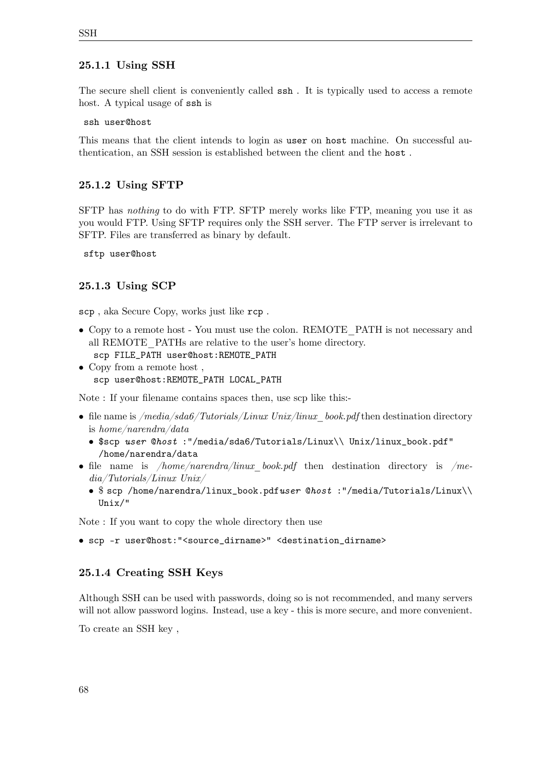### 25.1.1 Using SSH

The secure shell client is conveniently called `ssh` . It is typically used to access a remote host. A typical usage of `ssh` is

```
ssh user@host
```

This means that the client intends to login as `user` on `host` machine. On successful authentication, an SSH session is established between the client and the `host` .

### 25.1.2 Using SFTP

SFTP has *nothing* to do with FTP. SFTP merely works like FTP, meaning you use it as you would FTP. Using SFTP requires only the SSH server. The FTP server is irrelevant to SFTP. Files are transferred as binary by default.

```
sftp user@host
```

### 25.1.3 Using SCP

`scp` , aka Secure Copy, works just like `rcp` .

- Copy to a remote host - You must use the colon. REMOTE_PATH is not necessary and all REMOTE_PATHs are relative to the user's home directory.
  `scp FILE_PATH user@host:REMOTE_PATH`
- Copy from a remote host ,
  `scp user@host:REMOTE_PATH LOCAL_PATH`

Note : If your filename contains spaces then, use scp like this:-

- file name is */media/sda6/Tutorials/Linux Unix/linux_book.pdf* then destination directory is *home/narendra/data*
  - `$scp` *`user`* `@`*`host`* `:"/media/sda6/Tutorials/Linux\\ Unix/linux_book.pdf" /home/narendra/data`
- file name is */home/narendra/linux_book.pdf* then destination directory is */media/Tutorials/Linux Unix/*
  - $ `scp /home/narendra/linux_book.pdf`*`user`* `@`*`host`* `:"/media/Tutorials/Linux\\ Unix/"`

Note : If you want to copy the whole directory then use

- `scp -r user@host:"<source_dirname>" <destination_dirname>`

### 25.1.4 Creating SSH Keys

Although SSH can be used with passwords, doing so is not recommended, and many servers will not allow password logins. Instead, use a key - this is more secure, and more convenient.

To create an SSH key ,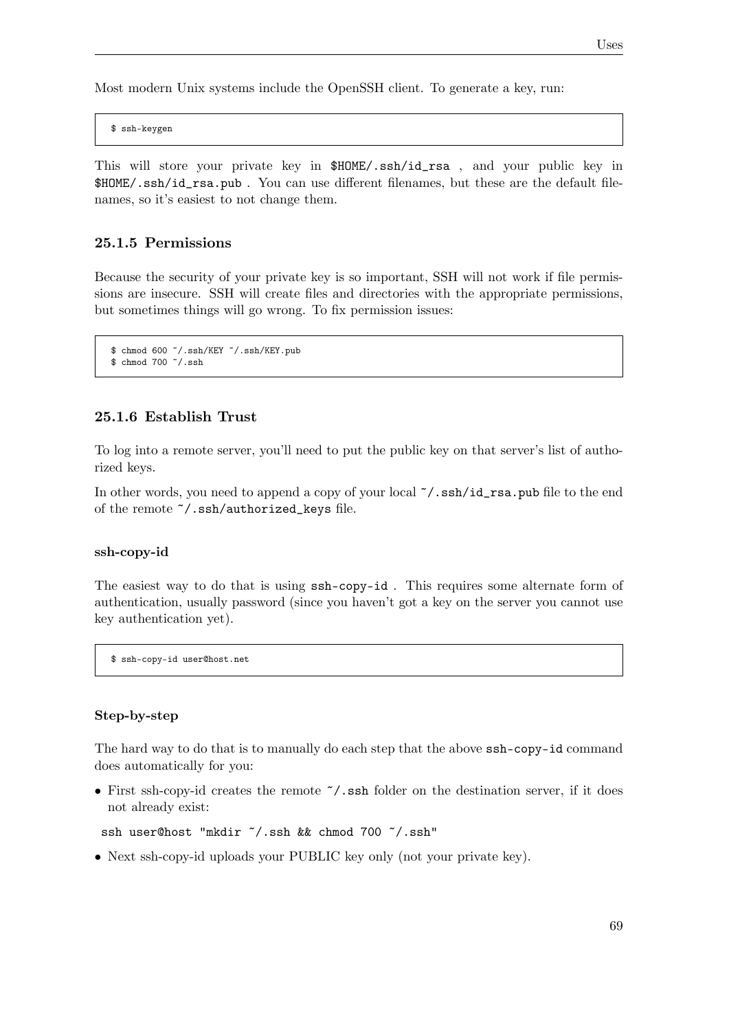Most modern Unix systems include the OpenSSH client. To generate a key, run:

```
$ ssh-keygen
```

This will store your private key in `$HOME/.ssh/id_rsa` , and your public key in `$HOME/.ssh/id_rsa.pub` . You can use different filenames, but these are the default filenames, so it's easiest to not change them.

### 25.1.5 Permissions

Because the security of your private key is so important, SSH will not work if file permissions are insecure. SSH will create files and directories with the appropriate permissions, but sometimes things will go wrong. To fix permission issues:

```
$ chmod 600 ~/.ssh/KEY ~/.ssh/KEY.pub
$ chmod 700 ~/.ssh
```

### 25.1.6 Establish Trust

To log into a remote server, you'll need to put the public key on that server's list of authorized keys.

In other words, you need to append a copy of your local `~/.ssh/id_rsa.pub` file to the end of the remote `~/.ssh/authorized_keys` file.

#### ssh-copy-id

The easiest way to do that is using `ssh-copy-id` . This requires some alternate form of authentication, usually password (since you haven't got a key on the server you cannot use key authentication yet).

```
$ ssh-copy-id user@host.net
```

#### Step-by-step

The hard way to do that is to manually do each step that the above `ssh-copy-id` command does automatically for you:

- First ssh-copy-id creates the remote `~/.ssh` folder on the destination server, if it does not already exist:

```
ssh user@host "mkdir ~/.ssh && chmod 700 ~/.ssh"
```

- Next ssh-copy-id uploads your PUBLIC key only (not your private key).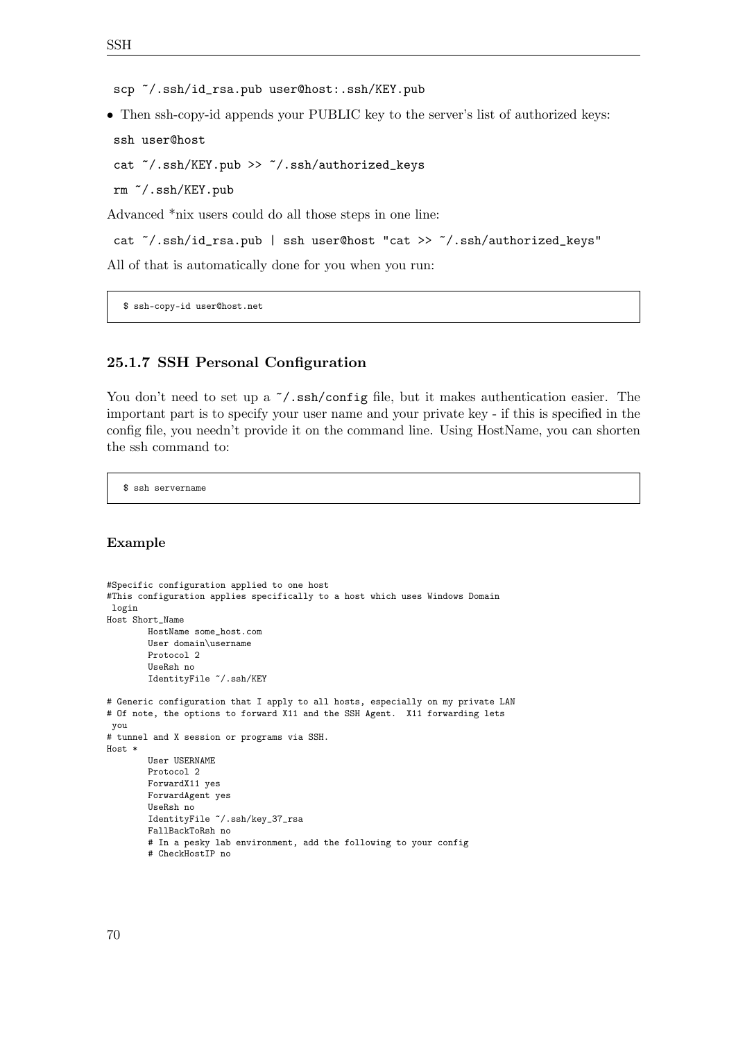```
scp ~/.ssh/id_rsa.pub user@host:.ssh/KEY.pub
```

- Then ssh-copy-id appends your PUBLIC key to the server's list of authorized keys:

```
ssh user@host
```

```
cat ~/.ssh/KEY.pub >> ~/.ssh/authorized_keys
```

```
rm ~/.ssh/KEY.pub
```

Advanced *nix users could do all those steps in one line:

```
cat ~/.ssh/id_rsa.pub | ssh user@host "cat >> ~/.ssh/authorized_keys"
```

All of that is automatically done for you when you run:

```
$ ssh-copy-id user@host.net
```

### 25.1.7 SSH Personal Configuration

You don't need to set up a `~/.ssh/config` file, but it makes authentication easier. The important part is to specify your user name and your private key - if this is specified in the config file, you needn't provide it on the command line. Using HostName, you can shorten the ssh command to:

```
$ ssh servername
```

#### Example

```
#Specific configuration applied to one host
#This configuration applies specifically to a host which uses Windows Domain
 login
Host Short_Name
        HostName some_host.com
        User domain\username
        Protocol 2
        UseRsh no
        IdentityFile ~/.ssh/KEY

# Generic configuration that I apply to all hosts, especially on my private LAN
# Of note, the options to forward X11 and the SSH Agent.  X11 forwarding lets
 you
# tunnel and X session or programs via SSH.
Host *
        User USERNAME
        Protocol 2
        ForwardX11 yes
        ForwardAgent yes
        UseRsh no
        IdentityFile ~/.ssh/key_37_rsa
        FallBackToRsh no
        # In a pesky lab environment, add the following to your config
        # CheckHostIP no
```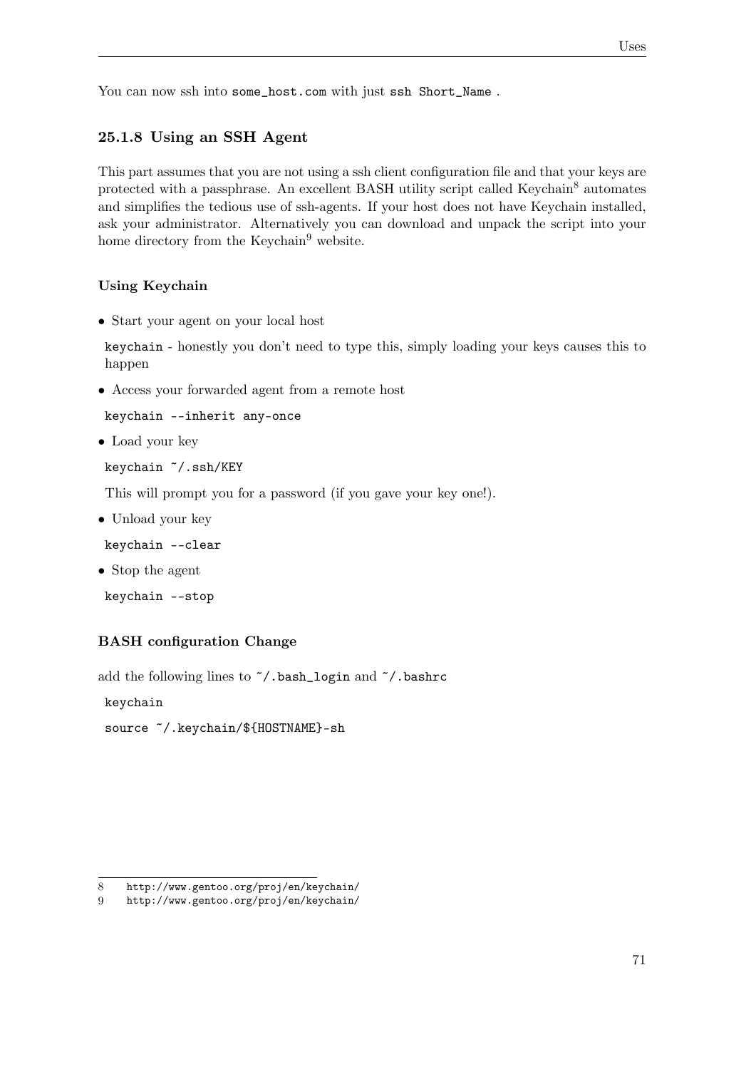You can now ssh into `some_host.com` with just `ssh Short_Name` .

### 25.1.8 Using an SSH Agent

This part assumes that you are not using a ssh client configuration file and that your keys are protected with a passphrase. An excellent BASH utility script called Keychain[8] automates and simplifies the tedious use of ssh-agents. If your host does not have Keychain installed, ask your administrator. Alternatively you can download and unpack the script into your home directory from the Keychain[9] website.

#### Using Keychain

- Start your agent on your local host

  `keychain` - honestly you don't need to type this, simply loading your keys causes this to happen

- Access your forwarded agent from a remote host

  `keychain --inherit any-once`

- Load your key

  `keychain ~/.ssh/KEY`

  This will prompt you for a password (if you gave your key one!).

- Unload your key

  `keychain --clear`

- Stop the agent

  `keychain --stop`

#### BASH configuration Change

add the following lines to `~/.bash_login` and `~/.bashrc`

```
keychain
source ~/.keychain/${HOSTNAME}-sh
```

---

8 http://www.gentoo.org/proj/en/keychain/

9 http://www.gentoo.org/proj/en/keychain/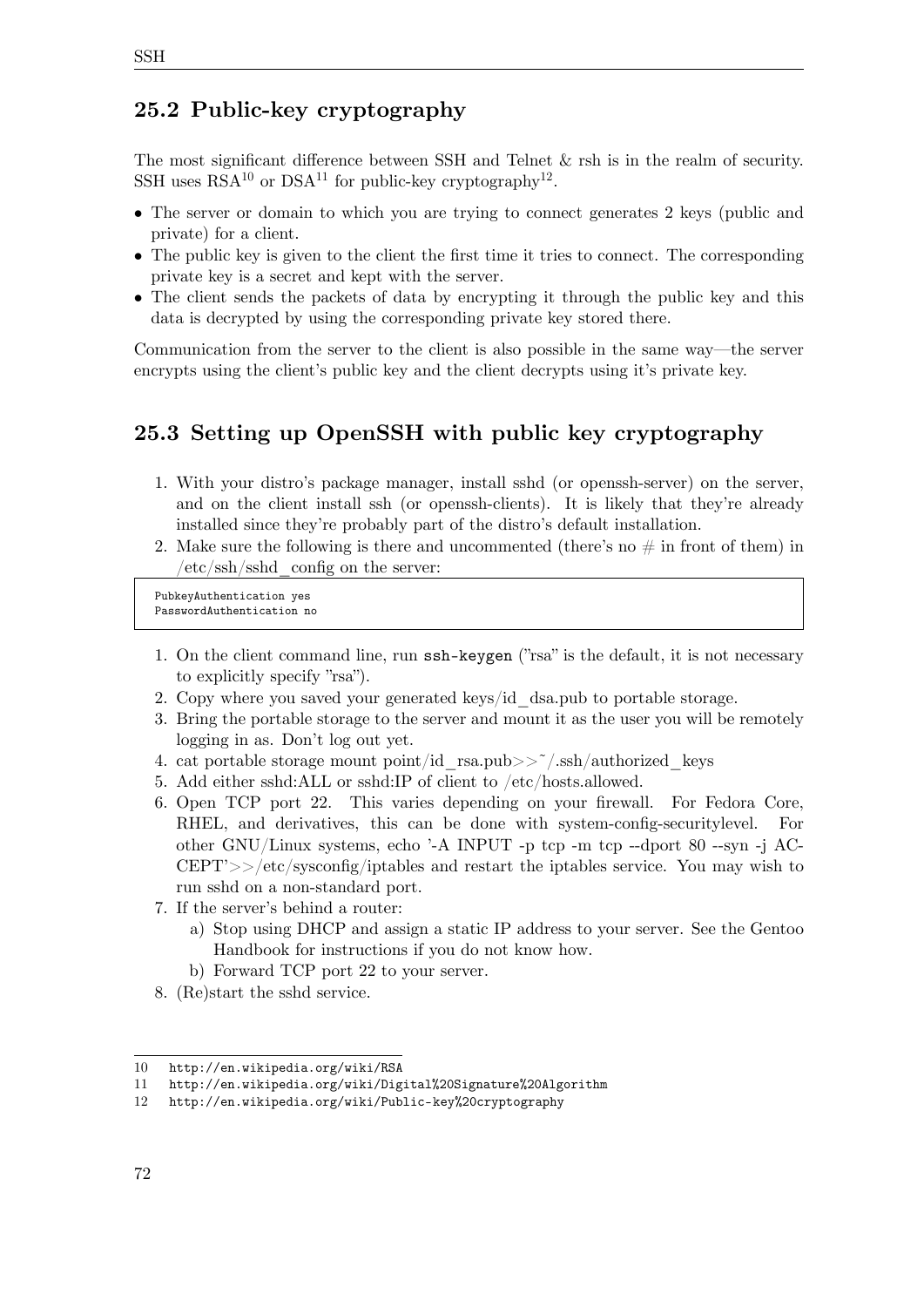## 25.2 Public-key cryptography

The most significant difference between SSH and Telnet & rsh is in the realm of security. SSH uses RSA[10] or DSA[11] for public-key cryptography[12].

- The server or domain to which you are trying to connect generates 2 keys (public and private) for a client.
- The public key is given to the client the first time it tries to connect. The corresponding private key is a secret and kept with the server.
- The client sends the packets of data by encrypting it through the public key and this data is decrypted by using the corresponding private key stored there.

Communication from the server to the client is also possible in the same way—the server encrypts using the client's public key and the client decrypts using it's private key.

## 25.3 Setting up OpenSSH with public key cryptography

1. With your distro's package manager, install sshd (or openssh-server) on the server, and on the client install ssh (or openssh-clients). It is likely that they're already installed since they're probably part of the distro's default installation.
2. Make sure the following is there and uncommented (there's no # in front of them) in /etc/ssh/sshd_config on the server:

```
PubkeyAuthentication yes
PasswordAuthentication no
```

1. On the client command line, run `ssh-keygen` ("rsa" is the default, it is not necessary to explicitly specify "rsa").
2. Copy where you saved your generated keys/id_dsa.pub to portable storage.
3. Bring the portable storage to the server and mount it as the user you will be remotely logging in as. Don't log out yet.
4. cat portable storage mount point/id_rsa.pub>>~/.ssh/authorized_keys
5. Add either sshd:ALL or sshd:IP of client to /etc/hosts.allowed.
6. Open TCP port 22. This varies depending on your firewall. For Fedora Core, RHEL, and derivatives, this can be done with system-config-securitylevel. For other GNU/Linux systems, echo '-A INPUT -p tcp -m tcp --dport 80 --syn -j ACCEPT'>>/etc/sysconfig/iptables and restart the iptables service. You may wish to run sshd on a non-standard port.
7. If the server's behind a router:
   a) Stop using DHCP and assign a static IP address to your server. See the Gentoo Handbook for instructions if you do not know how.
   b) Forward TCP port 22 to your server.
8. (Re)start the sshd service.

---

10 http://en.wikipedia.org/wiki/RSA
11 http://en.wikipedia.org/wiki/Digital%20Signature%20Algorithm
12 http://en.wikipedia.org/wiki/Public-key%20cryptography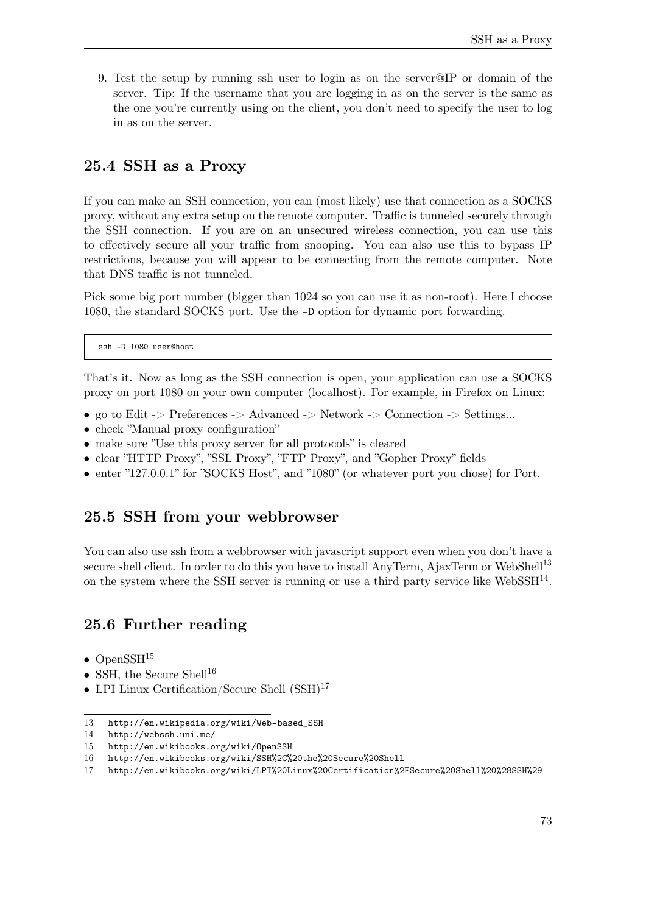9. Test the setup by running ssh user to login as on the server@IP or domain of the server. Tip: If the username that you are logging in as on the server is the same as the one you're currently using on the client, you don't need to specify the user to log in as on the server.

## 25.4 SSH as a Proxy

If you can make an SSH connection, you can (most likely) use that connection as a SOCKS proxy, without any extra setup on the remote computer. Traffic is tunneled securely through the SSH connection. If you are on an unsecured wireless connection, you can use this to effectively secure all your traffic from snooping. You can also use this to bypass IP restrictions, because you will appear to be connecting from the remote computer. Note that DNS traffic is not tunneled.

Pick some big port number (bigger than 1024 so you can use it as non-root). Here I choose 1080, the standard SOCKS port. Use the -D option for dynamic port forwarding.

```
ssh -D 1080 user@host
```

That's it. Now as long as the SSH connection is open, your application can use a SOCKS proxy on port 1080 on your own computer (localhost). For example, in Firefox on Linux:

- go to Edit -> Preferences -> Advanced -> Network -> Connection -> Settings...
- check "Manual proxy configuration"
- make sure "Use this proxy server for all protocols" is cleared
- clear "HTTP Proxy", "SSL Proxy", "FTP Proxy", and "Gopher Proxy" fields
- enter "127.0.0.1" for "SOCKS Host", and "1080" (or whatever port you chose) for Port.

## 25.5 SSH from your webbrowser

You can also use ssh from a webbrowser with javascript support even when you don't have a secure shell client. In order to do this you have to install AnyTerm, AjaxTerm or WebShell[13] on the system where the SSH server is running or use a third party service like WebSSH[14].

## 25.6 Further reading

- OpenSSH[15]
- SSH, the Secure Shell[16]
- LPI Linux Certification/Secure Shell (SSH)[17]

---

13 http://en.wikipedia.org/wiki/Web-based_SSH
14 http://webssh.uni.me/
15 http://en.wikibooks.org/wiki/OpenSSH
16 http://en.wikibooks.org/wiki/SSH%2C%20the%20Secure%20Shell
17 http://en.wikibooks.org/wiki/LPI%20Linux%20Certification%2FSecure%20Shell%20%28SSH%29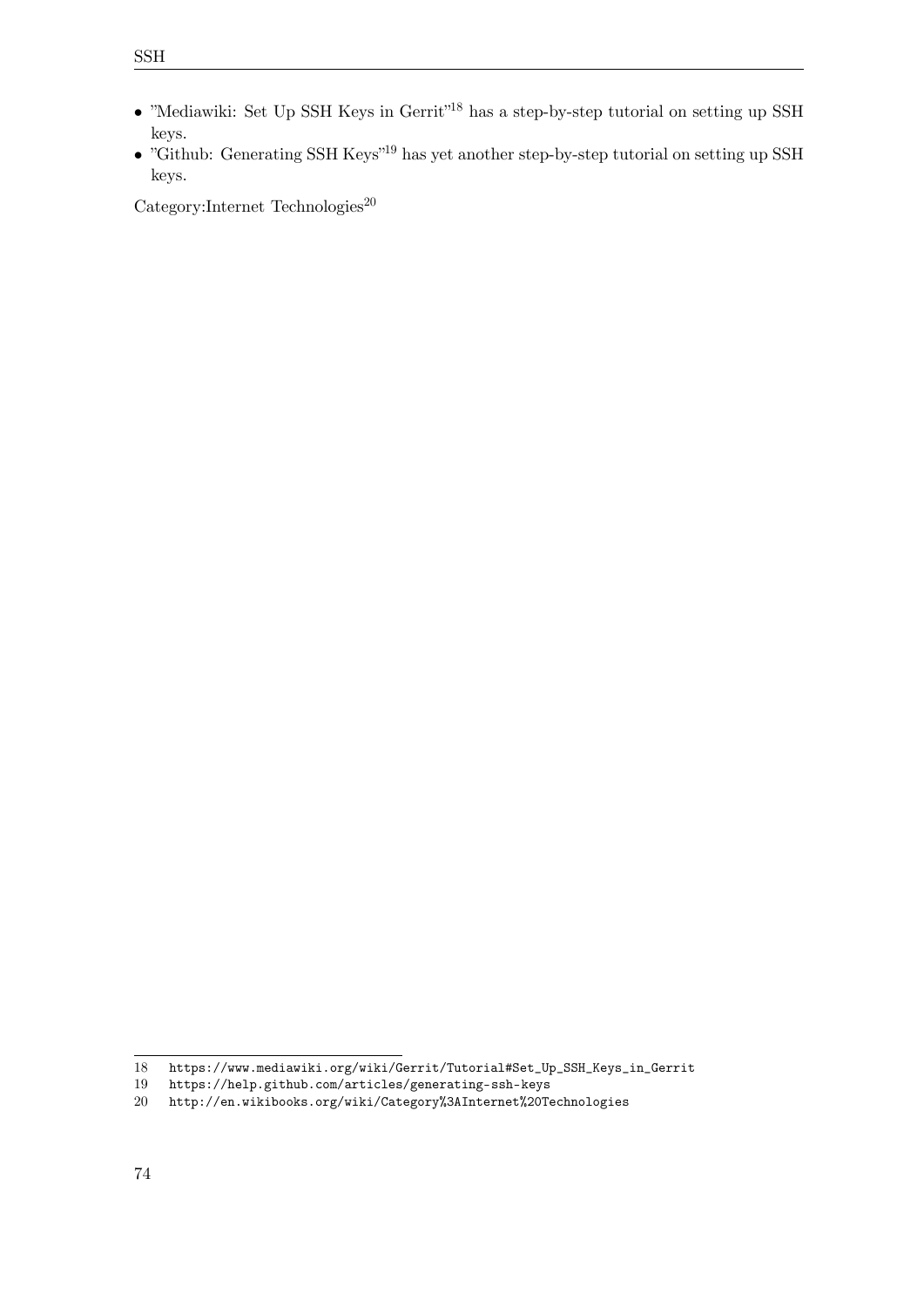- "Mediawiki: Set Up SSH Keys in Gerrit"[18] has a step-by-step tutorial on setting up SSH keys.
- "Github: Generating SSH Keys"[19] has yet another step-by-step tutorial on setting up SSH keys.

Category:Internet Technologies[20]

---

18 https://www.mediawiki.org/wiki/Gerrit/Tutorial#Set_Up_SSH_Keys_in_Gerrit
19 https://help.github.com/articles/generating-ssh-keys
20 http://en.wikibooks.org/wiki/Category%3AInternet%20Technologies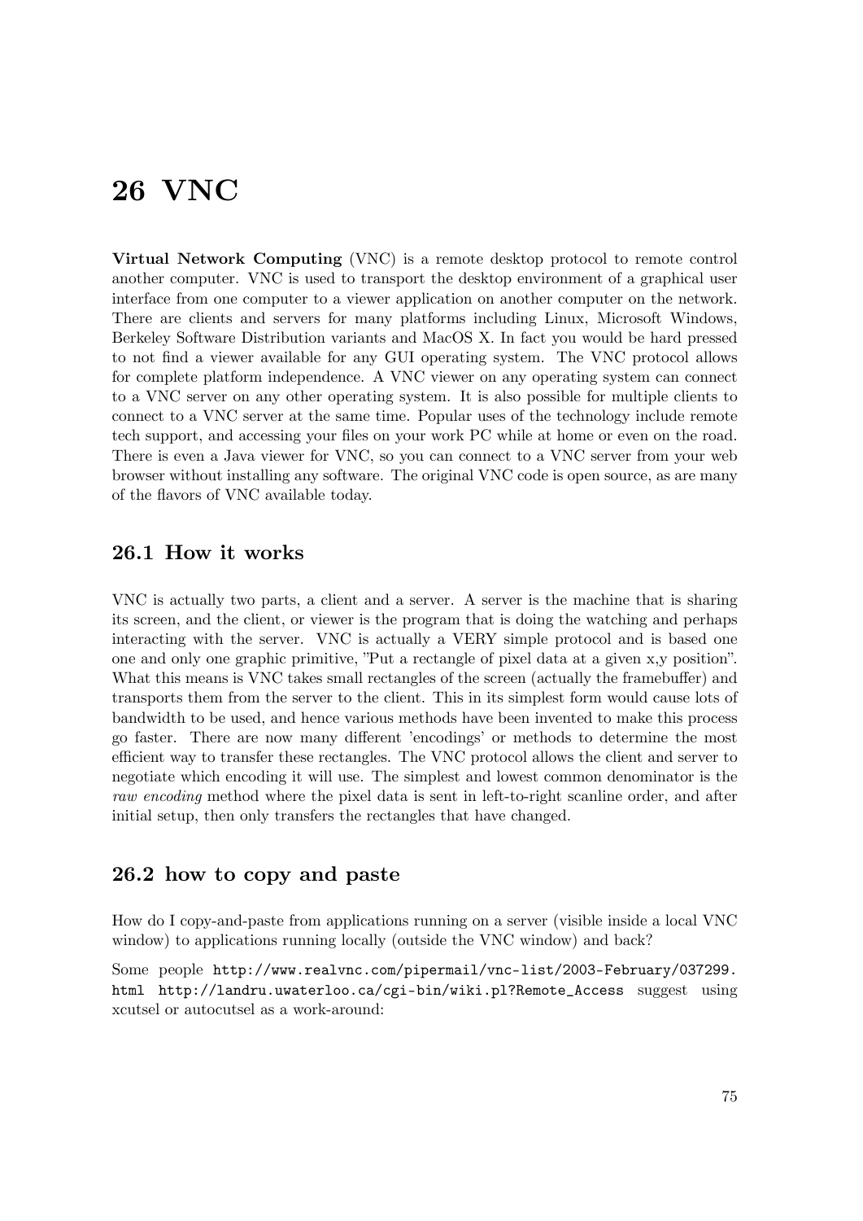# 26 VNC

**Virtual Network Computing** (VNC) is a remote desktop protocol to remote control another computer. VNC is used to transport the desktop environment of a graphical user interface from one computer to a viewer application on another computer on the network. There are clients and servers for many platforms including Linux, Microsoft Windows, Berkeley Software Distribution variants and MacOS X. In fact you would be hard pressed to not find a viewer available for any GUI operating system. The VNC protocol allows for complete platform independence. A VNC viewer on any operating system can connect to a VNC server on any other operating system. It is also possible for multiple clients to connect to a VNC server at the same time. Popular uses of the technology include remote tech support, and accessing your files on your work PC while at home or even on the road. There is even a Java viewer for VNC, so you can connect to a VNC server from your web browser without installing any software. The original VNC code is open source, as are many of the flavors of VNC available today.

## 26.1 How it works

VNC is actually two parts, a client and a server. A server is the machine that is sharing its screen, and the client, or viewer is the program that is doing the watching and perhaps interacting with the server. VNC is actually a VERY simple protocol and is based one one and only one graphic primitive, "Put a rectangle of pixel data at a given x,y position". What this means is VNC takes small rectangles of the screen (actually the framebuffer) and transports them from the server to the client. This in its simplest form would cause lots of bandwidth to be used, and hence various methods have been invented to make this process go faster. There are now many different 'encodings' or methods to determine the most efficient way to transfer these rectangles. The VNC protocol allows the client and server to negotiate which encoding it will use. The simplest and lowest common denominator is the *raw encoding* method where the pixel data is sent in left-to-right scanline order, and after initial setup, then only transfers the rectangles that have changed.

## 26.2 how to copy and paste

How do I copy-and-paste from applications running on a server (visible inside a local VNC window) to applications running locally (outside the VNC window) and back?

Some people `http://www.realvnc.com/pipermail/vnc-list/2003-February/037299.html` `http://landru.uwaterloo.ca/cgi-bin/wiki.pl?Remote_Access` suggest using xcutsel or autocutsel as a work-around: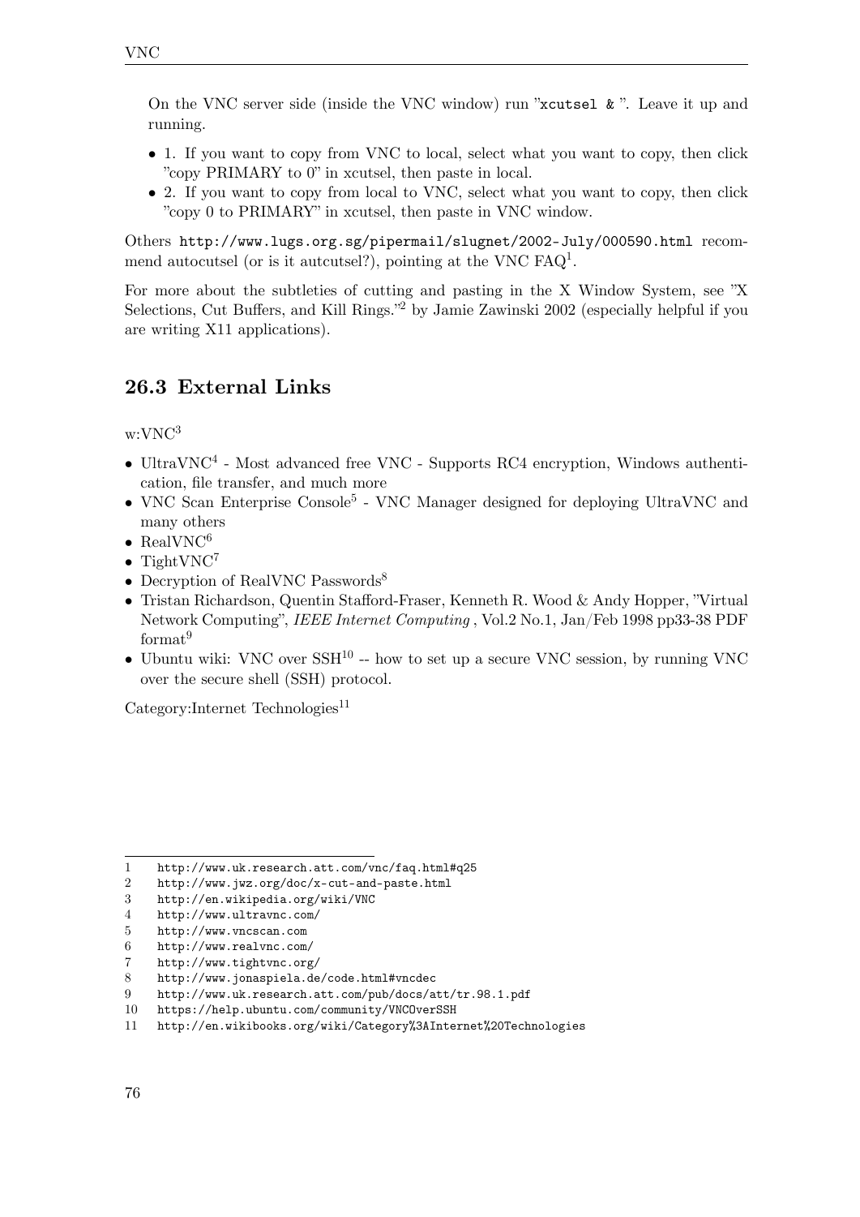On the VNC server side (inside the VNC window) run "`xcutsel &` ". Leave it up and running.

- 1. If you want to copy from VNC to local, select what you want to copy, then click "copy PRIMARY to 0" in xcutsel, then paste in local.
- 2. If you want to copy from local to VNC, select what you want to copy, then click "copy 0 to PRIMARY" in xcutsel, then paste in VNC window.

Others `http://www.lugs.org.sg/pipermail/slugnet/2002-July/000590.html` recommend autocutsel (or is it autcutsel?), pointing at the VNC FAQ[1].

For more about the subtleties of cutting and pasting in the X Window System, see "X Selections, Cut Buffers, and Kill Rings."[2] by Jamie Zawinski 2002 (especially helpful if you are writing X11 applications).

## 26.3 External Links

w:VNC[3]

- UltraVNC[4] - Most advanced free VNC - Supports RC4 encryption, Windows authentication, file transfer, and much more
- VNC Scan Enterprise Console[5] - VNC Manager designed for deploying UltraVNC and many others
- RealVNC[6]
- TightVNC[7]
- Decryption of RealVNC Passwords[8]
- Tristan Richardson, Quentin Stafford-Fraser, Kenneth R. Wood & Andy Hopper, "Virtual Network Computing", *IEEE Internet Computing* , Vol.2 No.1, Jan/Feb 1998 pp33-38 PDF format[9]
- Ubuntu wiki: VNC over SSH[10] -- how to set up a secure VNC session, by running VNC over the secure shell (SSH) protocol.

Category:Internet Technologies[11]

---

1 http://www.uk.research.att.com/vnc/faq.html#q25
2 http://www.jwz.org/doc/x-cut-and-paste.html
3 http://en.wikipedia.org/wiki/VNC
4 http://www.ultravnc.com/
5 http://www.vncscan.com
6 http://www.realvnc.com/
7 http://www.tightvnc.org/
8 http://www.jonaspiela.de/code.html#vncdec
9 http://www.uk.research.att.com/pub/docs/att/tr.98.1.pdf
10 https://help.ubuntu.com/community/VNCOverSSH
11 http://en.wikibooks.org/wiki/Category%3AInternet%20Technologies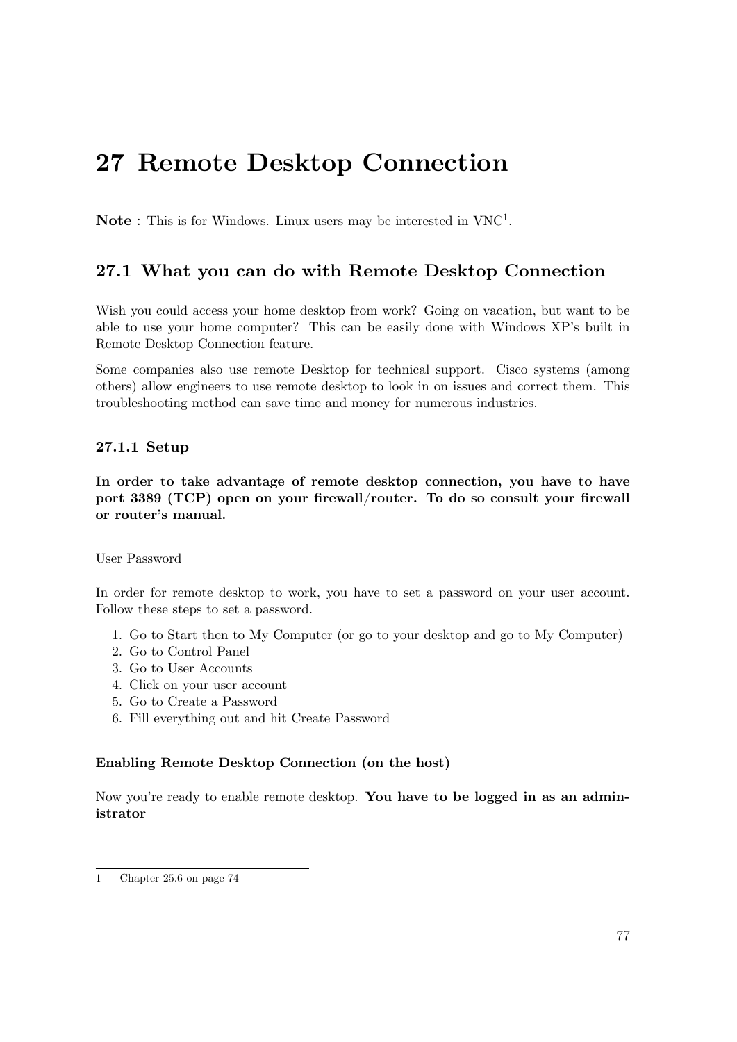# 27 Remote Desktop Connection

**Note** : This is for Windows. Linux users may be interested in VNC[1].

## 27.1 What you can do with Remote Desktop Connection

Wish you could access your home desktop from work? Going on vacation, but want to be able to use your home computer? This can be easily done with Windows XP's built in Remote Desktop Connection feature.

Some companies also use remote Desktop for technical support. Cisco systems (among others) allow engineers to use remote desktop to look in on issues and correct them. This troubleshooting method can save time and money for numerous industries.

### 27.1.1 Setup

**In order to take advantage of remote desktop connection, you have to have port 3389 (TCP) open on your firewall/router. To do so consult your firewall or router's manual.**

User Password

In order for remote desktop to work, you have to set a password on your user account. Follow these steps to set a password.

1. Go to Start then to My Computer (or go to your desktop and go to My Computer)
2. Go to Control Panel
3. Go to User Accounts
4. Click on your user account
5. Go to Create a Password
6. Fill everything out and hit Create Password

#### Enabling Remote Desktop Connection (on the host)

Now you're ready to enable remote desktop. **You have to be logged in as an administrator**

---

1 Chapter 25.6 on page 74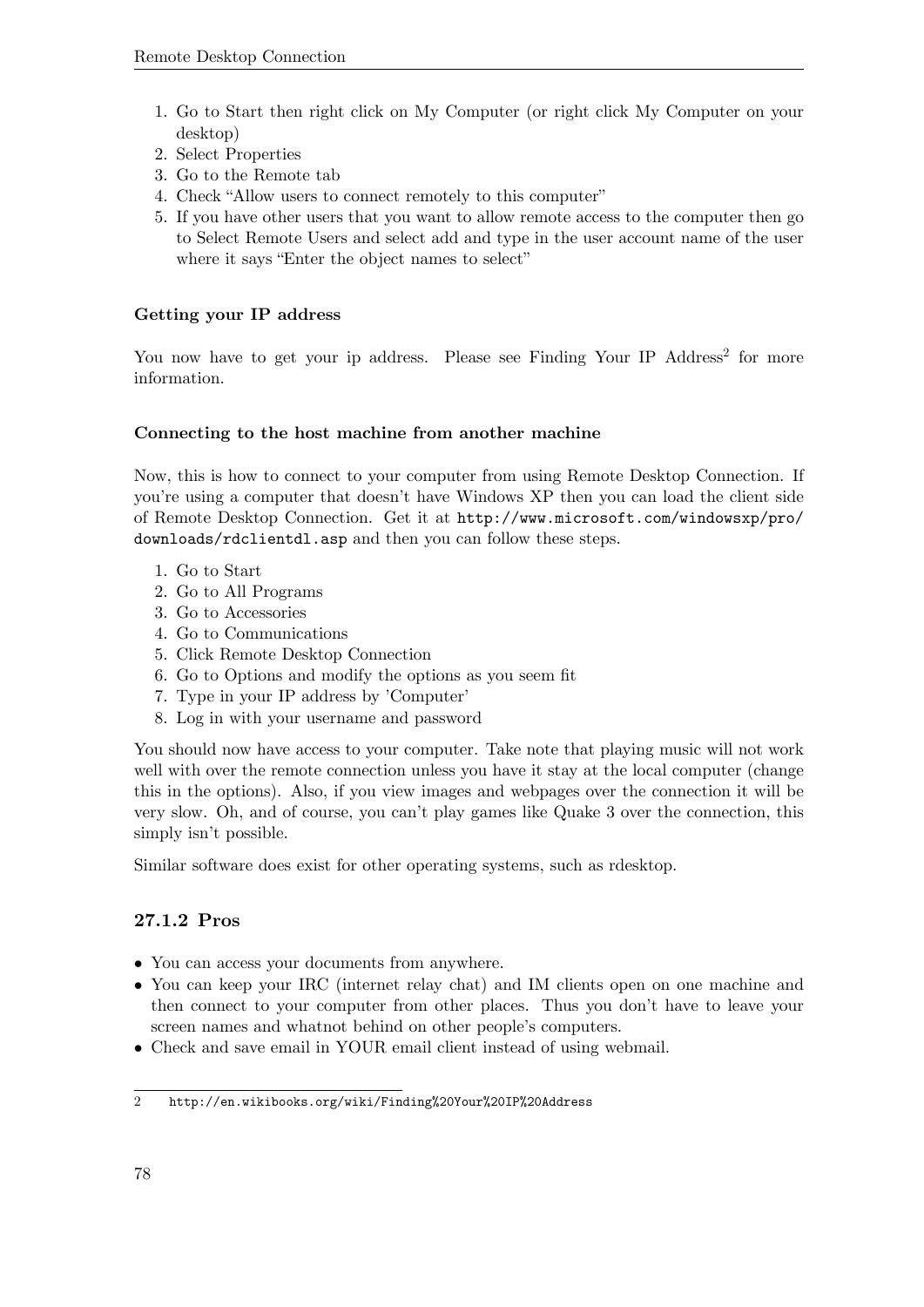1. Go to Start then right click on My Computer (or right click My Computer on your desktop)
2. Select Properties
3. Go to the Remote tab
4. Check “Allow users to connect remotely to this computer”
5. If you have other users that you want to allow remote access to the computer then go to Select Remote Users and select add and type in the user account name of the user where it says “Enter the object names to select”

#### Getting your IP address

You now have to get your ip address. Please see Finding Your IP Address[2] for more information.

#### Connecting to the host machine from another machine

Now, this is how to connect to your computer from using Remote Desktop Connection. If you’re using a computer that doesn’t have Windows XP then you can load the client side of Remote Desktop Connection. Get it at `http://www.microsoft.com/windowsxp/pro/downloads/rdclientdl.asp` and then you can follow these steps.

1. Go to Start
2. Go to All Programs
3. Go to Accessories
4. Go to Communications
5. Click Remote Desktop Connection
6. Go to Options and modify the options as you seem fit
7. Type in your IP address by 'Computer'
8. Log in with your username and password

You should now have access to your computer. Take note that playing music will not work well with over the remote connection unless you have it stay at the local computer (change this in the options). Also, if you view images and webpages over the connection it will be very slow. Oh, and of course, you can’t play games like Quake 3 over the connection, this simply isn’t possible.

Similar software does exist for other operating systems, such as rdesktop.

### 27.1.2 Pros

- You can access your documents from anywhere.
- You can keep your IRC (internet relay chat) and IM clients open on one machine and then connect to your computer from other places. Thus you don’t have to leave your screen names and whatnot behind on other people’s computers.
- Check and save email in YOUR email client instead of using webmail.

---

2 `http://en.wikibooks.org/wiki/Finding%20Your%20IP%20Address`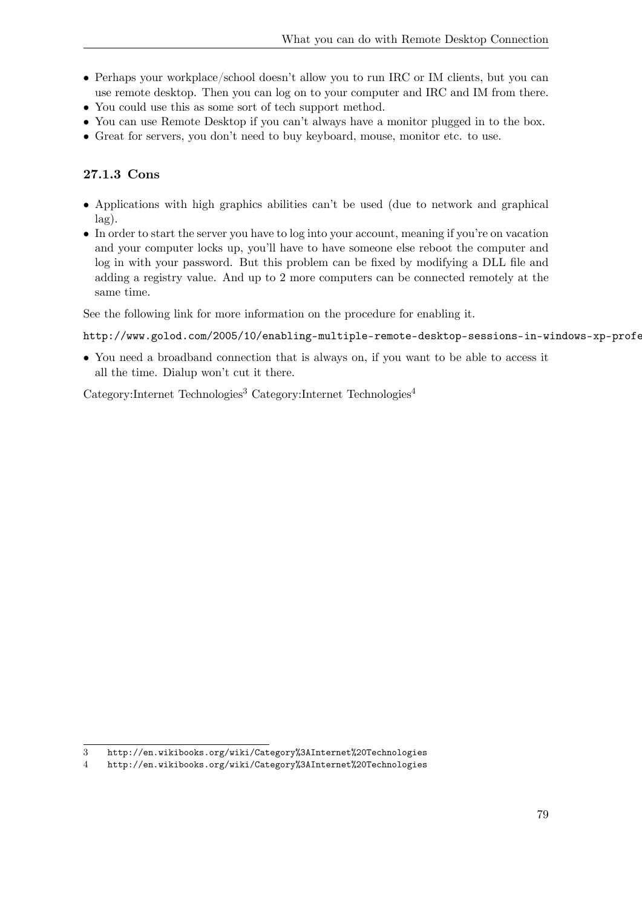- Perhaps your workplace/school doesn't allow you to run IRC or IM clients, but you can use remote desktop. Then you can log on to your computer and IRC and IM from there.
- You could use this as some sort of tech support method.
- You can use Remote Desktop if you can't always have a monitor plugged in to the box.
- Great for servers, you don't need to buy keyboard, mouse, monitor etc. to use.

### 27.1.3 Cons

- Applications with high graphics abilities can't be used (due to network and graphical lag).
- In order to start the server you have to log into your account, meaning if you're on vacation and your computer locks up, you'll have to have someone else reboot the computer and log in with your password. But this problem can be fixed by modifying a DLL file and adding a registry value. And up to 2 more computers can be connected remotely at the same time.

See the following link for more information on the procedure for enabling it.

http://www.golod.com/2005/10/enabling-multiple-remote-desktop-sessions-in-windows-xp-profe

- You need a broadband connection that is always on, if you want to be able to access it all the time. Dialup won't cut it there.

Category:Internet Technologies[3] Category:Internet Technologies[4]

---

3 http://en.wikibooks.org/wiki/Category%3AInternet%20Technologies
4 http://en.wikibooks.org/wiki/Category%3AInternet%20Technologies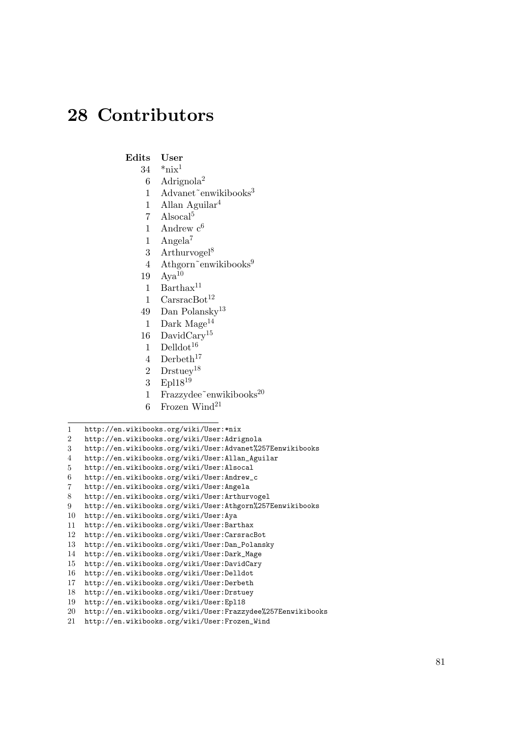# 28 Contributors

| Edits | User |
|---|---|
| 34 | *nix[1] |
| 6 | Adrignola[2] |
| 1 | Advanet~enwikibooks[3] |
| 1 | Allan Aguilar[4] |
| 7 | Alsocal[5] |
| 1 | Andrew c[6] |
| 1 | Angela[7] |
| 3 | Arthurvogel[8] |
| 4 | Athgorn~enwikibooks[9] |
| 19 | Aya[10] |
| 1 | Barthax[11] |
| 1 | CarsracBot[12] |
| 49 | Dan Polansky[13] |
| 1 | Dark Mage[14] |
| 16 | DavidCary[15] |
| 1 | Delldot[16] |
| 4 | Derbeth[17] |
| 2 | Drstuey[18] |
| 3 | Epl18[19] |
| 1 | Frazzydee~enwikibooks[20] |
| 6 | Frozen Wind[21] |

1 http://en.wikibooks.org/wiki/User:*nix
2 http://en.wikibooks.org/wiki/User:Adrignola
3 http://en.wikibooks.org/wiki/User:Advanet%257Eenwikibooks
4 http://en.wikibooks.org/wiki/User:Allan_Aguilar
5 http://en.wikibooks.org/wiki/User:Alsocal
6 http://en.wikibooks.org/wiki/User:Andrew_c
7 http://en.wikibooks.org/wiki/User:Angela
8 http://en.wikibooks.org/wiki/User:Arthurvogel
9 http://en.wikibooks.org/wiki/User:Athgorn%257Eenwikibooks
10 http://en.wikibooks.org/wiki/User:Aya
11 http://en.wikibooks.org/wiki/User:Barthax
12 http://en.wikibooks.org/wiki/User:CarsracBot
13 http://en.wikibooks.org/wiki/User:Dan_Polansky
14 http://en.wikibooks.org/wiki/User:Dark_Mage
15 http://en.wikibooks.org/wiki/User:DavidCary
16 http://en.wikibooks.org/wiki/User:Delldot
17 http://en.wikibooks.org/wiki/User:Derbeth
18 http://en.wikibooks.org/wiki/User:Drstuey
19 http://en.wikibooks.org/wiki/User:Epl18
20 http://en.wikibooks.org/wiki/User:Frazzydee%257Eenwikibooks
21 http://en.wikibooks.org/wiki/User:Frozen_Wind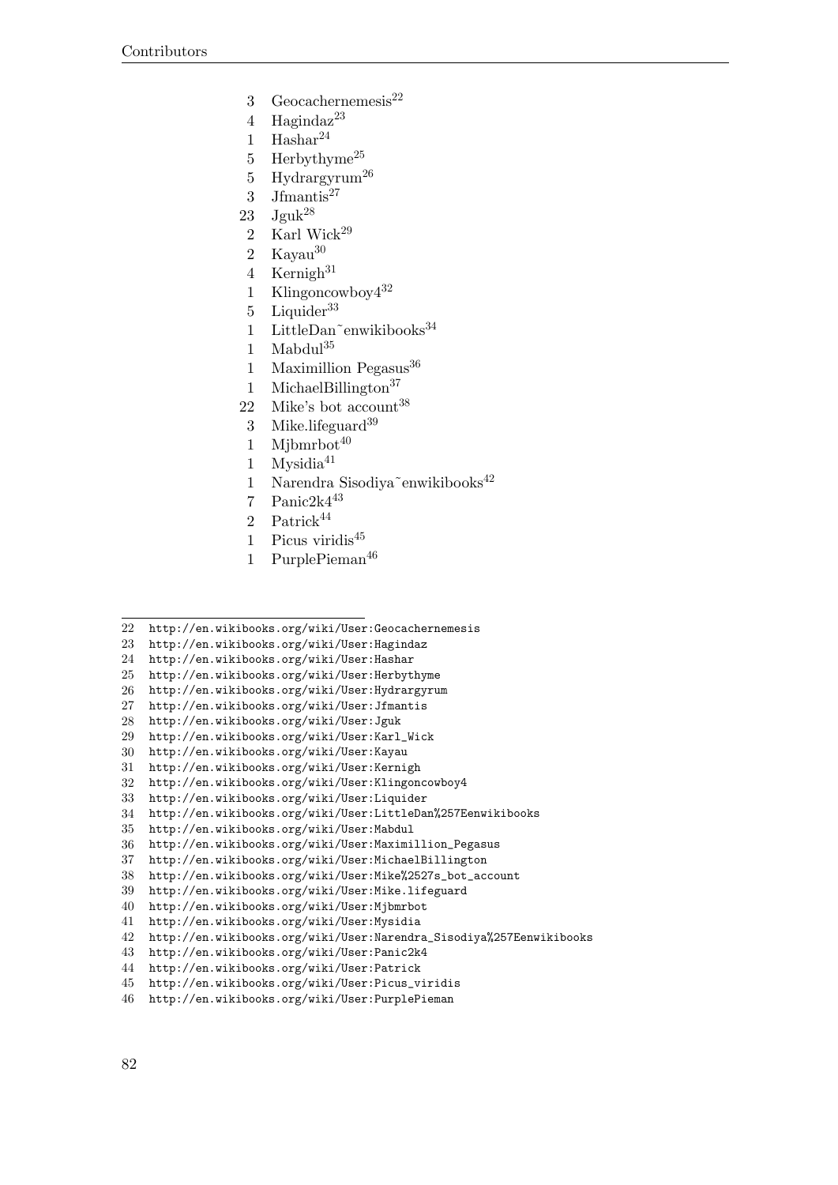3 Geocachernemesis[22]
4 Hagindaz[23]
1 Hashar[24]
5 Herbythyme[25]
5 Hydrargyrum[26]
3 Jfmantis[27]
23 Jguk[28]
2 Karl Wick[29]
2 Kayau[30]
4 Kernigh[31]
1 Klingoncowboy4[32]
5 Liquider[33]
1 LittleDan~enwikibooks[34]
1 Mabdul[35]
1 Maximillion Pegasus[36]
1 MichaelBillington[37]
22 Mike's bot account[38]
3 Mike.lifeguard[39]
1 Mjbmrbot[40]
1 Mysidia[41]
1 Narendra Sisodiya~enwikibooks[42]
7 Panic2k4[43]
2 Patrick[44]
1 Picus viridis[45]
1 PurplePieman[46]

---

22 http://en.wikibooks.org/wiki/User:Geocachernemesis
23 http://en.wikibooks.org/wiki/User:Hagindaz
24 http://en.wikibooks.org/wiki/User:Hashar
25 http://en.wikibooks.org/wiki/User:Herbythyme
26 http://en.wikibooks.org/wiki/User:Hydrargyrum
27 http://en.wikibooks.org/wiki/User:Jfmantis
28 http://en.wikibooks.org/wiki/User:Jguk
29 http://en.wikibooks.org/wiki/User:Karl_Wick
30 http://en.wikibooks.org/wiki/User:Kayau
31 http://en.wikibooks.org/wiki/User:Kernigh
32 http://en.wikibooks.org/wiki/User:Klingoncowboy4
33 http://en.wikibooks.org/wiki/User:Liquider
34 http://en.wikibooks.org/wiki/User:LittleDan%257Eenwikibooks
35 http://en.wikibooks.org/wiki/User:Mabdul
36 http://en.wikibooks.org/wiki/User:Maximillion_Pegasus
37 http://en.wikibooks.org/wiki/User:MichaelBillington
38 http://en.wikibooks.org/wiki/User:Mike%2527s_bot_account
39 http://en.wikibooks.org/wiki/User:Mike.lifeguard
40 http://en.wikibooks.org/wiki/User:Mjbmrbot
41 http://en.wikibooks.org/wiki/User:Mysidia
42 http://en.wikibooks.org/wiki/User:Narendra_Sisodiya%257Eenwikibooks
43 http://en.wikibooks.org/wiki/User:Panic2k4
44 http://en.wikibooks.org/wiki/User:Patrick
45 http://en.wikibooks.org/wiki/User:Picus_viridis
46 http://en.wikibooks.org/wiki/User:PurplePieman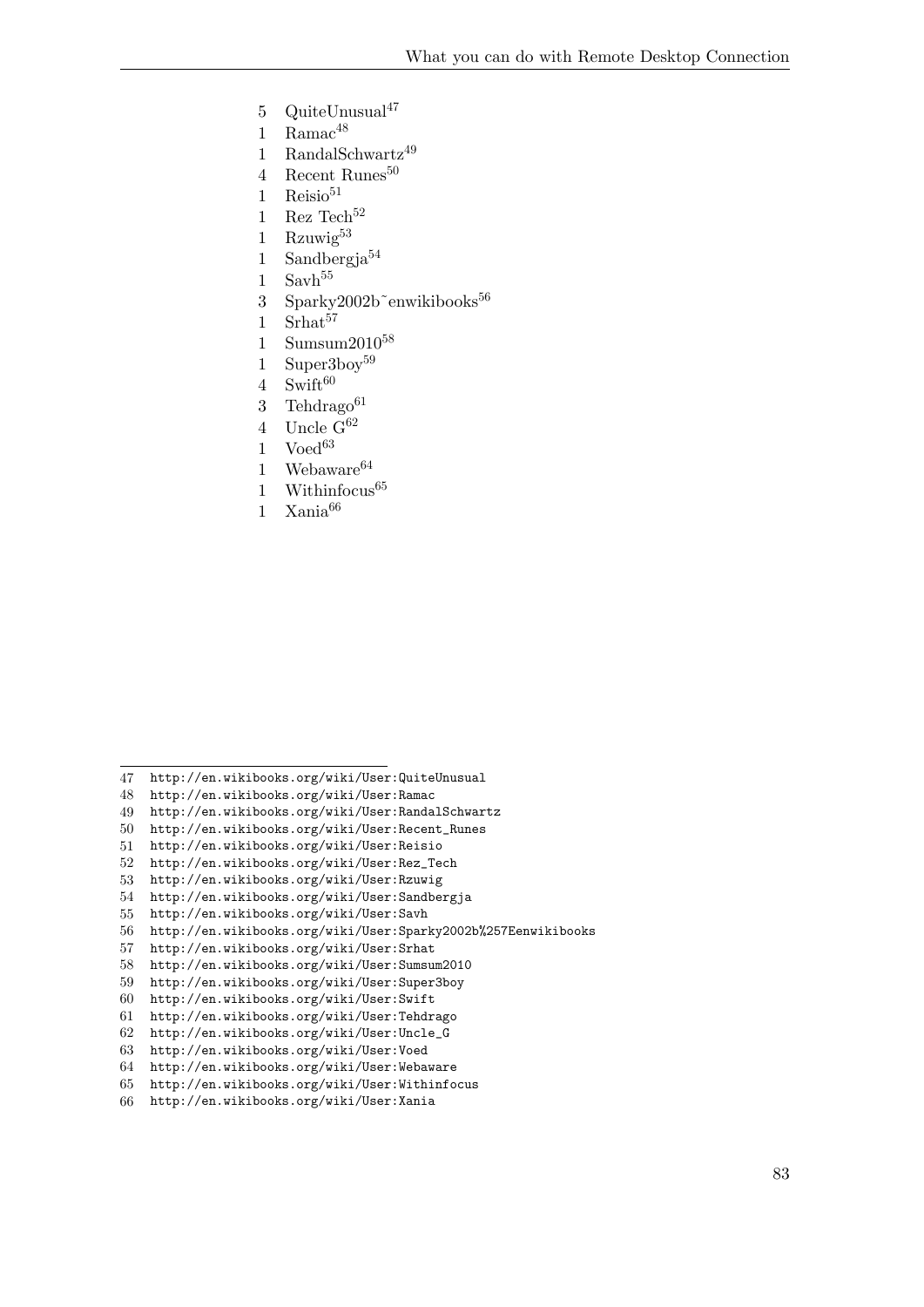5 QuiteUnusual[47]
1 Ramac[48]
1 RandalSchwartz[49]
4 Recent Runes[50]
1 Reisio[51]
1 Rez Tech[52]
1 Rzuwig[53]
1 Sandbergja[54]
1 Savh[55]
3 Sparky2002b~enwikibooks[56]
1 Srhat[57]
1 Sumsum2010[58]
1 Super3boy[59]
4 Swift[60]
3 Tehdrago[61]
4 Uncle G[62]
1 Voed[63]
1 Webaware[64]
1 Withinfocus[65]
1 Xania[66]

---

47 http://en.wikibooks.org/wiki/User:QuiteUnusual
48 http://en.wikibooks.org/wiki/User:Ramac
49 http://en.wikibooks.org/wiki/User:RandalSchwartz
50 http://en.wikibooks.org/wiki/User:Recent_Runes
51 http://en.wikibooks.org/wiki/User:Reisio
52 http://en.wikibooks.org/wiki/User:Rez_Tech
53 http://en.wikibooks.org/wiki/User:Rzuwig
54 http://en.wikibooks.org/wiki/User:Sandbergja
55 http://en.wikibooks.org/wiki/User:Savh
56 http://en.wikibooks.org/wiki/User:Sparky2002b%257Eenwikibooks
57 http://en.wikibooks.org/wiki/User:Srhat
58 http://en.wikibooks.org/wiki/User:Sumsum2010
59 http://en.wikibooks.org/wiki/User:Super3boy
60 http://en.wikibooks.org/wiki/User:Swift
61 http://en.wikibooks.org/wiki/User:Tehdrago
62 http://en.wikibooks.org/wiki/User:Uncle_G
63 http://en.wikibooks.org/wiki/User:Voed
64 http://en.wikibooks.org/wiki/User:Webaware
65 http://en.wikibooks.org/wiki/User:Withinfocus
66 http://en.wikibooks.org/wiki/User:Xania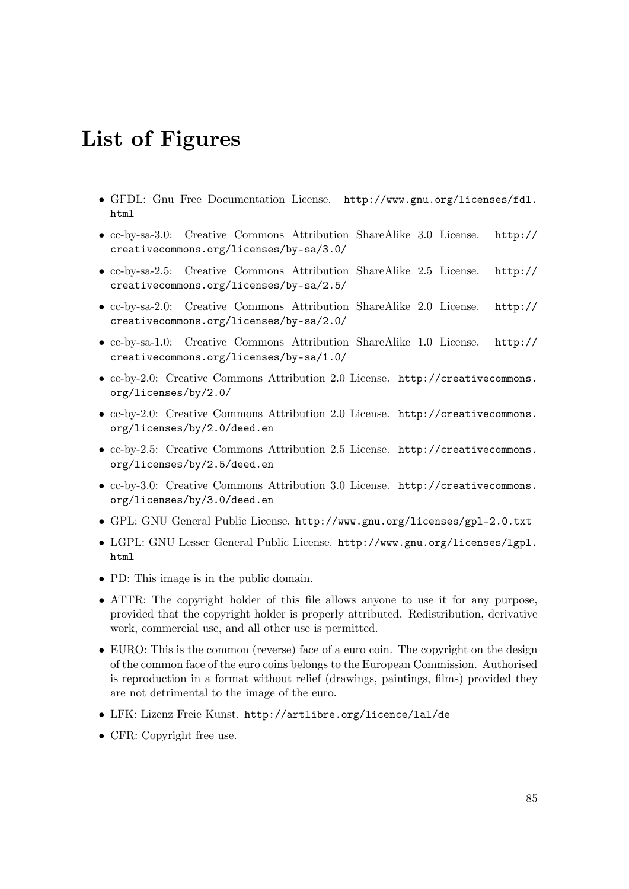# List of Figures

- GFDL: Gnu Free Documentation License. http://www.gnu.org/licenses/fdl.html
- cc-by-sa-3.0: Creative Commons Attribution ShareAlike 3.0 License. http://creativecommons.org/licenses/by-sa/3.0/
- cc-by-sa-2.5: Creative Commons Attribution ShareAlike 2.5 License. http://creativecommons.org/licenses/by-sa/2.5/
- cc-by-sa-2.0: Creative Commons Attribution ShareAlike 2.0 License. http://creativecommons.org/licenses/by-sa/2.0/
- cc-by-sa-1.0: Creative Commons Attribution ShareAlike 1.0 License. http://creativecommons.org/licenses/by-sa/1.0/
- cc-by-2.0: Creative Commons Attribution 2.0 License. http://creativecommons.org/licenses/by/2.0/
- cc-by-2.0: Creative Commons Attribution 2.0 License. http://creativecommons.org/licenses/by/2.0/deed.en
- cc-by-2.5: Creative Commons Attribution 2.5 License. http://creativecommons.org/licenses/by/2.5/deed.en
- cc-by-3.0: Creative Commons Attribution 3.0 License. http://creativecommons.org/licenses/by/3.0/deed.en
- GPL: GNU General Public License. http://www.gnu.org/licenses/gpl-2.0.txt
- LGPL: GNU Lesser General Public License. http://www.gnu.org/licenses/lgpl.html
- PD: This image is in the public domain.
- ATTR: The copyright holder of this file allows anyone to use it for any purpose, provided that the copyright holder is properly attributed. Redistribution, derivative work, commercial use, and all other use is permitted.
- EURO: This is the common (reverse) face of a euro coin. The copyright on the design of the common face of the euro coins belongs to the European Commission. Authorised is reproduction in a format without relief (drawings, paintings, films) provided they are not detrimental to the image of the euro.
- LFK: Lizenz Freie Kunst. http://artlibre.org/licence/lal/de
- CFR: Copyright free use.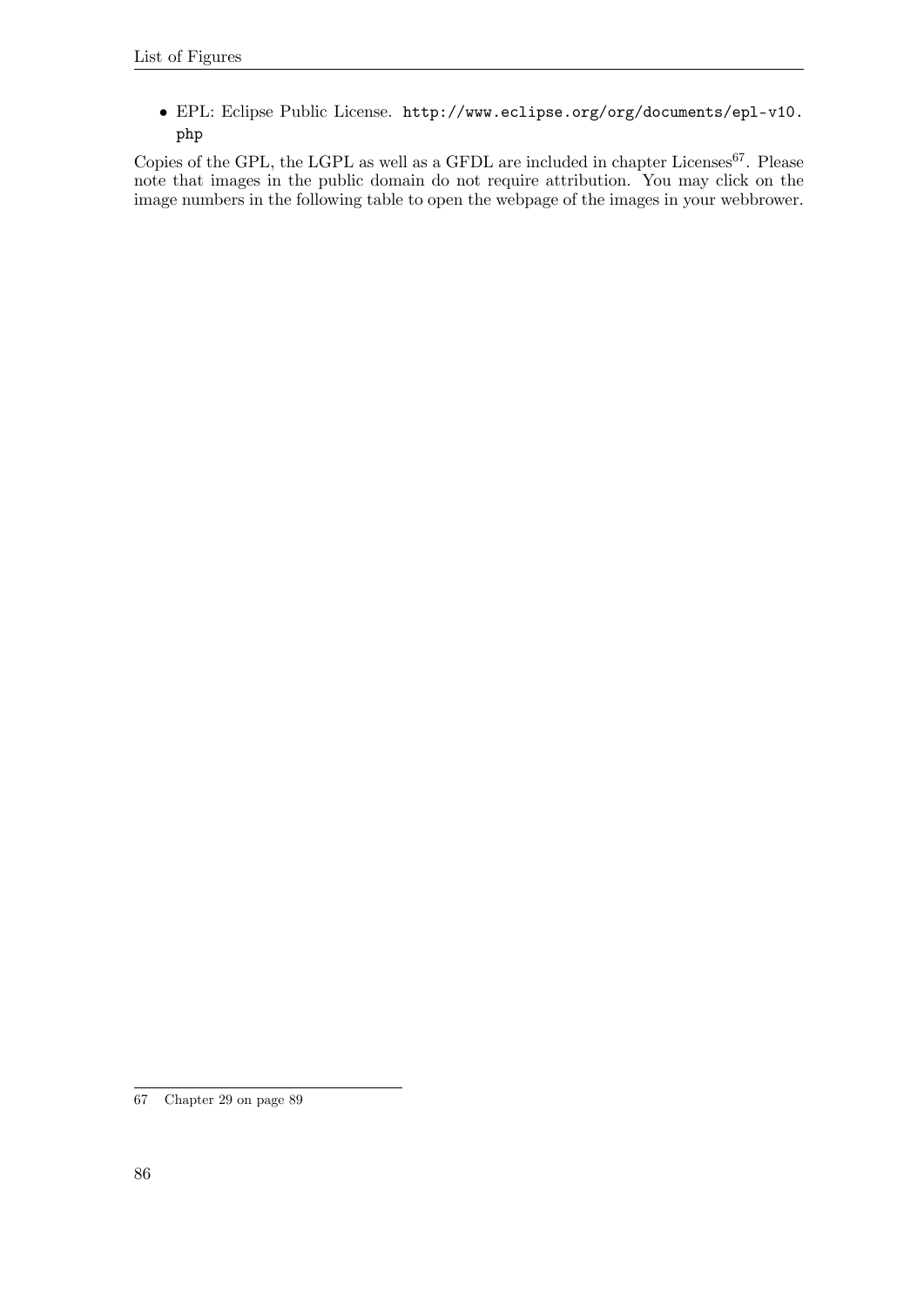- EPL: Eclipse Public License. http://www.eclipse.org/org/documents/epl-v10.php

Copies of the GPL, the LGPL as well as a GFDL are included in chapter Licenses[67]. Please note that images in the public domain do not require attribution. You may click on the image numbers in the following table to open the webpage of the images in your webbrower.

---

67 Chapter 29 on page 89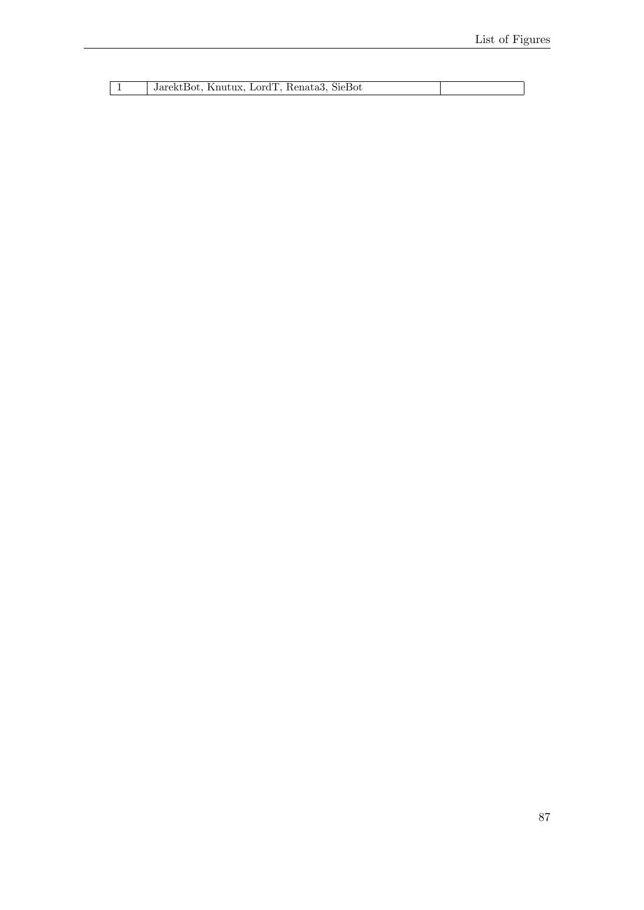| 1 | JarektBot, Knutux, LordT, Renata3, SieBot | |
|---|---|---|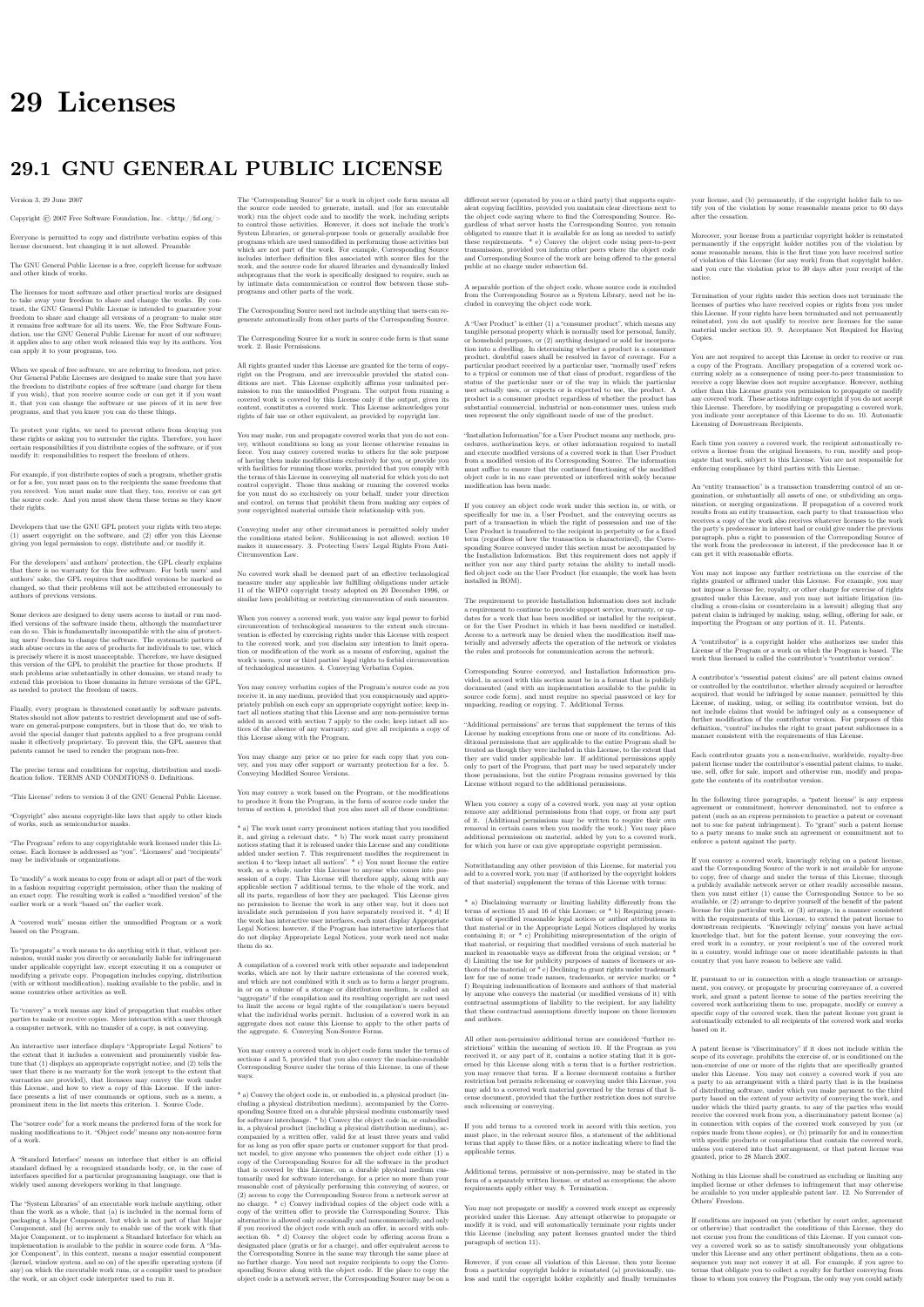# 29 Licenses

## 29.1 GNU GENERAL PUBLIC LICENSE

Version 3, 29 June 2007

Copyright © 2007 Free Software Foundation, Inc. <http://fsf.org/>

Everyone is permitted to copy and distribute verbatim copies of this license document, but changing it is not allowed. Preamble

The GNU General Public License is a free, copyleft license for software and other kinds of works.

The licenses for most software and other practical works are designed to take away your freedom to share and change the works. By contrast, the GNU General Public License is intended to guarantee your freedom to share and change all versions of a program–to make sure it remains free software for all its users. We, the Free Software Foundation, use the GNU General Public License for most of our software; it applies also to any other work released this way by its authors. You can apply it to your programs, too.

When we speak of free software, we are referring to freedom, not price. Our General Public Licenses are designed to make sure that you have the freedom to distribute copies of free software (and charge for them if you wish), that you receive source code or can get it if you want it, that you can change the software or use pieces of it in new free programs, and that you know you can do these things.

To protect your rights, we need to prevent others from denying you these rights or asking you to surrender the rights. Therefore, you have certain responsibilities if you distribute copies of the software, or if you modify it: responsibilities to respect the freedom of others.

For example, if you distribute copies of such a program, whether gratis or for a fee, you must pass on to the recipients the same freedoms that you received. You must make sure that they, too, receive or can get the source code. And you must show them these terms so they know their rights.

Developers that use the GNU GPL protect your rights with two steps: (1) assert copyright on the software, and (2) offer you this License giving you legal permission to copy, distribute and/or modify it.

For the developers' and authors' protection, the GPL clearly explains that there is no warranty for this free software. For both users' and authors' sake, the GPL requires that modified versions be marked as changed, so that their problems will not be attributed erroneously to authors of previous versions.

Some devices are designed to deny users access to install or run modified versions of the software inside them, although the manufacturer can do so. This is fundamentally incompatible with the aim of protecting users' freedom to change the software. The systematic pattern of such abuse occurs in the area of products for individuals to use, which is precisely where it is most unacceptable. Therefore, we have designed this version of the GPL to prohibit the practice for those products. If such problems arise substantially in other domains, we stand ready to extend this provision to those domains in future versions of the GPL, as needed to protect the freedom of users.

Finally, every program is threatened constantly by software patents. States should not allow patents to restrict development and use of software on general-purpose computers, but in those that do, we wish to avoid the special danger that patents applied to a free program could make it effectively proprietary. To prevent this, the GPL assures that patents cannot be used to render the program non-free.

The precise terms and conditions for copying, distribution and modification follow. TERMS AND CONDITIONS 0. Definitions.

"This License" refers to version 3 of the GNU General Public License.

"Copyright" also means copyright-like laws that apply to other kinds of works, such as semiconductor masks.

"The Program" refers to any copyrightable work licensed under this License. Each licensee is addressed as "you". "Licensees" and "recipients" may be individuals or organizations.

To "modify" a work means to copy from or adapt all or part of the work in a fashion requiring copyright permission, other than the making of an exact copy. The resulting work is called a "modified version" of the earlier work or a work "based on" the earlier work.

A "covered work" means either the unmodified Program or a work based on the Program.

To "propagate" a work means to do anything with it that, without permission, would make you directly or secondarily liable for infringement under applicable copyright law, except executing it on a computer or modifying a private copy. Propagation includes copying, distribution (with or without modification), making available to the public, and in some countries other activities as well.

To "convey" a work means any kind of propagation that enables other parties to make or receive copies. Mere interaction with a user through a computer network, with no transfer of a copy, is not conveying.

An interactive user interface displays "Appropriate Legal Notices" to the extent that it includes a convenient and prominently visible feature that (1) displays an appropriate copyright notice, and (2) tells the user that there is no warranty for the work (except to the extent that warranties are provided), that licensees may convey the work under this License, and how to view a copy of this License. If the interface presents a list of user commands or options, such as a menu, a prominent item in the list meets this criterion. 1. Source Code.

The "source code" for a work means the preferred form of the work for making modifications to it. "Object code" means any non-source form of a work.

A "Standard Interface" means an interface that either is an official standard defined by a recognized standards body, or, in the case of interfaces specified for a particular programming language, one that is widely used among developers working in that language.

The "System Libraries" of an executable work include anything, other than the work as a whole, that (a) is included in the normal form of packaging a Major Component, but which is not part of that Major Component, and (b) serves only to enable use of the work with that Major Component, or to implement a Standard Interface for which an implementation is available to the public in source code form. A "Major Component", in this context, means a major essential component (kernel, window system, and so on) of the specific operating system (if any) on which the executable work runs, or a compiler used to produce the work, or an object code interpreter used to run it.

The "Corresponding Source" for a work in object code form means all the source code needed to generate, install, and (for an executable work) run the object code and to modify the work, including scripts to control those activities. However, it does not include the work's System Libraries, or general-purpose tools or generally available free programs which are used unmodified in performing those activities but which are not part of the work. For example, Corresponding Source includes interface definition files associated with source files for the work, and the source code for shared libraries and dynamically linked subprograms that the work is specifically designed to require, such as by intimate data communication or control flow between those subprograms and other parts of the work.

The Corresponding Source need not include anything that users can regenerate automatically from other parts of the Corresponding Source.

The Corresponding Source for a work in source code form is that same work. 2. Basic Permissions.

All rights granted under this License are granted for the term of copyright on the Program, and are irrevocable provided the stated conditions are met. This License explicitly affirms your unlimited permission to run the unmodified Program. The output from running a covered work is covered by this License only if the output, given its content, constitutes a covered work. This License acknowledges your rights of fair use or other equivalent, as provided by copyright law.

You may make, run and propagate covered works that you do not convey, without conditions so long as your license otherwise remains in force. You may convey covered works to others for the sole purpose of having them make modifications exclusively for you, or provide you with facilities for running those works, provided that you comply with the terms of this License in conveying all material for which you do not control copyright. Those thus making or running the covered works for you must do so exclusively on your behalf, under your direction and control, on terms that prohibit them from making any copies of your copyrighted material outside their relationship with you.

Conveying under any other circumstances is permitted solely under the conditions stated below. Sublicensing is not allowed; section 10 makes it unnecessary. 3. Protecting Users' Legal Rights From Anti-Circumvention Law.

No covered work shall be deemed part of an effective technological measure under any applicable law fulfilling obligations under article 11 of the WIPO copyright treaty adopted on 20 December 1996, or similar laws prohibiting or restricting circumvention of such measures.

When you convey a covered work, you waive any legal power to forbid circumvention of technological measures to the extent such circumvention is effected by exercising rights under this License with respect to the covered work, and you disclaim any intention to limit operation or modification of the work as a means of enforcing, against the work's users, your or third parties' legal rights to forbid circumvention of technological measures. 4. Conveying Verbatim Copies.

You may convey verbatim copies of the Program's source code as you receive it, in any medium, provided that you conspicuously and appropriately publish on each copy an appropriate copyright notice; keep intact all notices stating that this License and any non-permissive terms added in accord with section 7 apply to the code; keep intact all notices of the absence of any warranty; and give all recipients a copy of this License along with the Program.

You may charge any price or no price for each copy that you convey, and you may offer support or warranty protection for a fee. 5. Conveying Modified Source Versions.

You may convey a work based on the Program, or the modifications to produce it from the Program, in the form of source code under the terms of section 4, provided that you also meet all of these conditions:

* a) The work must carry prominent notices stating that you modified it, and giving a relevant date. * b) The work must carry prominent notices stating that it is released under this License and any conditions added under section 7. This requirement modifies the requirement in section 4 to "keep intact all notices". * c) You must license the entire work, as a whole, under this License to anyone who comes into possession of a copy. This License will therefore apply, along with any applicable section 7 additional terms, to the whole of the work, and all its parts, regardless of how they are packaged. This License gives no permission to license the work in any other way, but it does not invalidate such permission if you have separately received it. * d) If the work has interactive user interfaces, each must display Appropriate Legal Notices; however, if the Program has interactive interfaces that do not display Appropriate Legal Notices, your work need not make them do so.

A compilation of a covered work with other separate and independent works, which are not by their nature extensions of the covered work, and which are not combined with it such as to form a larger program, in or on a volume of a storage or distribution medium, is called an "aggregate" if the compilation and its resulting copyright are not used to limit the access or legal rights of the compilation's users beyond what the individual works permit. Inclusion of a covered work in an aggregate does not cause this License to apply to the other parts of the aggregate. 6. Conveying Non-Source Forms.

You may convey a covered work in object code form under the terms of sections 4 and 5, provided that you also convey the machine-readable Corresponding Source under the terms of this License, in one of these ways:

* a) Convey the object code in, or embodied in, a physical product (including a physical distribution medium), accompanied by the Corresponding Source fixed on a durable physical medium customarily used for software interchange. * b) Convey the object code in, or embodied in, a physical product (including a physical distribution medium), accompanied by a written offer, valid for at least three years and valid for as long as you offer spare parts or customer support for that product model, to give anyone who possesses the object code either (1) a copy of the Corresponding Source for all the software in the product that is covered by this License, on a durable physical medium customarily used for software interchange, for a price no more than your reasonable cost of physically performing this conveying of source, or (2) access to copy the Corresponding Source from a network server at no charge. * c) Convey individual copies of the object code with a copy of the written offer to provide the Corresponding Source. This alternative is allowed only occasionally and noncommercially, and only if you received the object code with such an offer, in accord with subsection 6b. * d) Convey the object code by offering access from a designated place (gratis or for a charge), and offer equivalent access to the Corresponding Source in the same way through the same place at no further charge. You need not require recipients to copy the Corresponding Source along with the object code. If the place to copy the object code is a network server, the Corresponding Source may be on a different server (operated by you or a third party) that supports equivalent copying facilities, provided you maintain clear directions next to the object code saying where to find the Corresponding Source. Regardless of what server hosts the Corresponding Source, you remain obligated to ensure that it is available for as long as needed to satisfy these requirements. * e) Convey the object code using peer-to-peer transmission, provided you inform other peers where the object code and Corresponding Source of the work are being offered to the general public at no charge under subsection 6d.

A separable portion of the object code, whose source code is excluded from the Corresponding Source as a System Library, need not be included in conveying the object code work.

A "User Product" is either (1) a "consumer product", which means any tangible personal property which is normally used for personal, family, or household purposes, or (2) anything designed or sold for incorporation into a dwelling. In determining whether a product is a consumer product, doubtful cases shall be resolved in favor of coverage. For a particular product received by a particular user, "normally used" refers to a typical or common use of that class of product, regardless of the status of the particular user or of the way in which the particular user actually uses, or expects or is expected to use, the product. A product is a consumer product regardless of whether the product has substantial commercial, industrial or non-consumer uses, unless such uses represent the only significant mode of use of the product.

"Installation Information" for a User Product means any methods, procedures, authorization keys, or other information required to install and execute modified versions of a covered work in that User Product from a modified version of its Corresponding Source. The information must suffice to ensure that the continued functioning of the modified object code is in no case prevented or interfered with solely because modification has been made.

If you convey an object code work under this section in, or with, or specifically for use in, a User Product, and the conveying occurs as part of a transaction in which the right of possession and use of the User Product is transferred to the recipient in perpetuity or for a fixed term (regardless of how the transaction is characterized), the Corresponding Source conveyed under this section must be accompanied by the Installation Information. But this requirement does not apply if neither you nor any third party retains the ability to install modified object code on the User Product (for example, the work has been installed in ROM).

The requirement to provide Installation Information does not include a requirement to continue to provide support service, warranty, or updates for a work that has been modified or installed by the recipient, or for the User Product in which it has been modified or installed. Access to a network may be denied when the modification itself materially and adversely affects the operation of the network or violates the rules and protocols for communication across the network.

Corresponding Source conveyed, and Installation Information provided, in accord with this section must be in a format that is publicly documented (and with an implementation available to the public in source code form), and must require no special password or key for unpacking, reading or copying. 7. Additional Terms.

"Additional permissions" are terms that supplement the terms of this License by making exceptions from one or more of its conditions. Additional permissions that are applicable to the entire Program shall be treated as though they were included in this License, to the extent that they are valid under applicable law. If additional permissions apply only to part of the Program, that part may be used separately under those permissions, but the entire Program remains governed by this License without regard to the additional permissions.

When you convey a copy of a covered work, you may at your option remove any additional permissions from that copy, or from any part of it. (Additional permissions may be written to require their own removal in certain cases when you modify the work.) You may place additional permissions on material, added by you to a covered work, for which you have or can give appropriate copyright permission.

Notwithstanding any other provision of this License, for material you add to a covered work, you may (if authorized by the copyright holders of that material) supplement the terms of this License with terms:

* a) Disclaiming warranty or limiting liability differently from the terms of sections 15 and 16 of this License; or * b) Requiring preservation of specified reasonable legal notices or author attributions in that material or in the Appropriate Legal Notices displayed by works containing it; or * c) Prohibiting misrepresentation of the origin of that material, or requiring that modified versions of such material be marked in reasonable ways as different from the original version; or * d) Limiting the use for publicity purposes of names of licensors or authors of the material; or * e) Declining to grant rights under trademark law for use of some trade names, trademarks, or service marks; or * f) Requiring indemnification of licensors and authors of that material by anyone who conveys the material (or modified versions of it) with contractual assumptions of liability to the recipient, for any liability that these contractual assumptions directly impose on those licensors and authors.

All other non-permissive additional terms are considered "further restrictions" within the meaning of section 10. If the Program as you received it, or any part of it, contains a notice stating that it is governed by this License along with a term that is a further restriction, you may remove that term. If a license document contains a further restriction but permits relicensing or conveying under this License, you may add to a covered work material governed by the terms of that license document, provided that the further restriction does not survive such relicensing or conveying.

If you add terms to a covered work in accord with this section, you must place, in the relevant source files, a statement of the additional terms that apply to those files, or a notice indicating where to find the applicable terms.

Additional terms, permissive or non-permissive, may be stated in the form of a separately written license, or stated as exceptions; the above requirements apply either way. 8. Termination.

You may not propagate or modify a covered work except as expressly provided under this License. Any attempt otherwise to propagate or modify it is void, and will automatically terminate your rights under this License (including any patent licenses granted under the third paragraph of section 11).

However, if you cease all violation of this License, then your license from a particular copyright holder is reinstated (a) provisionally, unless and until the copyright holder explicitly and finally terminates your license, and (b) permanently, if the copyright holder fails to notify you of the violation by some reasonable means prior to 60 days after the cessation.

Moreover, your license from a particular copyright holder is reinstated permanently if the copyright holder notifies you of the violation by some reasonable means, this is the first time you have received notice of violation of this License (for any work) from that copyright holder, and you cure the violation prior to 30 days after your receipt of the notice.

Termination of your rights under this section does not terminate the licenses of parties who have received copies or rights from you under this License. If your rights have been terminated and not permanently reinstated, you do not qualify to receive new licenses for the same material under section 10. 9. Acceptance Not Required for Having Copies.

You are not required to accept this License in order to receive or run a copy of the Program. Ancillary propagation of a covered work occurring solely as a consequence of using peer-to-peer transmission to receive a copy likewise does not require acceptance. However, nothing other than this License grants you permission to propagate or modify any covered work. These actions infringe copyright if you do not accept this License. Therefore, by modifying or propagating a covered work, you indicate your acceptance of this License to do so. 10. Automatic Licensing of Downstream Recipients.

Each time you convey a covered work, the recipient automatically receives a license from the original licensors, to run, modify and propagate that work, subject to this License. You are not responsible for enforcing compliance by third parties with this License.

An "entity transaction" is a transaction transferring control of an organization, or substantially all assets of one, or subdividing an organization, or merging organizations. If propagation of a covered work results from an entity transaction, each party to that transaction who receives a copy of the work also receives whatever licenses to the work the party's predecessor in interest had or could give under the previous paragraph, plus a right to possession of the Corresponding Source of the work from the predecessor in interest, if the predecessor has it or can get it with reasonable efforts.

You may not impose any further restrictions on the exercise of the rights granted or affirmed under this License. For example, you may not impose a license fee, royalty, or other charge for exercise of rights granted under this License, and you may not initiate litigation (including a cross-claim or counterclaim in a lawsuit) alleging that any patent claim is infringed by making, using, selling, offering for sale, or importing the Program or any portion of it. 11. Patents.

A "contributor" is a copyright holder who authorizes use under this License of the Program or a work on which the Program is based. The work thus licensed is called the contributor's "contributor version".

A contributor's "essential patent claims" are all patent claims owned or controlled by the contributor, whether already acquired or hereafter acquired, that would be infringed by some manner, permitted by this License, of making, using, or selling its contributor version, but do not include claims that would be infringed only as a consequence of further modification of the contributor version. For purposes of this definition, "control" includes the right to grant patent sublicenses in a manner consistent with the requirements of this License.

Each contributor grants you a non-exclusive, worldwide, royalty-free patent license under the contributor's essential patent claims, to make, use, sell, offer for sale, import and otherwise run, modify and propagate the contents of its contributor version.

In the following three paragraphs, a "patent license" is any express agreement or commitment, however denominated, not to enforce a patent (such as an express permission to practice a patent or covenant not to sue for patent infringement). To "grant" such a patent license to a party means to make such an agreement or commitment not to enforce a patent against the party.

If you convey a covered work, knowingly relying on a patent license, and the Corresponding Source of the work is not available for anyone to copy, free of charge and under the terms of this License, through a publicly available network server or other readily accessible means, then you must either (1) cause the Corresponding Source to be so available, or (2) arrange to deprive yourself of the benefit of the patent license for this particular work, or (3) arrange, in a manner consistent with the requirements of this License, to extend the patent license to downstream recipients. "Knowingly relying" means you have actual knowledge that, but for the patent license, your conveying the covered work in a country, or your recipient's use of the covered work in a country, would infringe one or more identifiable patents in that country that you have reason to believe are valid.

If, pursuant to or in connection with a single transaction or arrangement, you convey, or propagate by procuring conveyance of, a covered work, and grant a patent license to some of the parties receiving the covered work authorizing them to use, propagate, modify or convey a specific copy of the covered work, then the patent license you grant is automatically extended to all recipients of the covered work and works based on it.

A patent license is "discriminatory" if it does not include within the scope of its coverage, prohibits the exercise of, or is conditioned on the non-exercise of one or more of the rights that are specifically granted under this License. You may not convey a covered work if you are a party to an arrangement with a third party that is in the business of distributing software, under which you make payment to the third party based on the extent of your activity of conveying the work, and under which the third party grants, to any of the parties who would receive the covered work from you, a discriminatory patent license (a) in connection with copies of the covered work conveyed by you (or copies made from those copies), or (b) primarily for and in connection with specific products or compilations that contain the covered work, unless you entered into that arrangement, or that patent license was granted, prior to 28 March 2007.

Nothing in this License shall be construed as excluding or limiting any implied license or other defenses to infringement that may otherwise be available to you under applicable patent law. 12. No Surrender of Others' Freedom.

If conditions are imposed on you (whether by court order, agreement or otherwise) that contradict the conditions of this License, they do not excuse you from the conditions of this License. If you cannot convey a covered work so as to satisfy simultaneously your obligations under this License and any other pertinent obligations, then as a consequence you may not convey it at all. For example, if you agree to terms that obligate you to collect a royalty for further conveying from those to whom you convey the Program, the only way you could satisfy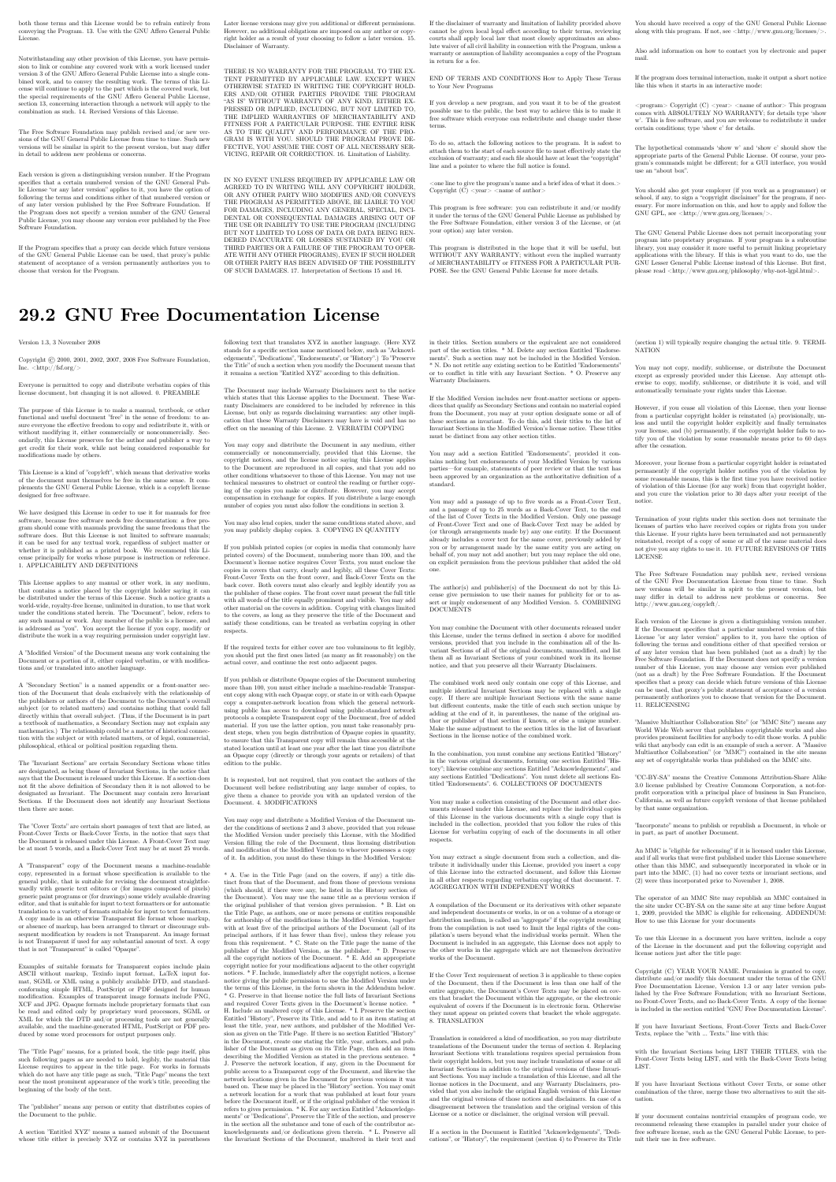both those terms and this License would be entitled to refrain entirely from conveying the Program. 13. Use with the GNU Affero General Public License.

Notwithstanding any other provision of this License, you have permission to link or combine any covered work with a work licensed under version 3 of the GNU Affero General Public License into a single combined work, and to convey the resulting work. The terms of this License will continue to apply to the part which is the covered work, but the special requirements of the GNU Affero General Public License, section 13, concerning interaction through a network will apply to the combination as such. 14. Revised Versions of this License.

The Free Software Foundation may publish revised and/or new versions of the GNU General Public License from time to time. Such new versions will be similar in spirit to the present version, but may differ in detail to address new problems or concerns.

Each version is given a distinguishing version number. If the Program specifies that a certain numbered version of the GNU General Public License "or any later version" applies to it, you have the option of following the terms and conditions either of that numbered version or of any later version published by the Free Software Foundation. If the Program does not specify a version number of the GNU General Public License, you may choose any version ever published by the Free Software Foundation.

If the Program specifies that a proxy can decide which future versions of the GNU General Public License can be used, that proxy's public statement of acceptance of a version permanently authorizes you to choose that version for the Program.

Later license versions may give you additional or different permissions. However, no additional obligations are imposed on any author or copyright holder as a result of your choosing to follow a later version. 15. Disclaimer of Warranty.

THERE IS NO WARRANTY FOR THE PROGRAM, TO THE EXTENT PERMITTED BY APPLICABLE LAW. EXCEPT WHEN OTHERWISE STATED IN WRITING THE COPYRIGHT HOLDERS AND/OR OTHER PARTIES PROVIDE THE PROGRAM "AS IS" WITHOUT WARRANTY OF ANY KIND, EITHER EXPRESSED OR IMPLIED, INCLUDING, BUT NOT LIMITED TO, THE IMPLIED WARRANTIES OF MERCHANTABILITY AND FITNESS FOR A PARTICULAR PURPOSE. THE ENTIRE RISK AS TO THE QUALITY AND PERFORMANCE OF THE PROGRAM IS WITH YOU. SHOULD THE PROGRAM PROVE DEFECTIVE, YOU ASSUME THE COST OF ALL NECESSARY SERVICING, REPAIR OR CORRECTION. 16. Limitation of Liability.

IN NO EVENT UNLESS REQUIRED BY APPLICABLE LAW OR AGREED TO IN WRITING WILL ANY COPYRIGHT HOLDER, OR ANY OTHER PARTY WHO MODIFIES AND/OR CONVEYS THE PROGRAM AS PERMITTED ABOVE, BE LIABLE TO YOU FOR DAMAGES, INCLUDING ANY GENERAL, SPECIAL, INCIDENTAL OR CONSEQUENTIAL DAMAGES ARISING OUT OF THE USE OR INABILITY TO USE THE PROGRAM (INCLUDING BUT NOT LIMITED TO LOSS OF DATA OR DATA BEING RENDERED INACCURATE OR LOSSES SUSTAINED BY YOU OR THIRD PARTIES OR A FAILURE OF THE PROGRAM TO OPERATE WITH ANY OTHER PROGRAMS), EVEN IF SUCH HOLDER OR OTHER PARTY HAS BEEN ADVISED OF THE POSSIBILITY OF SUCH DAMAGES. 17. Interpretation of Sections 15 and 16.

If the disclaimer of warranty and limitation of liability provided above cannot be given local legal effect according to their terms, reviewing courts shall apply local law that most closely approximates an absolute waiver of all civil liability in connection with the Program, unless a warranty or assumption of liability accompanies a copy of the Program in return for a fee.

END OF TERMS AND CONDITIONS How to Apply These Terms to Your New Programs

If you develop a new program, and you want it to be of the greatest possible use to the public, the best way to achieve this is to make it free software which everyone can redistribute and change under these terms.

To do so, attach the following notices to the program. It is safest to attach them to the start of each source file to most effectively state the exclusion of warranty; and each file should have at least the "copyright" line and a pointer to where the full notice is found.

<one line to give the program's name and a brief idea of what it does.> Copyright (C) <year> <name of author>

This program is free software: you can redistribute it and/or modify it under the terms of the GNU General Public License as published by the Free Software Foundation, either version 3 of the License, or (at your option) any later version.

This program is distributed in the hope that it will be useful, but WITHOUT ANY WARRANTY; without even the implied warranty of MERCHANTABILITY or FITNESS FOR A PARTICULAR PURPOSE. See the GNU General Public License for more details.

You should have received a copy of the GNU General Public License along with this program. If not, see <http://www.gnu.org/licenses/>.

Also add information on how to contact you by electronic and paper mail.

If the program does terminal interaction, make it output a short notice like this when it starts in an interactive mode:

<program> Copyright (C) <year> <name of author> This program comes with ABSOLUTELY NO WARRANTY; for details type 'show w'. This is free software, and you are welcome to redistribute it under certain conditions; type 'show c' for details.

The hypothetical commands 'show w' and 'show c' should show the appropriate parts of the General Public License. Of course, your program's commands might be different; for a GUI interface, you would use an "about box".

You should also get your employer (if you work as a programmer) or school, if any, to sign a "copyright disclaimer" for the program, if necessary. For more information on this, and how to apply and follow the GNU GPL, see <http://www.gnu.org/licenses/>.

The GNU General Public License does not permit incorporating your program into proprietary programs. If your program is a subroutine library, you may consider it more useful to permit linking proprietary applications with the library. If this is what you want to do, use the GNU Lesser General Public License instead of this License. But first, please read <http://www.gnu.org/philosophy/why-not-lgpl.html>.

## 29.2 GNU Free Documentation License

Version 1.3, 3 November 2008

Copyright © 2000, 2001, 2002, 2007, 2008 Free Software Foundation, Inc. <http://fsf.org/>

Everyone is permitted to copy and distribute verbatim copies of this license document, but changing it is not allowed. 0. PREAMBLE

The purpose of this License is to make a manual, textbook, or other functional and useful document "free" in the sense of freedom: to assure everyone the effective freedom to copy and redistribute it, with or without modifying it, either commercially or noncommercially. Secondarily, this License preserves for the author and publisher a way to get credit for their work, while not being considered responsible for modifications made by others.

This License is a kind of "copyleft", which means that derivative works of the document must themselves be free in the same sense. It complements the GNU General Public License, which is a copyleft license designed for free software.

We have designed this License in order to use it for manuals for free software, because free software needs free documentation: a free program should come with manuals providing the same freedoms that the software does. But this License is not limited to software manuals; it can be used for any textual work, regardless of subject matter or whether it is published as a printed book. We recommend this License principally for works whose purpose is instruction or reference. 1. APPLICABILITY AND DEFINITIONS

This License applies to any manual or other work, in any medium, that contains a notice placed by the copyright holder saying it can be distributed under the terms of this License. Such a notice grants a world-wide, royalty-free license, unlimited in duration, to use that work under the conditions stated herein. The "Document", below, refers to any such manual or work. Any member of the public is a licensee, and is addressed as "you". You accept the license if you copy, modify or distribute the work in a way requiring permission under copyright law.

A "Modified Version" of the Document means any work containing the Document or a portion of it, either copied verbatim, or with modifications and/or translated into another language.

A "Secondary Section" is a named appendix or a front-matter section of the Document that deals exclusively with the relationship of the publishers or authors of the Document to the Document's overall subject (or to related matters) and contains nothing that could fall directly within that overall subject. (Thus, if the Document is in part a textbook of mathematics, a Secondary Section may not explain any mathematics.) The relationship could be a matter of historical connection with the subject or with related matters, or of legal, commercial, philosophical, ethical or political position regarding them.

The "Invariant Sections" are certain Secondary Sections whose titles are designated, as being those of Invariant Sections, in the notice that says that the Document is released under this License. If a section does not fit the above definition of Secondary then it is not allowed to be designated as Invariant. The Document may contain zero Invariant Sections. If the Document does not identify any Invariant Sections then there are none.

The "Cover Texts" are certain short passages of text that are listed, as Front-Cover Texts or Back-Cover Texts, in the notice that says that the Document is released under this License. A Front-Cover Text may be at most 5 words, and a Back-Cover Text may be at most 25 words.

A "Transparent" copy of the Document means a machine-readable copy, represented in a format whose specification is available to the general public, that is suitable for revising the document straightforwardly with generic text editors or (for images composed of pixels) generic paint programs or (for drawings) some widely available drawing editor, and that is suitable for input to text formatters or for automatic translation to a variety of formats suitable for input to text formatters. A copy made in an otherwise Transparent file format whose markup, or absence of markup, has been arranged to thwart or discourage subsequent modification by readers is not Transparent. An image format is not Transparent if used for any substantial amount of text. A copy that is not "Transparent" is called "Opaque".

Examples of suitable formats for Transparent copies include plain ASCII without markup, Texinfo input format, LaTeX input format, SGML or XML using a publicly available DTD, and standard-conforming simple HTML, PostScript or PDF designed for human modification. Examples of transparent image formats include PNG, XCF and JPG. Opaque formats include proprietary formats that can be read and edited only by proprietary word processors, SGML or XML for which the DTD and/or processing tools are not generally available, and the machine-generated HTML, PostScript or PDF produced by some word processors for output purposes only.

The "Title Page" means, for a printed book, the title page itself, plus such following pages as are needed to hold, legibly, the material this License requires to appear in the title page. For works in formats which do not have any title page as such, "Title Page" means the text near the most prominent appearance of the work's title, preceding the beginning of the body of the text.

The "publisher" means any person or entity that distributes copies of the Document to the public.

A section "Entitled XYZ" means a named subunit of the Document whose title either is precisely XYZ or contains XYZ in parentheses following text that translates XYZ in another language. (Here XYZ stands for a specific section name mentioned below, such as "Acknowledgements", "Dedications", "Endorsements", or "History".) To "Preserve the Title" of such a section when you modify the Document means that it remains a section "Entitled XYZ" according to this definition.

The Document may include Warranty Disclaimers next to the notice which states that this License applies to the Document. These Warranty Disclaimers are considered to be included by reference in this License, but only as regards disclaiming warranties: any other implication that these Warranty Disclaimers may have is void and has no effect on the meaning of this License. 2. VERBATIM COPYING

You may copy and distribute the Document in any medium, either commercially or noncommercially, provided that this License, the copyright notices, and the license notice saying this License applies to the Document are reproduced in all copies, and that you add no other conditions whatsoever to those of this License. You may not use technical measures to obstruct or control the reading or further copying of the copies you make or distribute. However, you may accept compensation in exchange for copies. If you distribute a large enough number of copies you must also follow the conditions in section 3.

You may also lend copies, under the same conditions stated above, and you may publicly display copies. 3. COPYING IN QUANTITY

If you publish printed copies (or copies in media that commonly have printed covers) of the Document, numbering more than 100, and the Document's license notice requires Cover Texts, you must enclose the copies in covers that carry, clearly and legibly, all these Cover Texts: Front-Cover Texts on the front cover, and Back-Cover Texts on the back cover. Both covers must also clearly and legibly identify you as the publisher of these copies. The front cover must present the full title with all words of the title equally prominent and visible. You may add other material on the covers in addition. Copying with changes limited to the covers, as long as they preserve the title of the Document and satisfy these conditions, can be treated as verbatim copying in other respects.

If the required texts for either cover are too voluminous to fit legibly, you should put the first ones listed (as many as fit reasonably) on the actual cover, and continue the rest onto adjacent pages.

If you publish or distribute Opaque copies of the Document numbering more than 100, you must either include a machine-readable Transparent copy along with each Opaque copy, or state in or with each Opaque copy a computer-network location from which the general network-using public has access to download using public-standard network protocols a complete Transparent copy of the Document, free of added material. If you use the latter option, you must take reasonably prudent steps, when you begin distribution of Opaque copies in quantity, to ensure that this Transparent copy will remain thus accessible at the stated location until at least one year after the last time you distribute an Opaque copy (directly or through your agents or retailers) of that edition to the public.

It is requested, but not required, that you contact the authors of the Document well before redistributing any large number of copies, to give them a chance to provide you with an updated version of the Document. 4. MODIFICATIONS

You may copy and distribute a Modified Version of the Document under the conditions of sections 2 and 3 above, provided that you release the Modified Version under precisely this License, with the Modified Version filling the role of the Document, thus licensing distribution and modification of the Modified Version to whoever possesses a copy of it. In addition, you must do these things in the Modified Version:

* A. Use in the Title Page (and on the covers, if any) a title distinct from that of the Document, and from those of previous versions (which should, if there were any, be listed in the History section of the Document). You may use the same title as a previous version if the original publisher of that version gives permission. * B. List on the Title Page, as authors, one or more persons or entities responsible for authorship of the modifications in the Modified Version, together with at least five of the principal authors of the Document (all of its principal authors, if it has fewer than five), unless they release you from this requirement. * C. State on the Title page the name of the publisher of the Modified Version, as the publisher. * D. Preserve all the copyright notices of the Document. * E. Add an appropriate copyright notice for your modifications adjacent to the other copyright notices. * F. Include, immediately after the copyright notices, a license notice giving the public permission to use the Modified Version under the terms of this License, in the form shown in the Addendum below. * G. Preserve in that license notice the full lists of Invariant Sections and required Cover Texts given in the Document's license notice. * H. Include an unaltered copy of this License. * I. Preserve the section Entitled "History", Preserve its Title, and add to it an item stating at least the title, year, new authors, and publisher of the Modified Version as given on the Title Page. If there is no section Entitled "History" in the Document, create one stating the title, year, authors, and publisher of the Document as given on its Title Page, then add an item describing the Modified Version as stated in the previous sentence. * J. Preserve the network location, if any, given in the Document for public access to a Transparent copy of the Document, and likewise the network locations given in the Document for previous versions it was based on. These may be placed in the "History" section. You may omit a network location for a work that was published at least four years before the Document itself, or if the original publisher of the version it refers to gives permission. * K. For any section Entitled "Acknowledgements" or "Dedications", Preserve the Title of the section, and preserve in the section all the substance and tone of each of the contributor acknowledgements and/or dedications given therein. * L. Preserve all the Invariant Sections of the Document, unaltered in their text and in their titles. Section numbers or the equivalent are not considered part of the section titles. * M. Delete any section Entitled "Endorsements". Such a section may not be included in the Modified Version. * N. Do not retitle any existing section to be Entitled "Endorsements" or to conflict in title with any Invariant Section. * O. Preserve any Warranty Disclaimers.

If the Modified Version includes new front-matter sections or appendices that qualify as Secondary Sections and contain no material copied from the Document, you may at your option designate some or all of these sections as invariant. To do this, add their titles to the list of Invariant Sections in the Modified Version's license notice. These titles must be distinct from any other section titles.

You may add a section Entitled "Endorsements", provided it contains nothing but endorsements of your Modified Version by various parties—for example, statements of peer review or that the text has been approved by an organization as the authoritative definition of a standard.

You may add a passage of up to five words as a Front-Cover Text, and a passage of up to 25 words as a Back-Cover Text, to the end of the list of Cover Texts in the Modified Version. Only one passage of Front-Cover Text and one of Back-Cover Text may be added by (or through arrangements made by) any one entity. If the Document already includes a cover text for the same cover, previously added by you or by arrangement made by the same entity you are acting on behalf of, you may not add another; but you may replace the old one, on explicit permission from the previous publisher that added the old one.

The author(s) and publisher(s) of the Document do not by this License give permission to use their names for publicity for or to assert or imply endorsement of any Modified Version. 5. COMBINING DOCUMENTS

You may combine the Document with other documents released under this License, under the terms defined in section 4 above for modified versions, provided that you include in the combination all of the Invariant Sections of all of the original documents, unmodified, and list them all as Invariant Sections of your combined work in its license notice, and that you preserve all their Warranty Disclaimers.

The combined work need only contain one copy of this License, and multiple identical Invariant Sections may be replaced with a single copy. If there are multiple Invariant Sections with the same name but different contents, make the title of each such section unique by adding at the end of it, in parentheses, the name of the original author or publisher of that section if known, or else a unique number. Make the same adjustment to the section titles in the list of Invariant Sections in the license notice of the combined work.

In the combination, you must combine any sections Entitled "History" in the various original documents, forming one section Entitled "History"; likewise combine any sections Entitled "Acknowledgements", and any sections Entitled "Dedications". You must delete all sections Entitled "Endorsements". 6. COLLECTIONS OF DOCUMENTS

You may make a collection consisting of the Document and other documents released under this License, and replace the individual copies of this License in the various documents with a single copy that is included in the collection, provided that you follow the rules of this License for verbatim copying of each of the documents in all other respects.

You may extract a single document from such a collection, and distribute it individually under this License, provided you insert a copy of this License into the extracted document, and follow this License in all other respects regarding verbatim copying of that document. 7. AGGREGATION WITH INDEPENDENT WORKS

A compilation of the Document or its derivatives with other separate and independent documents or works, in or on a volume of a storage or distribution medium, is called an "aggregate" if the copyright resulting from the compilation is not used to limit the legal rights of the compilation's users beyond what the individual works permit. When the Document is included in an aggregate, this License does not apply to the other works in the aggregate which are not themselves derivative works of the Document.

If the Cover Text requirement of section 3 is applicable to these copies of the Document, then if the Document is less than one half of the entire aggregate, the Document's Cover Texts may be placed on covers that bracket the Document within the aggregate, or the electronic equivalent of covers if the Document is in electronic form. Otherwise they must appear on printed covers that bracket the whole aggregate. 8. TRANSLATION

Translation is considered a kind of modification, so you may distribute translations of the Document under the terms of section 4. Replacing Invariant Sections with translations requires special permission from their copyright holders, but you may include translations of some or all Invariant Sections in addition to the original versions of these Invariant Sections. You may include a translation of this License, and all the license notices in the Document, and any Warranty Disclaimers, provided that you also include the original English version of this License and the original versions of those notices and disclaimers. In case of a disagreement between the translation and the original version of this License or a notice or disclaimer, the original version will prevail.

If a section in the Document is Entitled "Acknowledgements", "Dedications", or "History", the requirement (section 4) to Preserve its Title (section 1) will typically require changing the actual title. 9. TERMINATION

You may not copy, modify, sublicense, or distribute the Document except as expressly provided under this License. Any attempt otherwise to copy, modify, sublicense, or distribute it is void, and will automatically terminate your rights under this License.

However, if you cease all violation of this License, then your license from a particular copyright holder is reinstated (a) provisionally, unless and until the copyright holder explicitly and finally terminates your license, and (b) permanently, if the copyright holder fails to notify you of the violation by some reasonable means prior to 60 days after the cessation.

Moreover, your license from a particular copyright holder is reinstated permanently if the copyright holder notifies you of the violation by some reasonable means, this is the first time you have received notice of violation of this License (for any work) from that copyright holder, and you cure the violation prior to 30 days after your receipt of the notice.

Termination of your rights under this section does not terminate the licenses of parties who have received copies or rights from you under this License. If your rights have been terminated and not permanently reinstated, receipt of a copy of some or all of the same material does not give you any rights to use it. 10. FUTURE REVISIONS OF THIS LICENSE

The Free Software Foundation may publish new, revised versions of the GNU Free Documentation License from time to time. Such new versions will be similar in spirit to the present version, but may differ in detail to address new problems or concerns. See http://www.gnu.org/copyleft/.

Each version of the License is given a distinguishing version number. If the Document specifies that a particular numbered version of this License "or any later version" applies to it, you have the option of following the terms and conditions either of that specified version or of any later version that has been published (not as a draft) by the Free Software Foundation. If the Document does not specify a version number of this License, you may choose any version ever published (not as a draft) by the Free Software Foundation. If the Document specifies that a proxy can decide which future versions of this License can be used, that proxy's public statement of acceptance of a version permanently authorizes you to choose that version for the Document. 11. RELICENSING

"Massive Multiauthor Collaboration Site" (or "MMC Site") means any World Wide Web server that publishes copyrightable works and also provides prominent facilities for anybody to edit those works. A public wiki that anybody can edit is an example of such a server. A "Massive Multiauthor Collaboration" (or "MMC") contained in the site means any set of copyrightable works thus published on the MMC site.

"CC-BY-SA" means the Creative Commons Attribution-Share Alike 3.0 license published by Creative Commons Corporation, a not-for-profit corporation with a principal place of business in San Francisco, California, as well as future copyleft versions of that license published by that same organization.

"Incorporate" means to publish or republish a Document, in whole or in part, as part of another Document.

An MMC is "eligible for relicensing" if it is licensed under this License, and if all works that were first published under this License somewhere other than this MMC, and subsequently incorporated in whole or in part into the MMC, (1) had no cover texts or invariant sections, and (2) were thus incorporated prior to November 1, 2008.

The operator of an MMC Site may republish an MMC contained in the site under CC-BY-SA on the same site at any time before August 1, 2009, provided the MMC is eligible for relicensing. ADDENDUM: How to use this License for your documents

To use this License in a document you have written, include a copy of the License in the document and put the following copyright and license notices just after the title page:

Copyright (C) YEAR YOUR NAME. Permission is granted to copy, distribute and/or modify this document under the terms of the GNU Free Documentation License, Version 1.3 or any later version published by the Free Software Foundation; with no Invariant Sections, no Front-Cover Texts, and no Back-Cover Texts. A copy of the license is included in the section entitled "GNU Free Documentation License".

If you have Invariant Sections, Front-Cover Texts and Back-Cover Texts, replace the "with ... Texts." line with this:

with the Invariant Sections being LIST THEIR TITLES, with the Front-Cover Texts being LIST, and with the Back-Cover Texts being LIST.

If you have Invariant Sections without Cover Texts, or some other combination of the three, merge those two alternatives to suit the situation.

If your document contains nontrivial examples of program code, we recommend releasing these examples in parallel under your choice of free software license, such as the GNU General Public License, to permit their use in free software.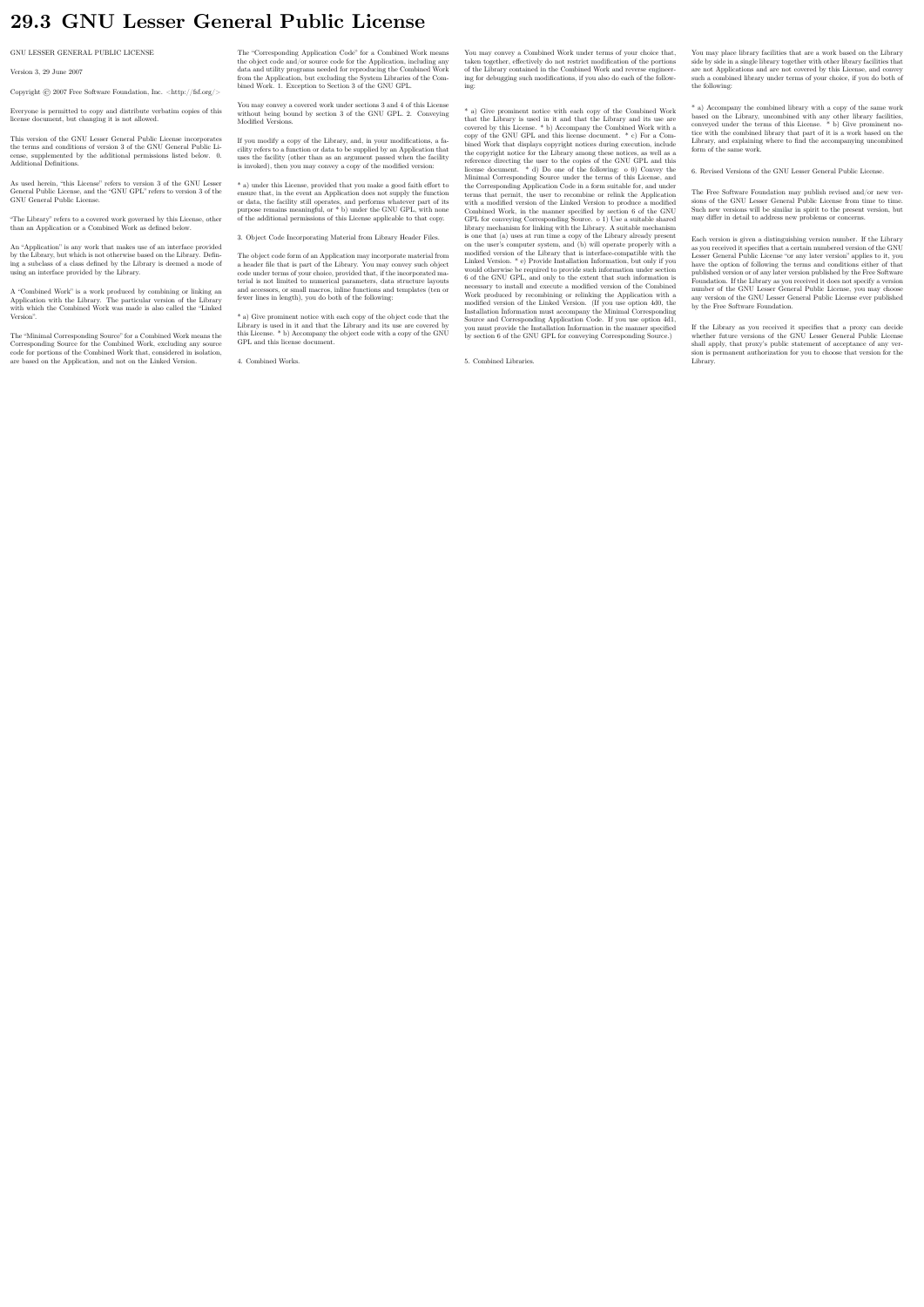# 29.3 GNU Lesser General Public License

GNU LESSER GENERAL PUBLIC LICENSE

Version 3, 29 June 2007

Copyright © 2007 Free Software Foundation, Inc. <http://fsf.org/>

Everyone is permitted to copy and distribute verbatim copies of this license document, but changing it is not allowed.

This version of the GNU Lesser General Public License incorporates the terms and conditions of version 3 of the GNU General Public License, supplemented by the additional permissions listed below. 0. Additional Definitions.

As used herein, "this License" refers to version 3 of the GNU Lesser General Public License, and the "GNU GPL" refers to version 3 of the GNU General Public License.

"The Library" refers to a covered work governed by this License, other than an Application or a Combined Work as defined below.

An "Application" is any work that makes use of an interface provided by the Library, but which is not otherwise based on the Library. Defining a subclass of a class defined by the Library is deemed a mode of using an interface provided by the Library.

A "Combined Work" is a work produced by combining or linking an Application with the Library. The particular version of the Library with which the Combined Work was made is also called the "Linked Version".

The "Minimal Corresponding Source" for a Combined Work means the Corresponding Source for the Combined Work, excluding any source code for portions of the Combined Work that, considered in isolation, are based on the Application, and not on the Linked Version.

The "Corresponding Application Code" for a Combined Work means the object code and/or source code for the Application, including any data and utility programs needed for reproducing the Combined Work from the Application, but excluding the System Libraries of the Combined Work. 1. Exception to Section 3 of the GNU GPL.

You may convey a covered work under sections 3 and 4 of this License without being bound by section 3 of the GNU GPL. 2. Conveying Modified Versions.

If you modify a copy of the Library, and, in your modifications, a facility refers to a function or data to be supplied by an Application that uses the facility (other than as an argument passed when the facility is invoked), then you may convey a copy of the modified version:

* a) under this License, provided that you make a good faith effort to ensure that, in the event an Application does not supply the function or data, the facility still operates, and performs whatever part of its purpose remains meaningful, or * b) under the GNU GPL, with none of the additional permissions of this License applicable to that copy.

3. Object Code Incorporating Material from Library Header Files.

The object code form of an Application may incorporate material from a header file that is part of the Library. You may convey such object code under terms of your choice, provided that, if the incorporated material is not limited to numerical parameters, data structure layouts and accessors, or small macros, inline functions and templates (ten or fewer lines in length), you do both of the following:

* a) Give prominent notice with each copy of the object code that the Library is used in it and that the Library and its use are covered by this License. * b) Accompany the object code with a copy of the GNU GPL and this license document.

4. Combined Works.

You may convey a Combined Work under terms of your choice that, taken together, effectively do not restrict modification of the portions of the Library contained in the Combined Work and reverse engineering for debugging such modifications, if you also do each of the following:

* a) Give prominent notice with each copy of the Combined Work that the Library is used in it and that the Library and its use are covered by this License. * b) Accompany the Combined Work with a copy of the GNU GPL and this license document. * c) For a Combined Work that displays copyright notices during execution, include the copyright notice for the Library among these notices, as well as a reference directing the user to the copies of the GNU GPL and this license document. * d) Do one of the following: o 0) Convey the Minimal Corresponding Source under the terms of this License, and the Corresponding Application Code in a form suitable for, and under terms that permit, the user to recombine or relink the Application with a modified version of the Linked Version to produce a modified Combined Work, in the manner specified by section 6 of the GNU GPL for conveying Corresponding Source. o 1) Use a suitable shared library mechanism for linking with the Library. A suitable mechanism is one that (a) uses at run time a copy of the Library already present on the user's computer system, and (b) will operate properly with a modified version of the Library that is interface-compatible with the Linked Version. * e) Provide Installation Information, but only if you would otherwise be required to provide such information under section 6 of the GNU GPL, and only to the extent that such information is necessary to install and execute a modified version of the Combined Work produced by recombining or relinking the Application with a modified version of the Linked Version. (If you use option 4d0, the Installation Information must accompany the Minimal Corresponding Source and Corresponding Application Code. If you use option 4d1, you must provide the Installation Information in the manner specified by section 6 of the GNU GPL for conveying Corresponding Source.)

5. Combined Libraries.

You may place library facilities that are a work based on the Library side by side in a single library together with other library facilities that are not Applications and are not covered by this License, and convey such a combined library under terms of your choice, if you do both of the following:

* a) Accompany the combined library with a copy of the same work based on the Library, uncombined with any other library facilities, conveyed under the terms of this License. * b) Give prominent notice with the combined library that part of it is a work based on the Library, and explaining where to find the accompanying uncombined form of the same work.

6. Revised Versions of the GNU Lesser General Public License.

The Free Software Foundation may publish revised and/or new versions of the GNU Lesser General Public License from time to time. Such new versions will be similar in spirit to the present version, but may differ in detail to address new problems or concerns.

Each version is given a distinguishing version number. If the Library as you received it specifies that a certain numbered version of the GNU Lesser General Public License "or any later version" applies to it, you have the option of following the terms and conditions either of that published version or of any later version published by the Free Software Foundation. If the Library as you received it does not specify a version number of the GNU Lesser General Public License, you may choose any version of the GNU Lesser General Public License ever published by the Free Software Foundation.

If the Library as you received it specifies that a proxy can decide whether future versions of the GNU Lesser General Public License shall apply, that proxy's public statement of acceptance of any version is permanent authorization for you to choose that version for the Library.